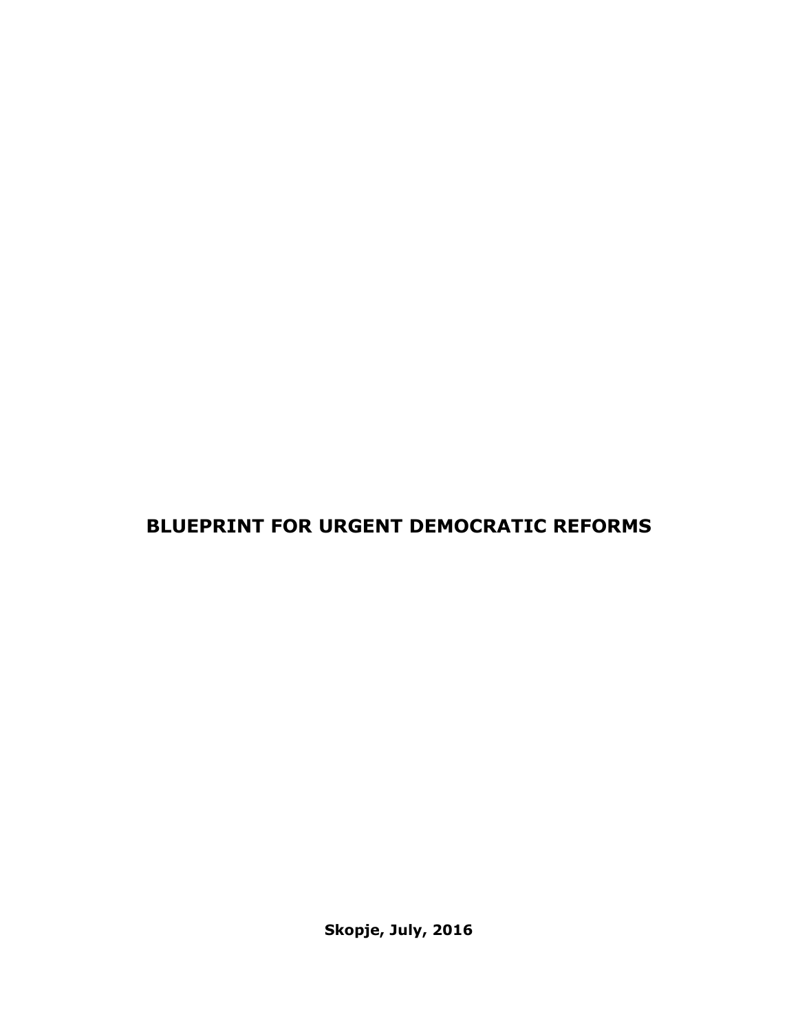# BLUEPRINT FOR URGENT DEMOCRATIC REFORMS

**Skopje, July, 2016**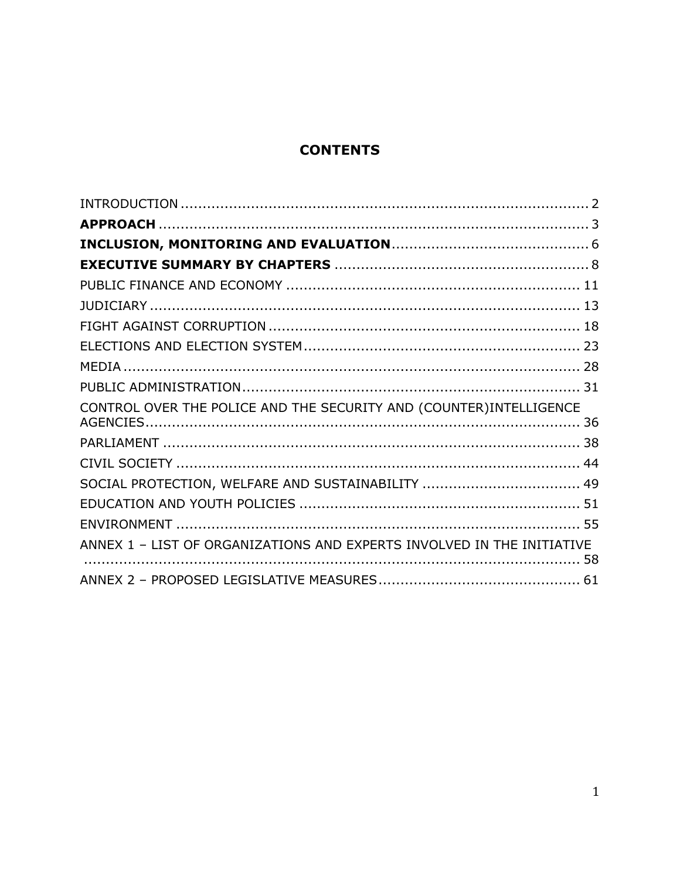# CONTENTS

INTRODUCTION ........................................................................................ 2
**APPROACH** ............................................................................................. 3
**INCLUSION, MONITORING AND EVALUATION** ........................................... 6
**EXECUTIVE SUMMARY BY CHAPTERS** ........................................................ 8
PUBLIC FINANCE AND ECONOMY ................................................................. 11
JUDICIARY .............................................................................................. 13
FIGHT AGAINST CORRUPTION ..................................................................... 18
ELECTIONS AND ELECTION SYSTEM ............................................................. 23
MEDIA ..................................................................................................... 28
PUBLIC ADMINISTRATION .......................................................................... 31
CONTROL OVER THE POLICE AND THE SECURITY AND (COUNTER)INTELLIGENCE AGENCIES ............................................................................................... 36
PARLIAMENT ............................................................................................ 38
CIVIL SOCIETY ......................................................................................... 44
SOCIAL PROTECTION, WELFARE AND SUSTAINABILITY .................................. 49
EDUCATION AND YOUTH POLICIES .............................................................. 51
ENVIRONMENT ......................................................................................... 55
ANNEX 1 – LIST OF ORGANIZATIONS AND EXPERTS INVOLVED IN THE INITIATIVE ............................................................................................................ 58
ANNEX 2 – PROPOSED LEGISLATIVE MEASURES ............................................. 61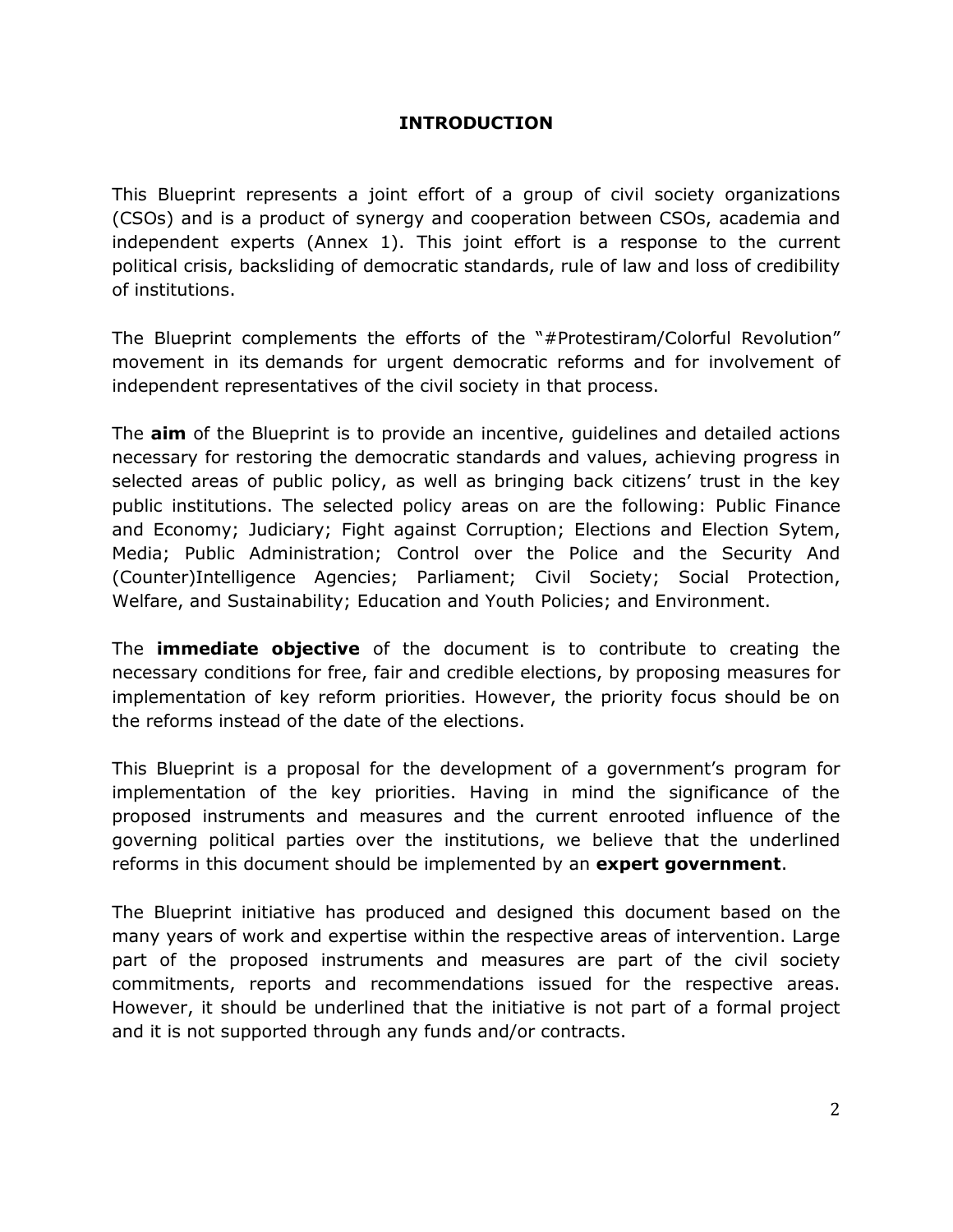# INTRODUCTION

This Blueprint represents a joint effort of a group of civil society organizations (CSOs) and is a product of synergy and cooperation between CSOs, academia and independent experts (Annex 1). This joint effort is a response to the current political crisis, backsliding of democratic standards, rule of law and loss of credibility of institutions.

The Blueprint complements the efforts of the "#Protestiram/Colorful Revolution" movement in its demands for urgent democratic reforms and for involvement of independent representatives of the civil society in that process.

The **aim** of the Blueprint is to provide an incentive, guidelines and detailed actions necessary for restoring the democratic standards and values, achieving progress in selected areas of public policy, as well as bringing back citizens' trust in the key public institutions. The selected policy areas on are the following: Public Finance and Economy; Judiciary; Fight against Corruption; Elections and Election Sytem, Media; Public Administration; Control over the Police and the Security And (Counter)Intelligence Agencies; Parliament; Civil Society; Social Protection, Welfare, and Sustainability; Education and Youth Policies; and Environment.

The **immediate objective** of the document is to contribute to creating the necessary conditions for free, fair and credible elections, by proposing measures for implementation of key reform priorities. However, the priority focus should be on the reforms instead of the date of the elections.

This Blueprint is a proposal for the development of a government's program for implementation of the key priorities. Having in mind the significance of the proposed instruments and measures and the current enrooted influence of the governing political parties over the institutions, we believe that the underlined reforms in this document should be implemented by an **expert government**.

The Blueprint initiative has produced and designed this document based on the many years of work and expertise within the respective areas of intervention. Large part of the proposed instruments and measures are part of the civil society commitments, reports and recommendations issued for the respective areas. However, it should be underlined that the initiative is not part of a formal project and it is not supported through any funds and/or contracts.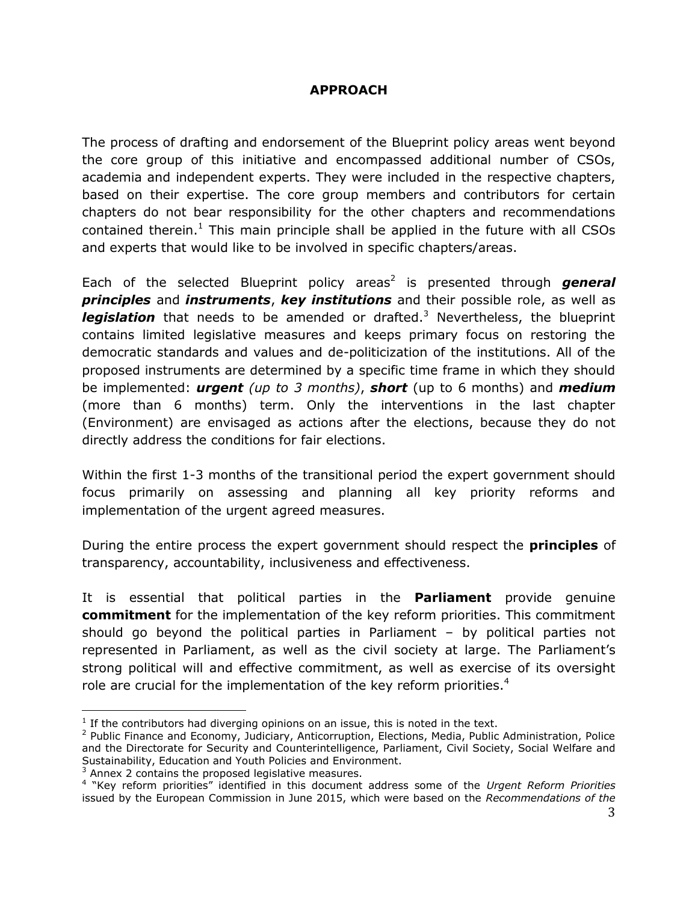## APPROACH

The process of drafting and endorsement of the Blueprint policy areas went beyond the core group of this initiative and encompassed additional number of CSOs, academia and independent experts. They were included in the respective chapters, based on their expertise. The core group members and contributors for certain chapters do not bear responsibility for the other chapters and recommendations contained therein.[1] This main principle shall be applied in the future with all CSOs and experts that would like to be involved in specific chapters/areas.

Each of the selected Blueprint policy areas[2] is presented through ***general principles*** and ***instruments***, ***key institutions*** and their possible role, as well as ***legislation*** that needs to be amended or drafted.[3] Nevertheless, the blueprint contains limited legislative measures and keeps primary focus on restoring the democratic standards and values and de-politicization of the institutions. All of the proposed instruments are determined by a specific time frame in which they should be implemented: ***urgent*** *(up to 3 months)*, ***short*** (up to 6 months) and ***medium*** (more than 6 months) term. Only the interventions in the last chapter (Environment) are envisaged as actions after the elections, because they do not directly address the conditions for fair elections.

Within the first 1-3 months of the transitional period the expert government should focus primarily on assessing and planning all key priority reforms and implementation of the urgent agreed measures.

During the entire process the expert government should respect the **principles** of transparency, accountability, inclusiveness and effectiveness.

It is essential that political parties in the **Parliament** provide genuine **commitment** for the implementation of the key reform priorities. This commitment should go beyond the political parties in Parliament – by political parties not represented in Parliament, as well as the civil society at large. The Parliament's strong political will and effective commitment, as well as exercise of its oversight role are crucial for the implementation of the key reform priorities.[4]

---

[1] If the contributors had diverging opinions on an issue, this is noted in the text.

[2] Public Finance and Economy, Judiciary, Anticorruption, Elections, Media, Public Administration, Police and the Directorate for Security and Counterintelligence, Parliament, Civil Society, Social Welfare and Sustainability, Education and Youth Policies and Environment.

[3] Annex 2 contains the proposed legislative measures.

[4] "Key reform priorities" identified in this document address some of the *Urgent Reform Priorities* issued by the European Commission in June 2015, which were based on the *Recommendations of the*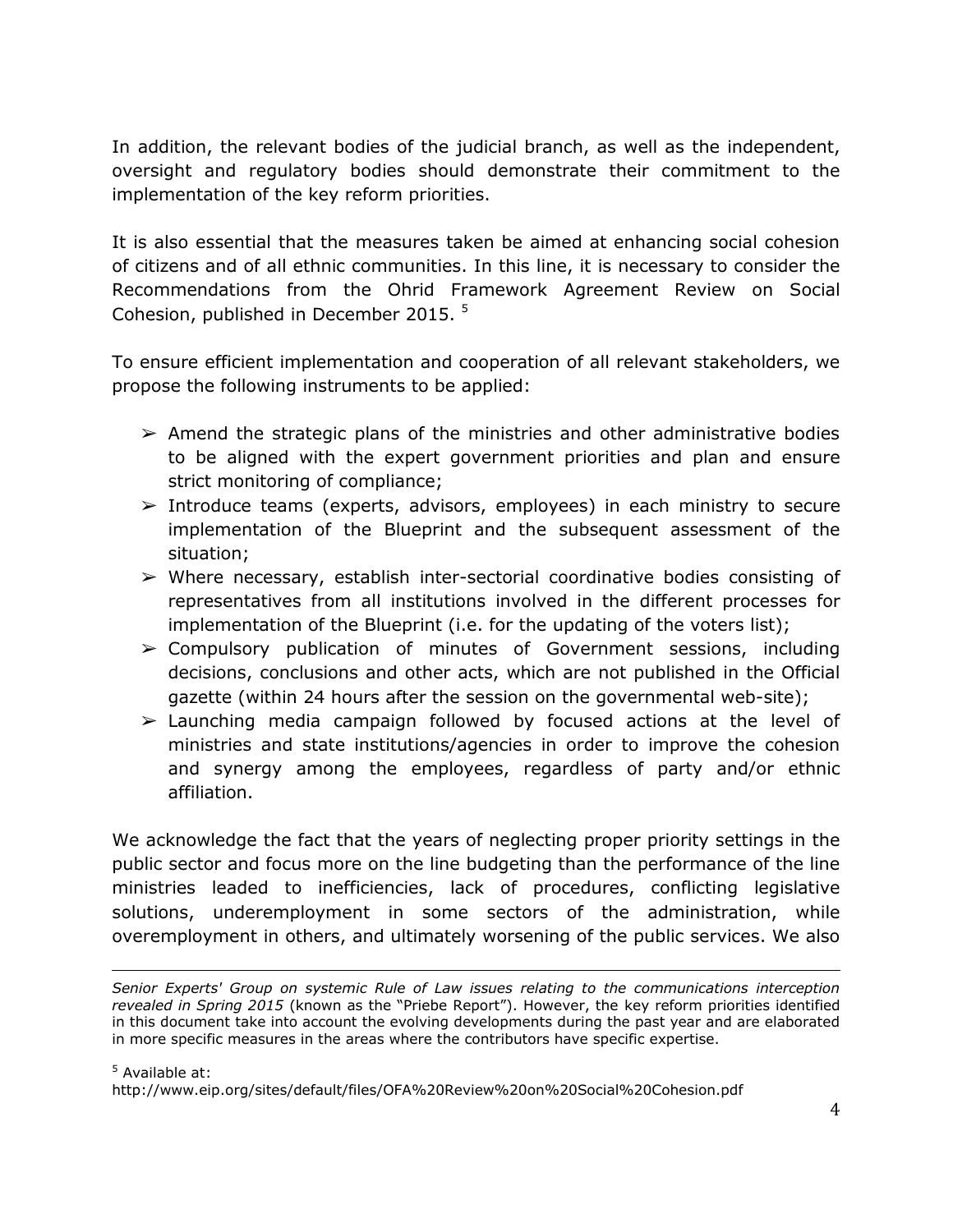In addition, the relevant bodies of the judicial branch, as well as the independent, oversight and regulatory bodies should demonstrate their commitment to the implementation of the key reform priorities.

It is also essential that the measures taken be aimed at enhancing social cohesion of citizens and of all ethnic communities. In this line, it is necessary to consider the Recommendations from the Ohrid Framework Agreement Review on Social Cohesion, published in December 2015. [5]

To ensure efficient implementation and cooperation of all relevant stakeholders, we propose the following instruments to be applied:

- Amend the strategic plans of the ministries and other administrative bodies to be aligned with the expert government priorities and plan and ensure strict monitoring of compliance;
- Introduce teams (experts, advisors, employees) in each ministry to secure implementation of the Blueprint and the subsequent assessment of the situation;
- Where necessary, establish inter-sectorial coordinative bodies consisting of representatives from all institutions involved in the different processes for implementation of the Blueprint (i.e. for the updating of the voters list);
- Compulsory publication of minutes of Government sessions, including decisions, conclusions and other acts, which are not published in the Official gazette (within 24 hours after the session on the governmental web-site);
- Launching media campaign followed by focused actions at the level of ministries and state institutions/agencies in order to improve the cohesion and synergy among the employees, regardless of party and/or ethnic affiliation.

We acknowledge the fact that the years of neglecting proper priority settings in the public sector and focus more on the line budgeting than the performance of the line ministries leaded to inefficiencies, lack of procedures, conflicting legislative solutions, underemployment in some sectors of the administration, while overemployment in others, and ultimately worsening of the public services. We also

---

*Senior Experts' Group on systemic Rule of Law issues relating to the communications interception revealed in Spring 2015* (known as the "Priebe Report"). However, the key reform priorities identified in this document take into account the evolving developments during the past year and are elaborated in more specific measures in the areas where the contributors have specific expertise.

[5] Available at:
http://www.eip.org/sites/default/files/OFA%20Review%20on%20Social%20Cohesion.pdf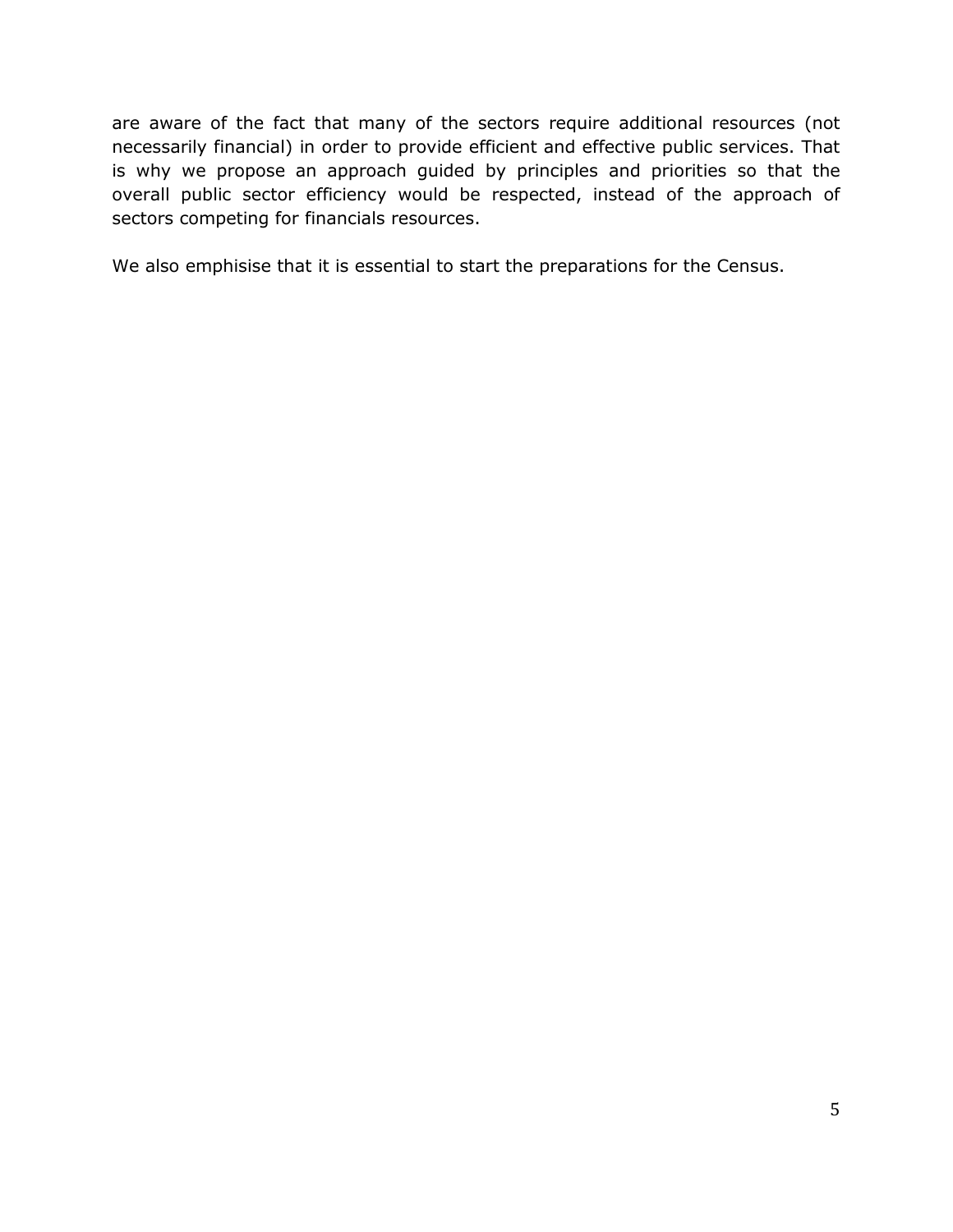are aware of the fact that many of the sectors require additional resources (not necessarily financial) in order to provide efficient and effective public services. That is why we propose an approach guided by principles and priorities so that the overall public sector efficiency would be respected, instead of the approach of sectors competing for financials resources.

We also emphisise that it is essential to start the preparations for the Census.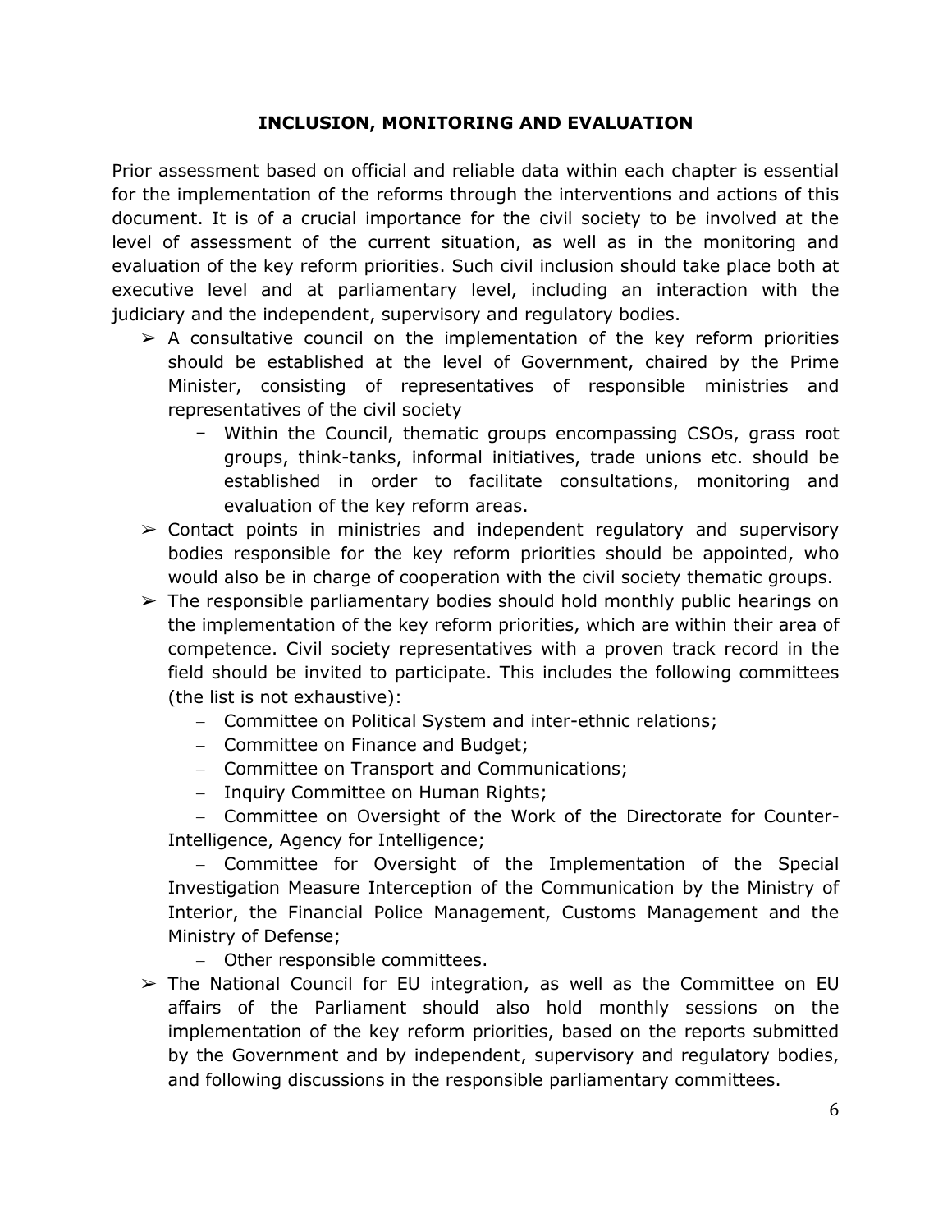## INCLUSION, MONITORING AND EVALUATION

Prior assessment based on official and reliable data within each chapter is essential for the implementation of the reforms through the interventions and actions of this document. It is of a crucial importance for the civil society to be involved at the level of assessment of the current situation, as well as in the monitoring and evaluation of the key reform priorities. Such civil inclusion should take place both at executive level and at parliamentary level, including an interaction with the judiciary and the independent, supervisory and regulatory bodies.

- A consultative council on the implementation of the key reform priorities should be established at the level of Government, chaired by the Prime Minister, consisting of representatives of responsible ministries and representatives of the civil society
  - Within the Council, thematic groups encompassing CSOs, grass root groups, think-tanks, informal initiatives, trade unions etc. should be established in order to facilitate consultations, monitoring and evaluation of the key reform areas.
- Contact points in ministries and independent regulatory and supervisory bodies responsible for the key reform priorities should be appointed, who would also be in charge of cooperation with the civil society thematic groups.
- The responsible parliamentary bodies should hold monthly public hearings on the implementation of the key reform priorities, which are within their area of competence. Civil society representatives with a proven track record in the field should be invited to participate. This includes the following committees (the list is not exhaustive):
  - Committee on Political System and inter-ethnic relations;
  - Committee on Finance and Budget;
  - Committee on Transport and Communications;
  - Inquiry Committee on Human Rights;
  - Committee on Oversight of the Work of the Directorate for Counter-Intelligence, Agency for Intelligence;
  - Committee for Oversight of the Implementation of the Special Investigation Measure Interception of the Communication by the Ministry of Interior, the Financial Police Management, Customs Management and the Ministry of Defense;
  - Other responsible committees.
- The National Council for EU integration, as well as the Committee on EU affairs of the Parliament should also hold monthly sessions on the implementation of the key reform priorities, based on the reports submitted by the Government and by independent, supervisory and regulatory bodies, and following discussions in the responsible parliamentary committees.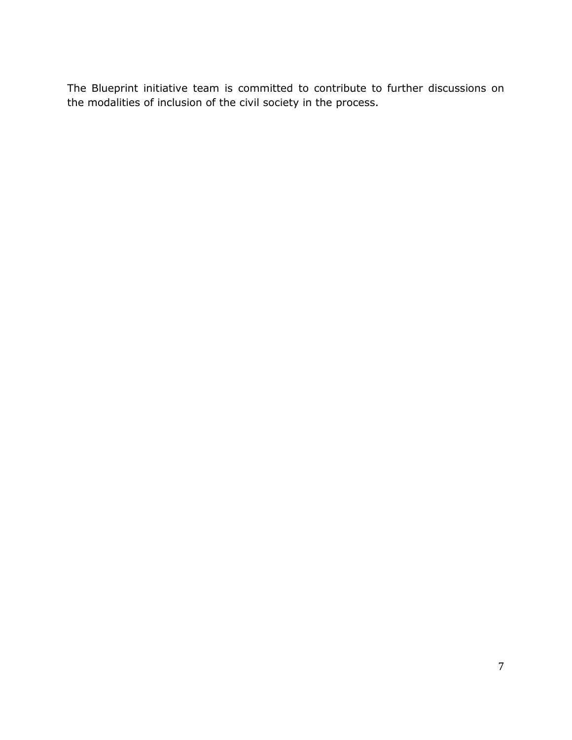The Blueprint initiative team is committed to contribute to further discussions on the modalities of inclusion of the civil society in the process.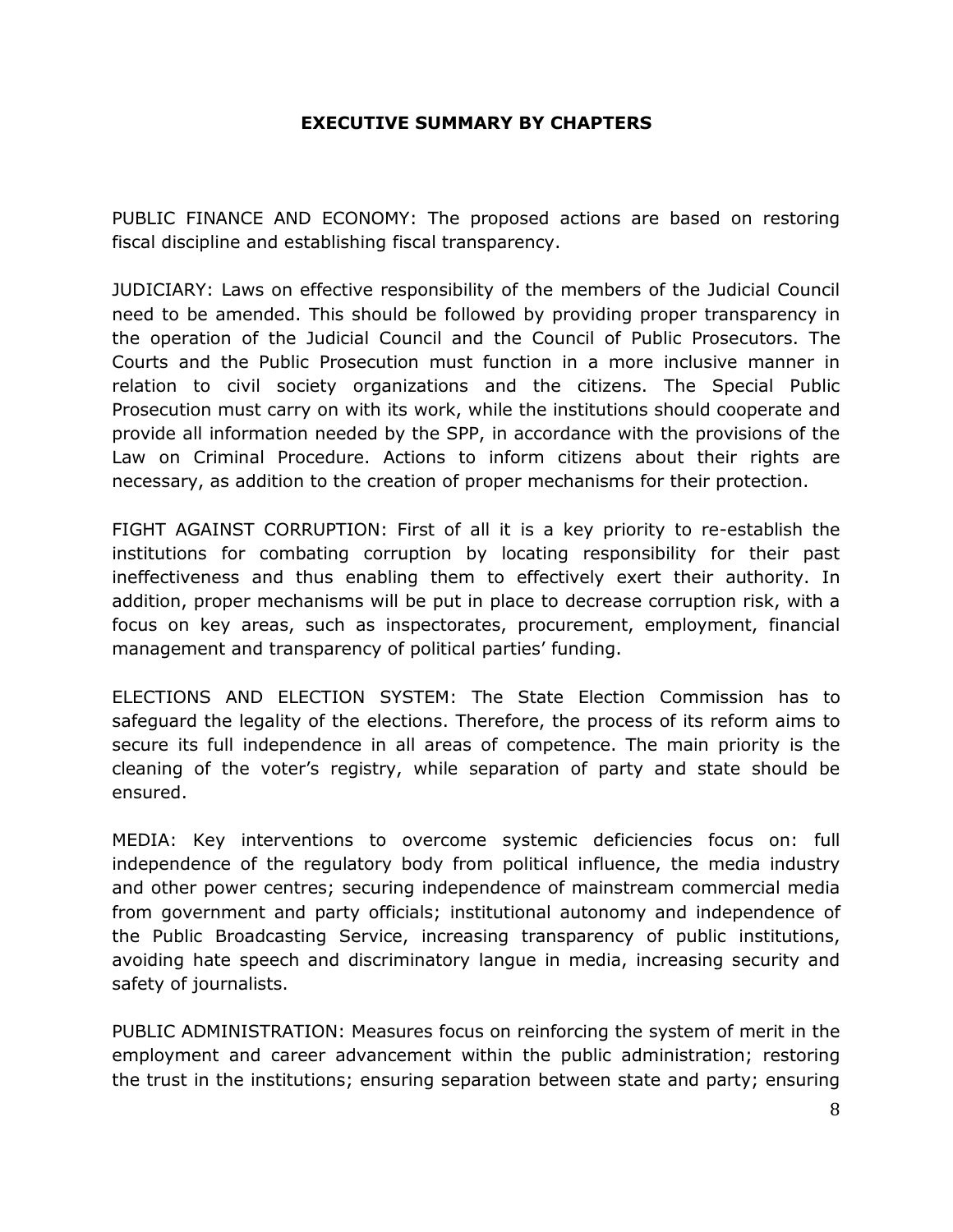## EXECUTIVE SUMMARY BY CHAPTERS

PUBLIC FINANCE AND ECONOMY: The proposed actions are based on restoring fiscal discipline and establishing fiscal transparency.

JUDICIARY: Laws on effective responsibility of the members of the Judicial Council need to be amended. This should be followed by providing proper transparency in the operation of the Judicial Council and the Council of Public Prosecutors. The Courts and the Public Prosecution must function in a more inclusive manner in relation to civil society organizations and the citizens. The Special Public Prosecution must carry on with its work, while the institutions should cooperate and provide all information needed by the SPP, in accordance with the provisions of the Law on Criminal Procedure. Actions to inform citizens about their rights are necessary, as addition to the creation of proper mechanisms for their protection.

FIGHT AGAINST CORRUPTION: First of all it is a key priority to re-establish the institutions for combating corruption by locating responsibility for their past ineffectiveness and thus enabling them to effectively exert their authority. In addition, proper mechanisms will be put in place to decrease corruption risk, with a focus on key areas, such as inspectorates, procurement, employment, financial management and transparency of political parties' funding.

ELECTIONS AND ELECTION SYSTEM: The State Election Commission has to safeguard the legality of the elections. Therefore, the process of its reform aims to secure its full independence in all areas of competence. The main priority is the cleaning of the voter's registry, while separation of party and state should be ensured.

MEDIA: Key interventions to overcome systemic deficiencies focus on: full independence of the regulatory body from political influence, the media industry and other power centres; securing independence of mainstream commercial media from government and party officials; institutional autonomy and independence of the Public Broadcasting Service, increasing transparency of public institutions, avoiding hate speech and discriminatory langue in media, increasing security and safety of journalists.

PUBLIC ADMINISTRATION: Measures focus on reinforcing the system of merit in the employment and career advancement within the public administration; restoring the trust in the institutions; ensuring separation between state and party; ensuring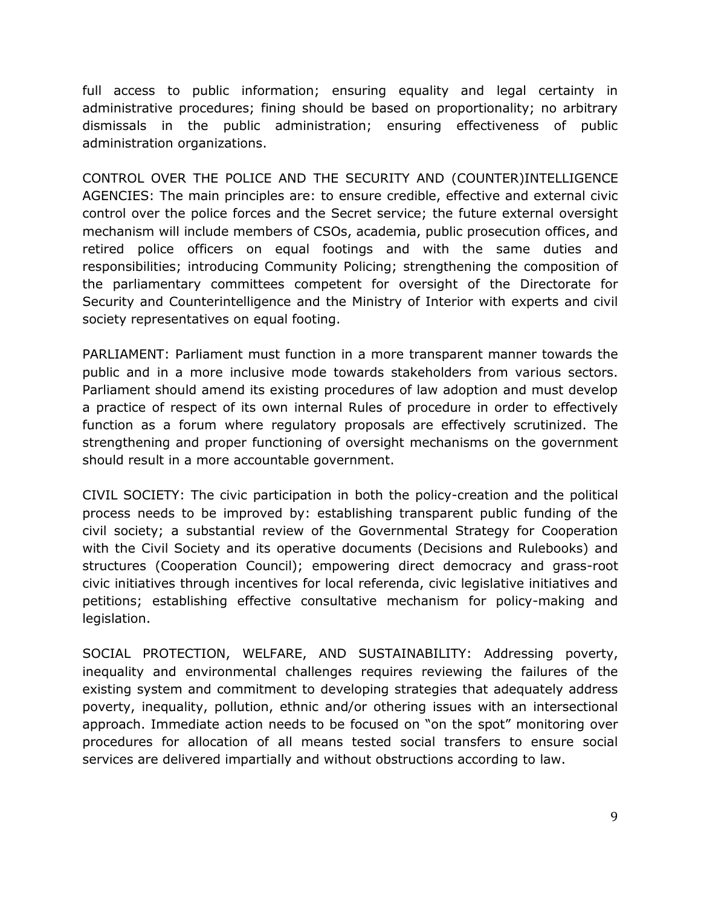full access to public information; ensuring equality and legal certainty in administrative procedures; fining should be based on proportionality; no arbitrary dismissals in the public administration; ensuring effectiveness of public administration organizations.

CONTROL OVER THE POLICE AND THE SECURITY AND (COUNTER)INTELLIGENCE AGENCIES: The main principles are: to ensure credible, effective and external civic control over the police forces and the Secret service; the future external oversight mechanism will include members of CSOs, academia, public prosecution offices, and retired police officers on equal footings and with the same duties and responsibilities; introducing Community Policing; strengthening the composition of the parliamentary committees competent for oversight of the Directorate for Security and Counterintelligence and the Ministry of Interior with experts and civil society representatives on equal footing.

PARLIAMENT: Parliament must function in a more transparent manner towards the public and in a more inclusive mode towards stakeholders from various sectors. Parliament should amend its existing procedures of law adoption and must develop a practice of respect of its own internal Rules of procedure in order to effectively function as a forum where regulatory proposals are effectively scrutinized. The strengthening and proper functioning of oversight mechanisms on the government should result in a more accountable government.

CIVIL SOCIETY: The civic participation in both the policy-creation and the political process needs to be improved by: establishing transparent public funding of the civil society; a substantial review of the Governmental Strategy for Cooperation with the Civil Society and its operative documents (Decisions and Rulebooks) and structures (Cooperation Council); empowering direct democracy and grass-root civic initiatives through incentives for local referenda, civic legislative initiatives and petitions; establishing effective consultative mechanism for policy-making and legislation.

SOCIAL PROTECTION, WELFARE, AND SUSTAINABILITY: Addressing poverty, inequality and environmental challenges requires reviewing the failures of the existing system and commitment to developing strategies that adequately address poverty, inequality, pollution, ethnic and/or othering issues with an intersectional approach. Immediate action needs to be focused on "on the spot" monitoring over procedures for allocation of all means tested social transfers to ensure social services are delivered impartially and without obstructions according to law.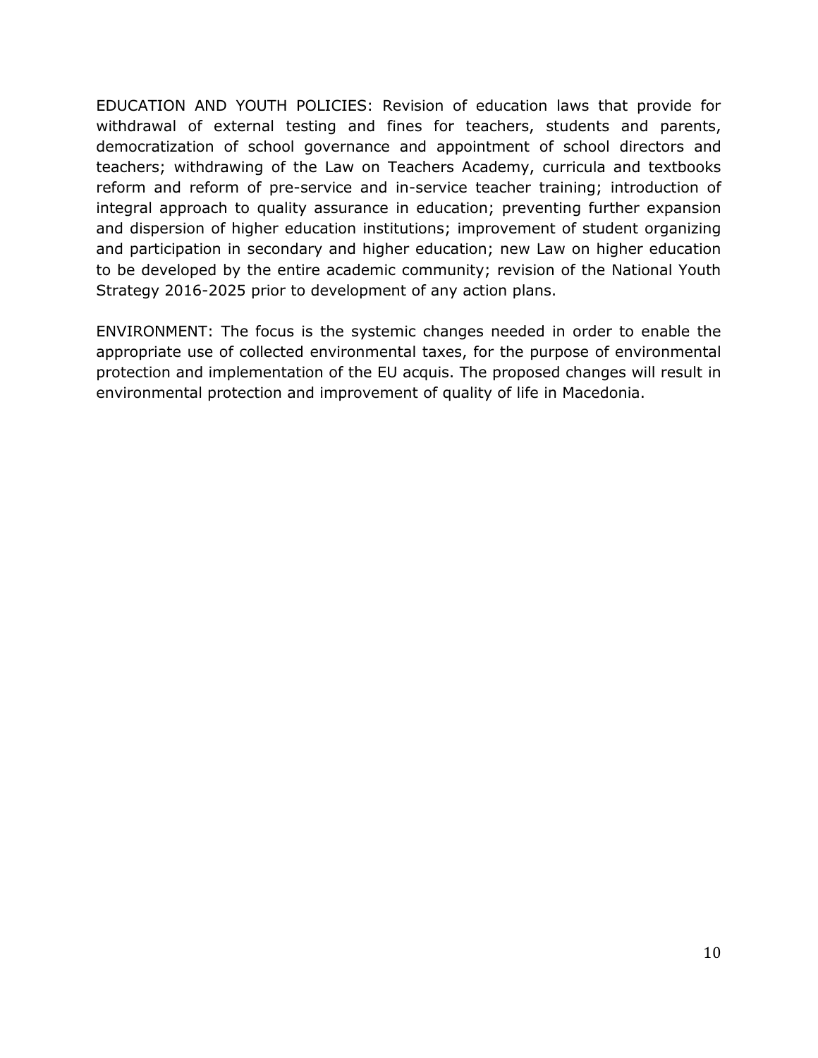EDUCATION AND YOUTH POLICIES: Revision of education laws that provide for withdrawal of external testing and fines for teachers, students and parents, democratization of school governance and appointment of school directors and teachers; withdrawing of the Law on Teachers Academy, curricula and textbooks reform and reform of pre-service and in-service teacher training; introduction of integral approach to quality assurance in education; preventing further expansion and dispersion of higher education institutions; improvement of student organizing and participation in secondary and higher education; new Law on higher education to be developed by the entire academic community; revision of the National Youth Strategy 2016-2025 prior to development of any action plans.

ENVIRONMENT: The focus is the systemic changes needed in order to enable the appropriate use of collected environmental taxes, for the purpose of environmental protection and implementation of the EU acquis. The proposed changes will result in environmental protection and improvement of quality of life in Macedonia.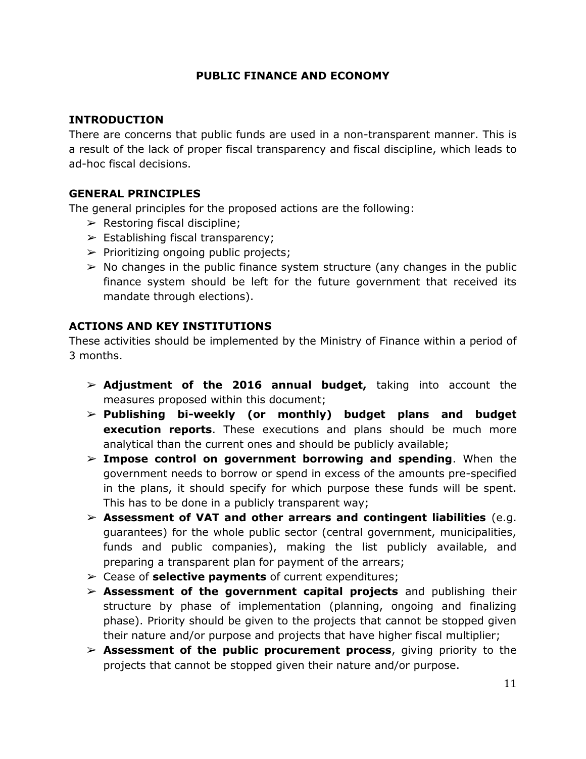# PUBLIC FINANCE AND ECONOMY

## INTRODUCTION

There are concerns that public funds are used in a non-transparent manner. This is a result of the lack of proper fiscal transparency and fiscal discipline, which leads to ad-hoc fiscal decisions.

## GENERAL PRINCIPLES

The general principles for the proposed actions are the following:

- Restoring fiscal discipline;
- Establishing fiscal transparency;
- Prioritizing ongoing public projects;
- No changes in the public finance system structure (any changes in the public finance system should be left for the future government that received its mandate through elections).

## ACTIONS AND KEY INSTITUTIONS

These activities should be implemented by the Ministry of Finance within a period of 3 months.

- **Adjustment of the 2016 annual budget,** taking into account the measures proposed within this document;
- **Publishing bi-weekly (or monthly) budget plans and budget execution reports**. These executions and plans should be much more analytical than the current ones and should be publicly available;
- **Impose control on government borrowing and spending**. When the government needs to borrow or spend in excess of the amounts pre-specified in the plans, it should specify for which purpose these funds will be spent. This has to be done in a publicly transparent way;
- **Assessment of VAT and other arrears and contingent liabilities** (e.g. guarantees) for the whole public sector (central government, municipalities, funds and public companies), making the list publicly available, and preparing a transparent plan for payment of the arrears;
- Cease of **selective payments** of current expenditures;
- **Assessment of the government capital projects** and publishing their structure by phase of implementation (planning, ongoing and finalizing phase). Priority should be given to the projects that cannot be stopped given their nature and/or purpose and projects that have higher fiscal multiplier;
- **Assessment of the public procurement process**, giving priority to the projects that cannot be stopped given their nature and/or purpose.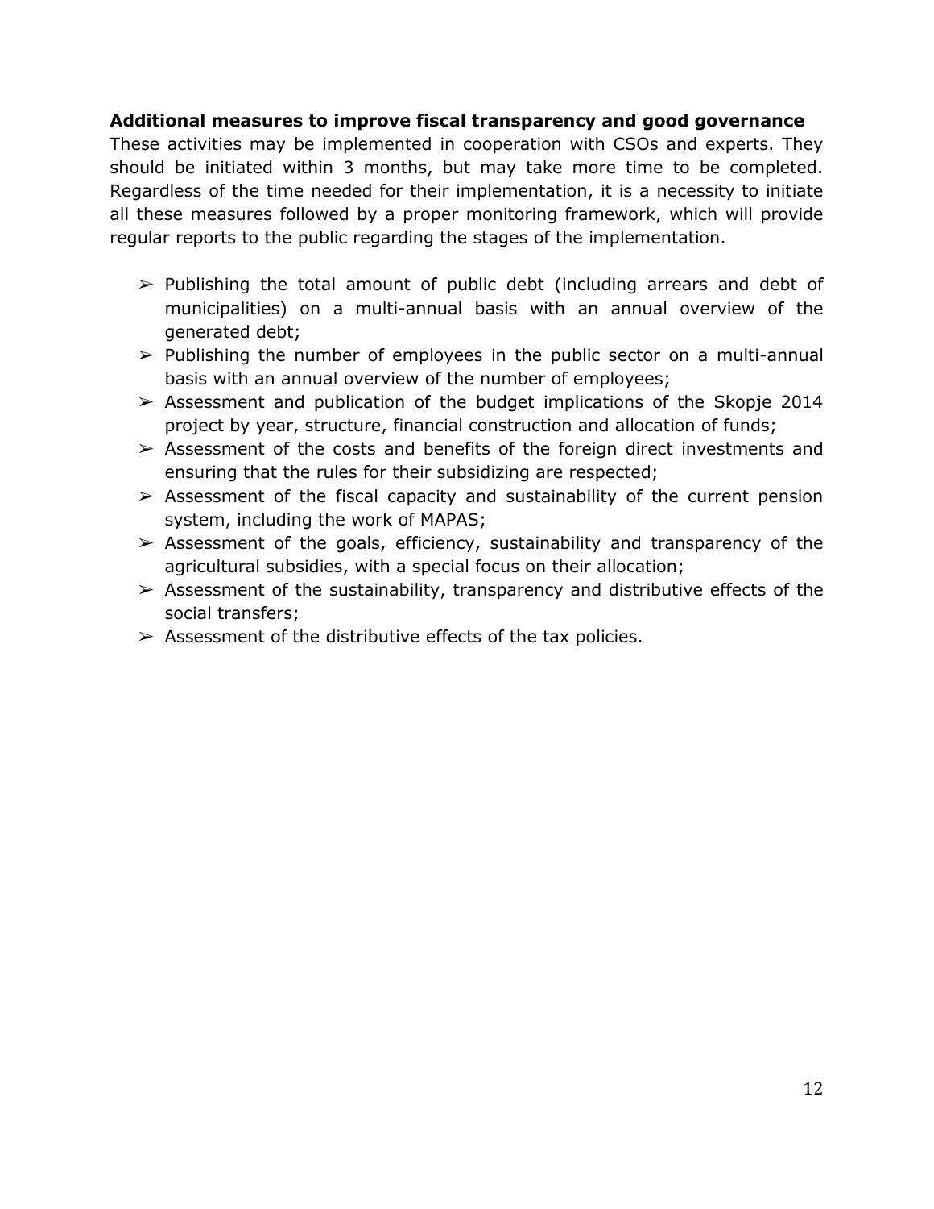**Additional measures to improve fiscal transparency and good governance**

These activities may be implemented in cooperation with CSOs and experts. They should be initiated within 3 months, but may take more time to be completed. Regardless of the time needed for their implementation, it is a necessity to initiate all these measures followed by a proper monitoring framework, which will provide regular reports to the public regarding the stages of the implementation.

- Publishing the total amount of public debt (including arrears and debt of municipalities) on a multi-annual basis with an annual overview of the generated debt;
- Publishing the number of employees in the public sector on a multi-annual basis with an annual overview of the number of employees;
- Assessment and publication of the budget implications of the Skopje 2014 project by year, structure, financial construction and allocation of funds;
- Assessment of the costs and benefits of the foreign direct investments and ensuring that the rules for their subsidizing are respected;
- Assessment of the fiscal capacity and sustainability of the current pension system, including the work of MAPAS;
- Assessment of the goals, efficiency, sustainability and transparency of the agricultural subsidies, with a special focus on their allocation;
- Assessment of the sustainability, transparency and distributive effects of the social transfers;
- Assessment of the distributive effects of the tax policies.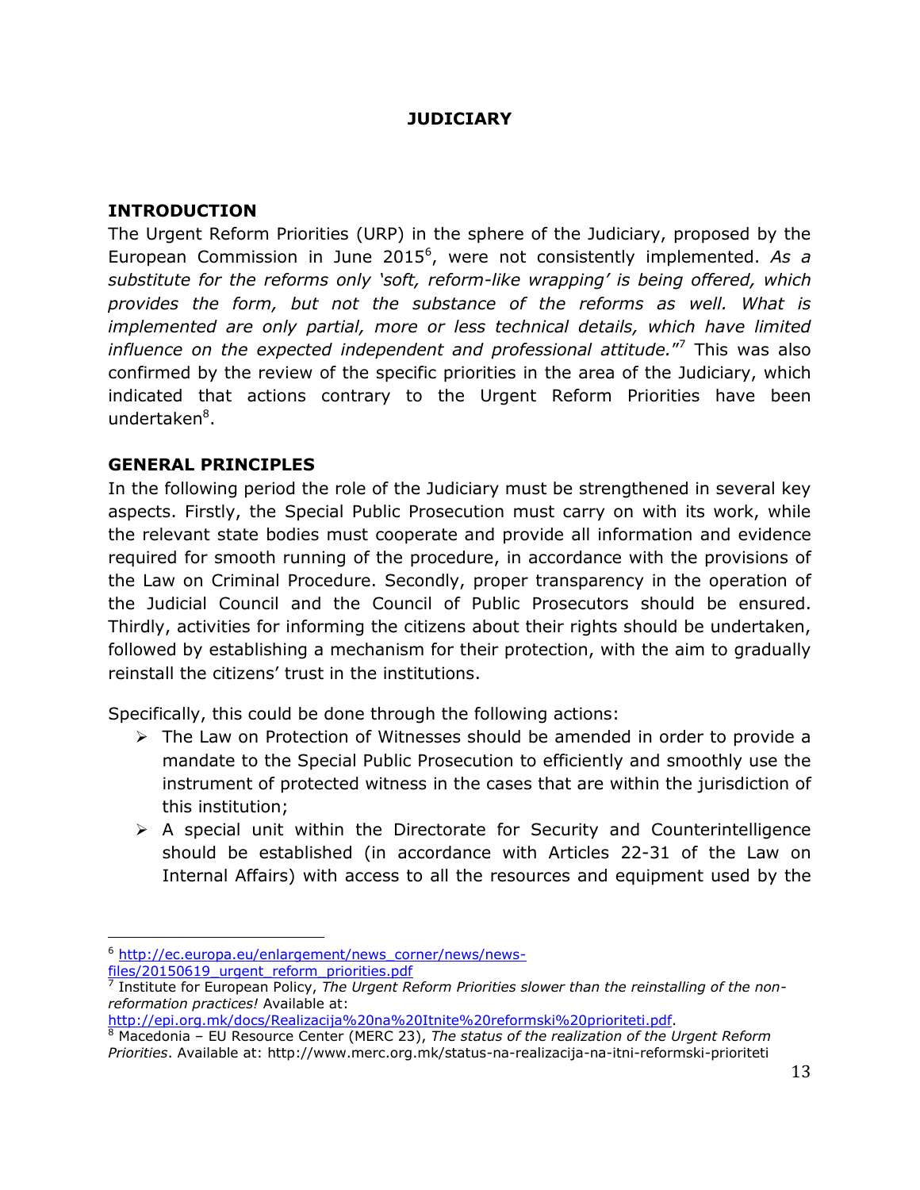# JUDICIARY

## INTRODUCTION

The Urgent Reform Priorities (URP) in the sphere of the Judiciary, proposed by the European Commission in June 2015[6], were not consistently implemented. *As a substitute for the reforms only 'soft, reform-like wrapping' is being offered, which provides the form, but not the substance of the reforms as well. What is implemented are only partial, more or less technical details, which have limited influence on the expected independent and professional attitude.*"[7] This was also confirmed by the review of the specific priorities in the area of the Judiciary, which indicated that actions contrary to the Urgent Reform Priorities have been undertaken[8].

## GENERAL PRINCIPLES

In the following period the role of the Judiciary must be strengthened in several key aspects. Firstly, the Special Public Prosecution must carry on with its work, while the relevant state bodies must cooperate and provide all information and evidence required for smooth running of the procedure, in accordance with the provisions of the Law on Criminal Procedure. Secondly, proper transparency in the operation of the Judicial Council and the Council of Public Prosecutors should be ensured. Thirdly, activities for informing the citizens about their rights should be undertaken, followed by establishing a mechanism for their protection, with the aim to gradually reinstall the citizens' trust in the institutions.

Specifically, this could be done through the following actions:

- The Law on Protection of Witnesses should be amended in order to provide a mandate to the Special Public Prosecution to efficiently and smoothly use the instrument of protected witness in the cases that are within the jurisdiction of this institution;
- A special unit within the Directorate for Security and Counterintelligence should be established (in accordance with Articles 22-31 of the Law on Internal Affairs) with access to all the resources and equipment used by the

---

[6] http://ec.europa.eu/enlargement/news_corner/news/news-files/20150619_urgent_reform_priorities.pdf

[7] Institute for European Policy, *The Urgent Reform Priorities slower than the reinstalling of the non-reformation practices!* Available at: http://epi.org.mk/docs/Realizacija%20na%20Itnite%20reformski%20prioriteti.pdf.

[8] Macedonia – EU Resource Center (MERC 23), *The status of the realization of the Urgent Reform Priorities*. Available at: http://www.merc.org.mk/status-na-realizacija-na-itni-reformski-prioriteti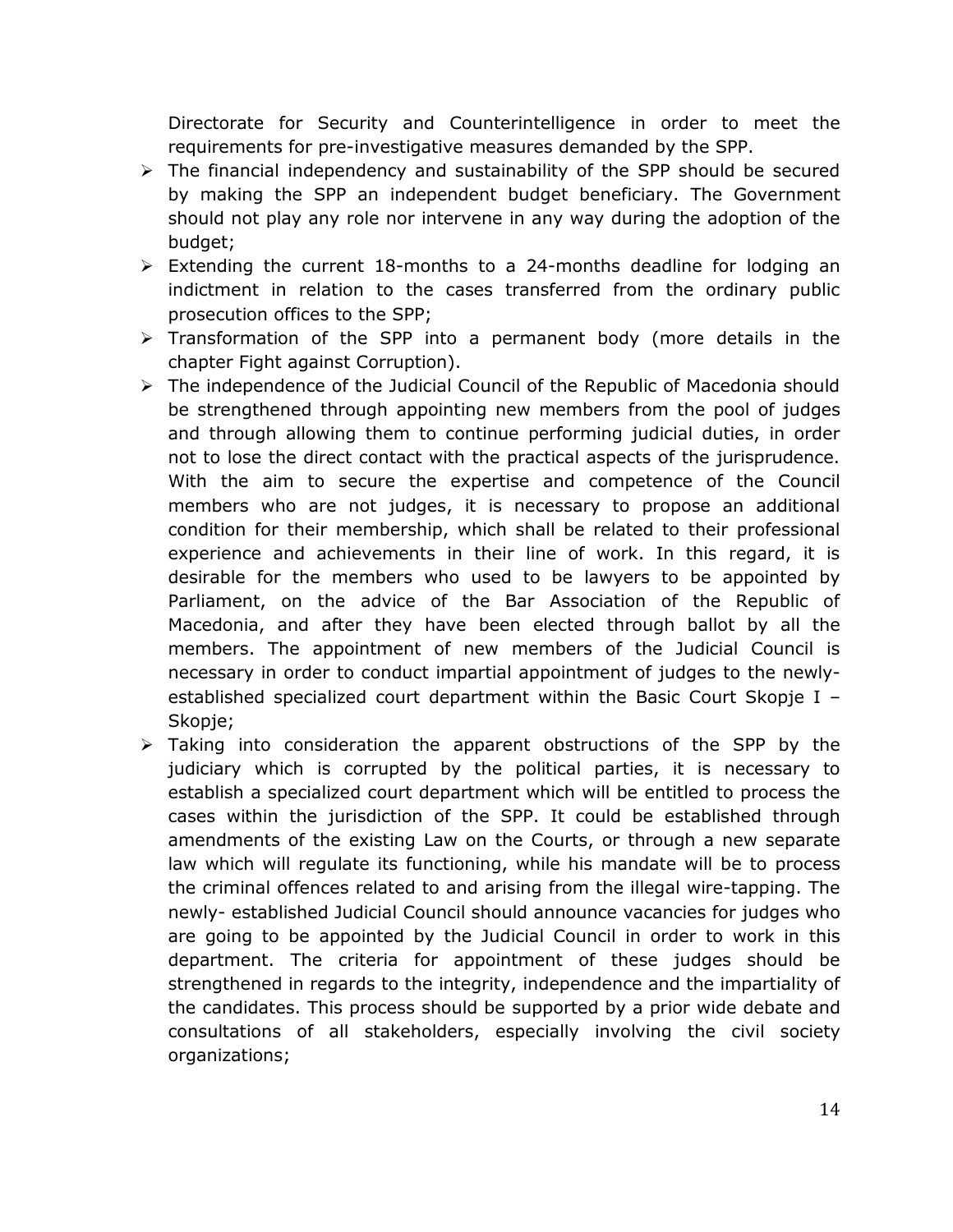Directorate for Security and Counterintelligence in order to meet the requirements for pre-investigative measures demanded by the SPP.

- The financial independency and sustainability of the SPP should be secured by making the SPP an independent budget beneficiary. The Government should not play any role nor intervene in any way during the adoption of the budget;
- Extending the current 18-months to a 24-months deadline for lodging an indictment in relation to the cases transferred from the ordinary public prosecution offices to the SPP;
- Transformation of the SPP into a permanent body (more details in the chapter Fight against Corruption).
- The independence of the Judicial Council of the Republic of Macedonia should be strengthened through appointing new members from the pool of judges and through allowing them to continue performing judicial duties, in order not to lose the direct contact with the practical aspects of the jurisprudence. With the aim to secure the expertise and competence of the Council members who are not judges, it is necessary to propose an additional condition for their membership, which shall be related to their professional experience and achievements in their line of work. In this regard, it is desirable for the members who used to be lawyers to be appointed by Parliament, on the advice of the Bar Association of the Republic of Macedonia, and after they have been elected through ballot by all the members. The appointment of new members of the Judicial Council is necessary in order to conduct impartial appointment of judges to the newly-established specialized court department within the Basic Court Skopje I – Skopje;
- Taking into consideration the apparent obstructions of the SPP by the judiciary which is corrupted by the political parties, it is necessary to establish a specialized court department which will be entitled to process the cases within the jurisdiction of the SPP. It could be established through amendments of the existing Law on the Courts, or through a new separate law which will regulate its functioning, while his mandate will be to process the criminal offences related to and arising from the illegal wire-tapping. The newly- established Judicial Council should announce vacancies for judges who are going to be appointed by the Judicial Council in order to work in this department. The criteria for appointment of these judges should be strengthened in regards to the integrity, independence and the impartiality of the candidates. This process should be supported by a prior wide debate and consultations of all stakeholders, especially involving the civil society organizations;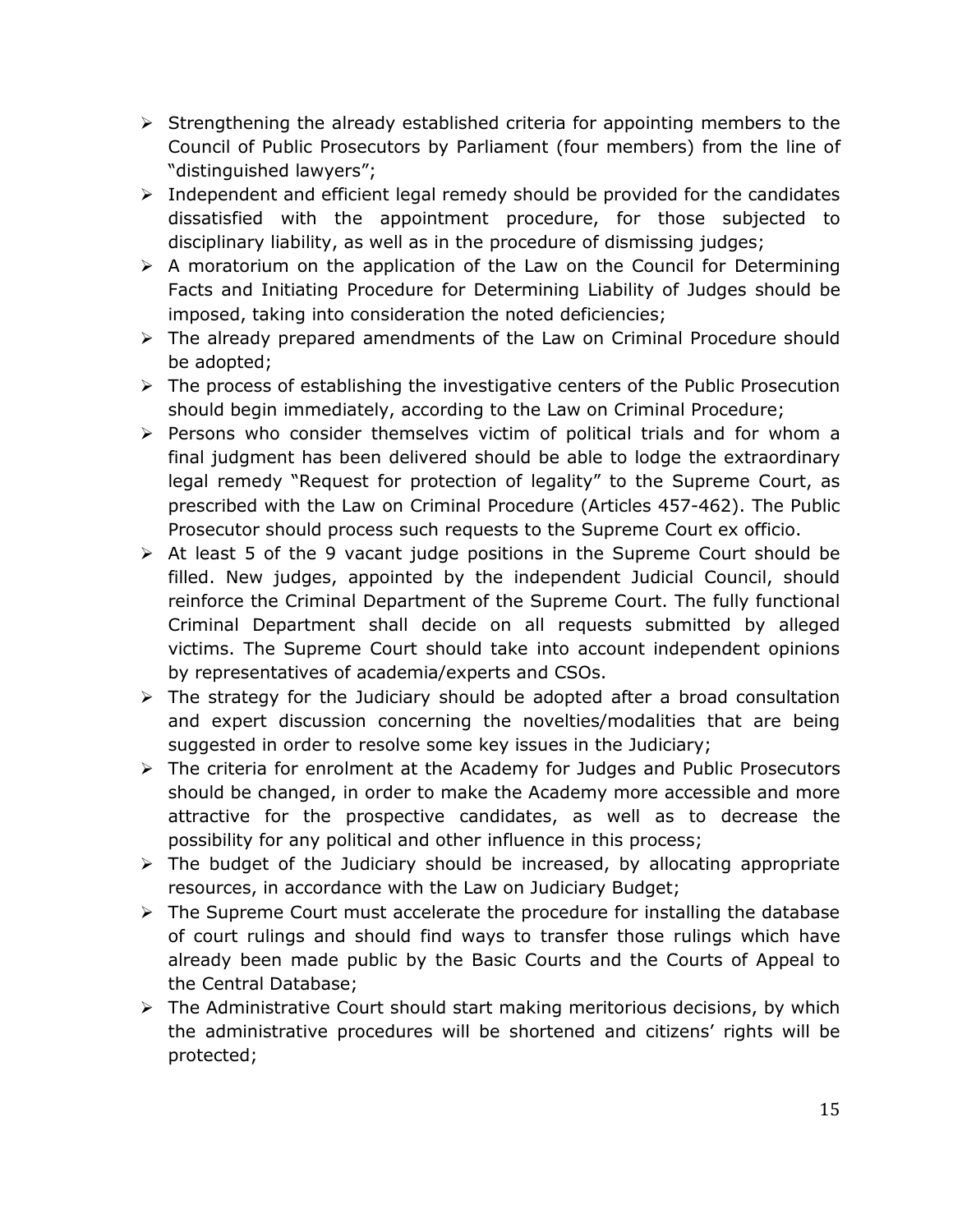- Strengthening the already established criteria for appointing members to the Council of Public Prosecutors by Parliament (four members) from the line of "distinguished lawyers";
- Independent and efficient legal remedy should be provided for the candidates dissatisfied with the appointment procedure, for those subjected to disciplinary liability, as well as in the procedure of dismissing judges;
- A moratorium on the application of the Law on the Council for Determining Facts and Initiating Procedure for Determining Liability of Judges should be imposed, taking into consideration the noted deficiencies;
- The already prepared amendments of the Law on Criminal Procedure should be adopted;
- The process of establishing the investigative centers of the Public Prosecution should begin immediately, according to the Law on Criminal Procedure;
- Persons who consider themselves victim of political trials and for whom a final judgment has been delivered should be able to lodge the extraordinary legal remedy "Request for protection of legality" to the Supreme Court, as prescribed with the Law on Criminal Procedure (Articles 457-462). The Public Prosecutor should process such requests to the Supreme Court ex officio.
- At least 5 of the 9 vacant judge positions in the Supreme Court should be filled. New judges, appointed by the independent Judicial Council, should reinforce the Criminal Department of the Supreme Court. The fully functional Criminal Department shall decide on all requests submitted by alleged victims. The Supreme Court should take into account independent opinions by representatives of academia/experts and CSOs.
- The strategy for the Judiciary should be adopted after a broad consultation and expert discussion concerning the novelties/modalities that are being suggested in order to resolve some key issues in the Judiciary;
- The criteria for enrolment at the Academy for Judges and Public Prosecutors should be changed, in order to make the Academy more accessible and more attractive for the prospective candidates, as well as to decrease the possibility for any political and other influence in this process;
- The budget of the Judiciary should be increased, by allocating appropriate resources, in accordance with the Law on Judiciary Budget;
- The Supreme Court must accelerate the procedure for installing the database of court rulings and should find ways to transfer those rulings which have already been made public by the Basic Courts and the Courts of Appeal to the Central Database;
- The Administrative Court should start making meritorious decisions, by which the administrative procedures will be shortened and citizens' rights will be protected;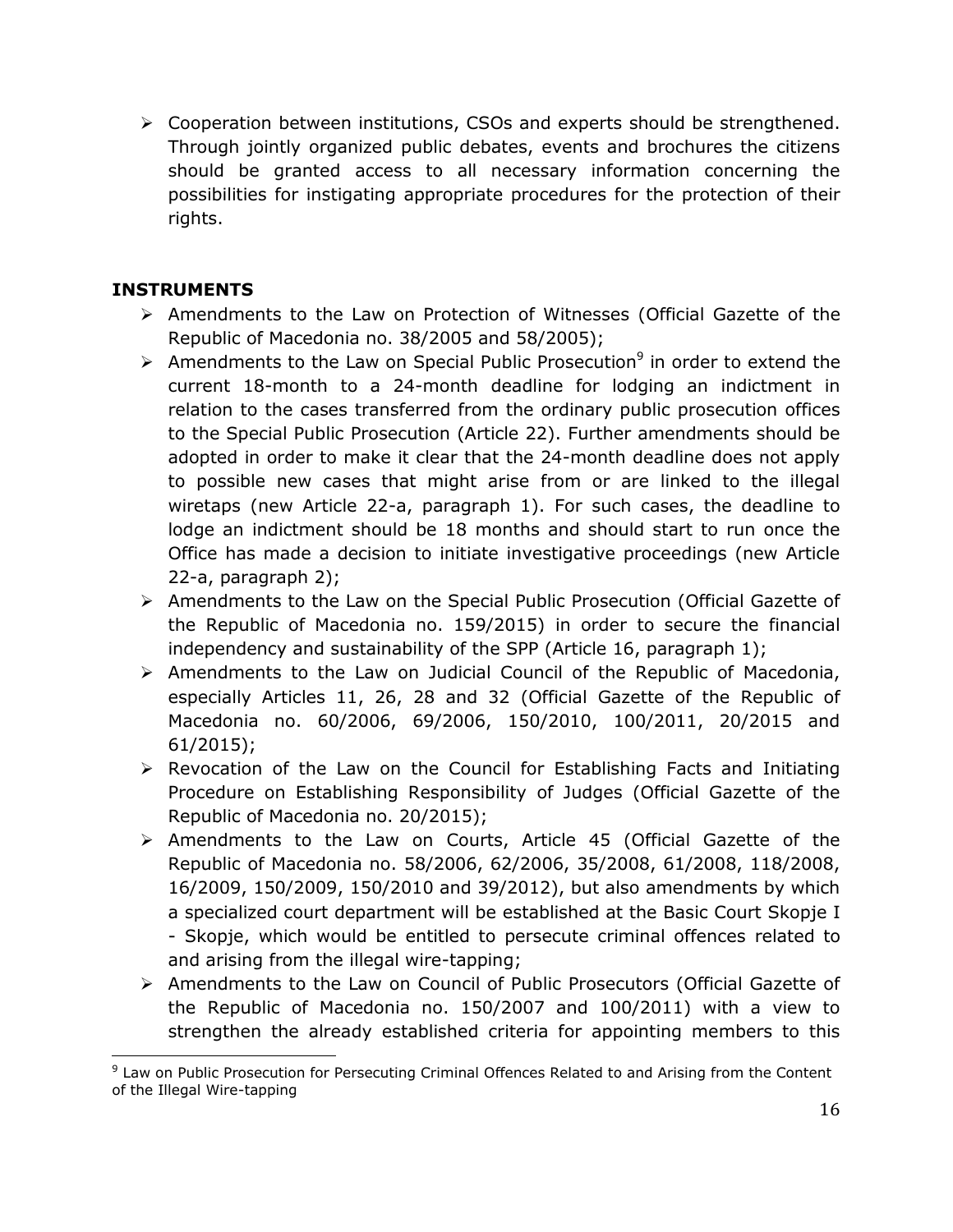- Cooperation between institutions, CSOs and experts should be strengthened. Through jointly organized public debates, events and brochures the citizens should be granted access to all necessary information concerning the possibilities for instigating appropriate procedures for the protection of their rights.

**INSTRUMENTS**

- Amendments to the Law on Protection of Witnesses (Official Gazette of the Republic of Macedonia no. 38/2005 and 58/2005);
- Amendments to the Law on Special Public Prosecution[9] in order to extend the current 18-month to a 24-month deadline for lodging an indictment in relation to the cases transferred from the ordinary public prosecution offices to the Special Public Prosecution (Article 22). Further amendments should be adopted in order to make it clear that the 24-month deadline does not apply to possible new cases that might arise from or are linked to the illegal wiretaps (new Article 22-a, paragraph 1). For such cases, the deadline to lodge an indictment should be 18 months and should start to run once the Office has made a decision to initiate investigative proceedings (new Article 22-a, paragraph 2);
- Amendments to the Law on the Special Public Prosecution (Official Gazette of the Republic of Macedonia no. 159/2015) in order to secure the financial independency and sustainability of the SPP (Article 16, paragraph 1);
- Amendments to the Law on Judicial Council of the Republic of Macedonia, especially Articles 11, 26, 28 and 32 (Official Gazette of the Republic of Macedonia no. 60/2006, 69/2006, 150/2010, 100/2011, 20/2015 and 61/2015);
- Revocation of the Law on the Council for Establishing Facts and Initiating Procedure on Establishing Responsibility of Judges (Official Gazette of the Republic of Macedonia no. 20/2015);
- Amendments to the Law on Courts, Article 45 (Official Gazette of the Republic of Macedonia no. 58/2006, 62/2006, 35/2008, 61/2008, 118/2008, 16/2009, 150/2009, 150/2010 and 39/2012), but also amendments by which a specialized court department will be established at the Basic Court Skopje I - Skopje, which would be entitled to persecute criminal offences related to and arising from the illegal wire-tapping;
- Amendments to the Law on Council of Public Prosecutors (Official Gazette of the Republic of Macedonia no. 150/2007 and 100/2011) with a view to strengthen the already established criteria for appointing members to this

[9] Law on Public Prosecution for Persecuting Criminal Offences Related to and Arising from the Content of the Illegal Wire-tapping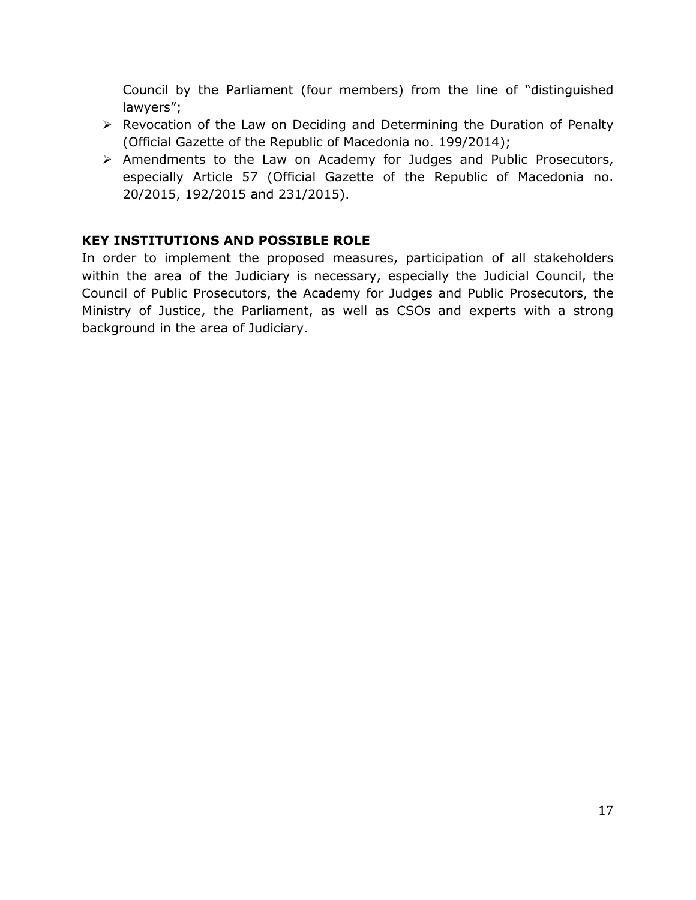Council by the Parliament (four members) from the line of "distinguished lawyers";

- Revocation of the Law on Deciding and Determining the Duration of Penalty (Official Gazette of the Republic of Macedonia no. 199/2014);
- Amendments to the Law on Academy for Judges and Public Prosecutors, especially Article 57 (Official Gazette of the Republic of Macedonia no. 20/2015, 192/2015 and 231/2015).

**KEY INSTITUTIONS AND POSSIBLE ROLE**

In order to implement the proposed measures, participation of all stakeholders within the area of the Judiciary is necessary, especially the Judicial Council, the Council of Public Prosecutors, the Academy for Judges and Public Prosecutors, the Ministry of Justice, the Parliament, as well as CSOs and experts with a strong background in the area of Judiciary.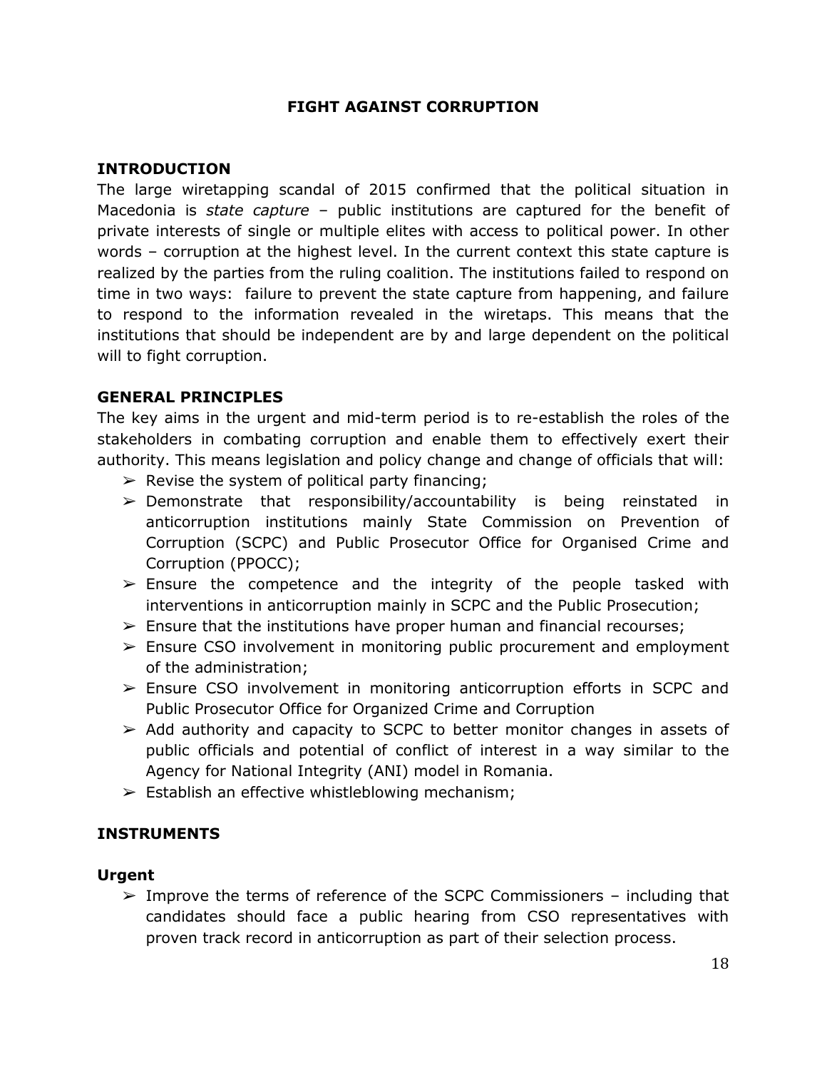## FIGHT AGAINST CORRUPTION

### INTRODUCTION

The large wiretapping scandal of 2015 confirmed that the political situation in Macedonia is *state capture* – public institutions are captured for the benefit of private interests of single or multiple elites with access to political power. In other words – corruption at the highest level. In the current context this state capture is realized by the parties from the ruling coalition. The institutions failed to respond on time in two ways: failure to prevent the state capture from happening, and failure to respond to the information revealed in the wiretaps. This means that the institutions that should be independent are by and large dependent on the political will to fight corruption.

### GENERAL PRINCIPLES

The key aims in the urgent and mid-term period is to re-establish the roles of the stakeholders in combating corruption and enable them to effectively exert their authority. This means legislation and policy change and change of officials that will:

- ➢ Revise the system of political party financing;
- ➢ Demonstrate that responsibility/accountability is being reinstated in anticorruption institutions mainly State Commission on Prevention of Corruption (SCPC) and Public Prosecutor Office for Organised Crime and Corruption (PPOCC);
- ➢ Ensure the competence and the integrity of the people tasked with interventions in anticorruption mainly in SCPC and the Public Prosecution;
- ➢ Ensure that the institutions have proper human and financial recourses;
- ➢ Ensure CSO involvement in monitoring public procurement and employment of the administration;
- ➢ Ensure CSO involvement in monitoring anticorruption efforts in SCPC and Public Prosecutor Office for Organized Crime and Corruption
- ➢ Add authority and capacity to SCPC to better monitor changes in assets of public officials and potential of conflict of interest in a way similar to the Agency for National Integrity (ANI) model in Romania.
- ➢ Establish an effective whistleblowing mechanism;

### INSTRUMENTS

#### Urgent

- ➢ Improve the terms of reference of the SCPC Commissioners – including that candidates should face a public hearing from CSO representatives with proven track record in anticorruption as part of their selection process.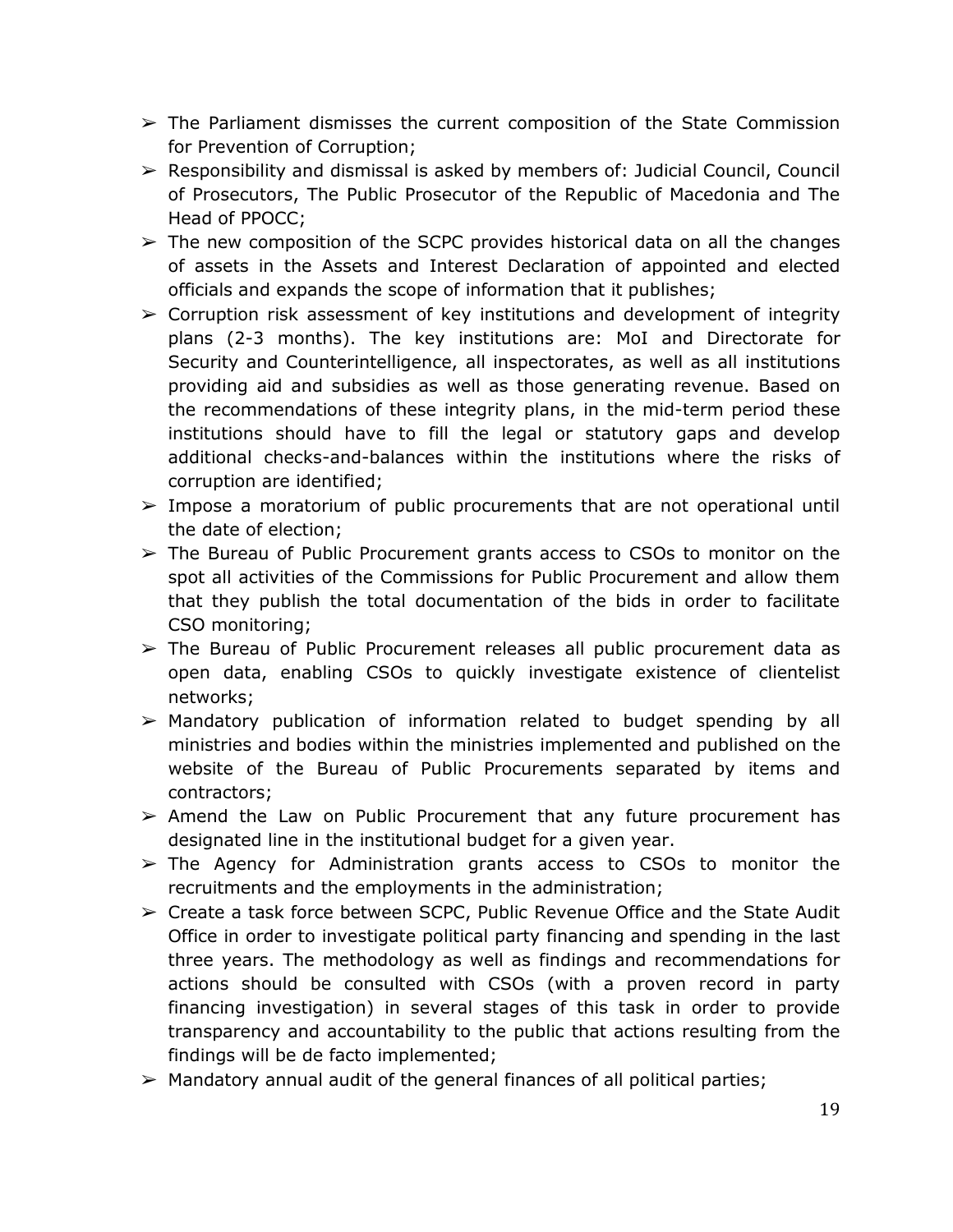- ➢ The Parliament dismisses the current composition of the State Commission for Prevention of Corruption;
- ➢ Responsibility and dismissal is asked by members of: Judicial Council, Council of Prosecutors, The Public Prosecutor of the Republic of Macedonia and The Head of PPOCC;
- ➢ The new composition of the SCPC provides historical data on all the changes of assets in the Assets and Interest Declaration of appointed and elected officials and expands the scope of information that it publishes;
- ➢ Corruption risk assessment of key institutions and development of integrity plans (2-3 months). The key institutions are: MoI and Directorate for Security and Counterintelligence, all inspectorates, as well as all institutions providing aid and subsidies as well as those generating revenue. Based on the recommendations of these integrity plans, in the mid-term period these institutions should have to fill the legal or statutory gaps and develop additional checks-and-balances within the institutions where the risks of corruption are identified;
- ➢ Impose a moratorium of public procurements that are not operational until the date of election;
- ➢ The Bureau of Public Procurement grants access to CSOs to monitor on the spot all activities of the Commissions for Public Procurement and allow them that they publish the total documentation of the bids in order to facilitate CSO monitoring;
- ➢ The Bureau of Public Procurement releases all public procurement data as open data, enabling CSOs to quickly investigate existence of clientelist networks;
- ➢ Mandatory publication of information related to budget spending by all ministries and bodies within the ministries implemented and published on the website of the Bureau of Public Procurements separated by items and contractors;
- ➢ Amend the Law on Public Procurement that any future procurement has designated line in the institutional budget for a given year.
- ➢ The Agency for Administration grants access to CSOs to monitor the recruitments and the employments in the administration;
- ➢ Create a task force between SCPC, Public Revenue Office and the State Audit Office in order to investigate political party financing and spending in the last three years. The methodology as well as findings and recommendations for actions should be consulted with CSOs (with a proven record in party financing investigation) in several stages of this task in order to provide transparency and accountability to the public that actions resulting from the findings will be de facto implemented;
- ➢ Mandatory annual audit of the general finances of all political parties;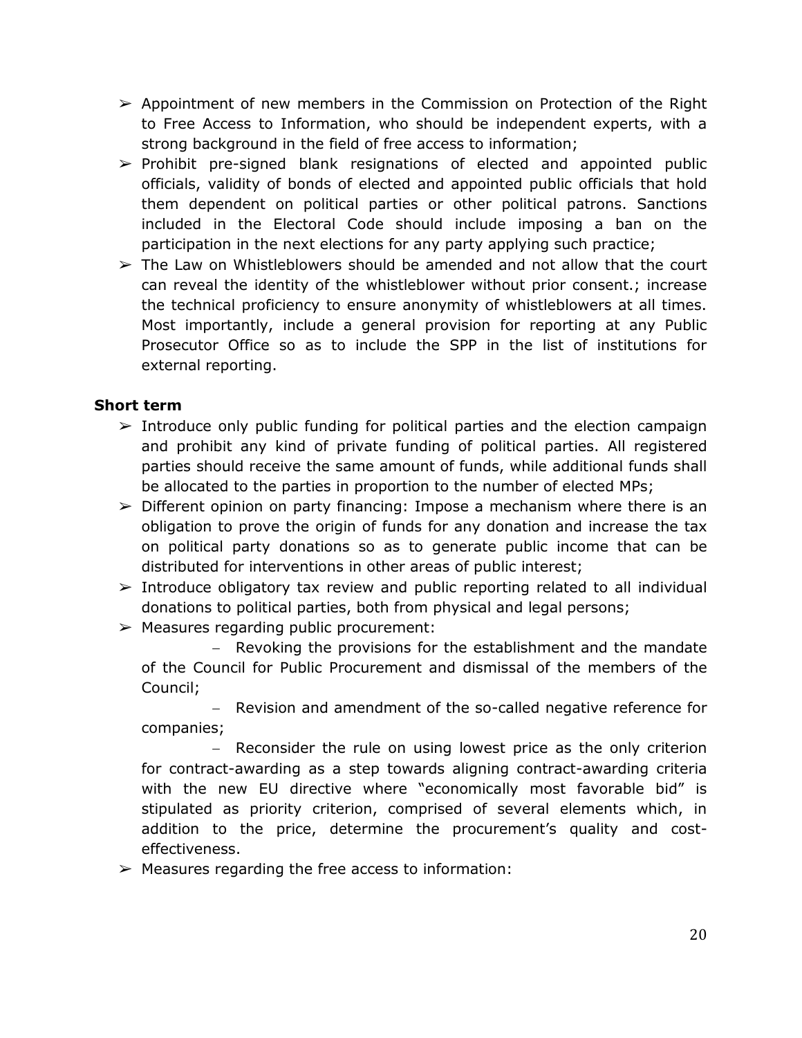- ➢ Appointment of new members in the Commission on Protection of the Right to Free Access to Information, who should be independent experts, with a strong background in the field of free access to information;
- ➢ Prohibit pre-signed blank resignations of elected and appointed public officials, validity of bonds of elected and appointed public officials that hold them dependent on political parties or other political patrons. Sanctions included in the Electoral Code should include imposing a ban on the participation in the next elections for any party applying such practice;
- ➢ The Law on Whistleblowers should be amended and not allow that the court can reveal the identity of the whistleblower without prior consent.; increase the technical proficiency to ensure anonymity of whistleblowers at all times. Most importantly, include a general provision for reporting at any Public Prosecutor Office so as to include the SPP in the list of institutions for external reporting.

**Short term**

- ➢ Introduce only public funding for political parties and the election campaign and prohibit any kind of private funding of political parties. All registered parties should receive the same amount of funds, while additional funds shall be allocated to the parties in proportion to the number of elected MPs;
- ➢ Different opinion on party financing: Impose a mechanism where there is an obligation to prove the origin of funds for any donation and increase the tax on political party donations so as to generate public income that can be distributed for interventions in other areas of public interest;
- ➢ Introduce obligatory tax review and public reporting related to all individual donations to political parties, both from physical and legal persons;
- ➢ Measures regarding public procurement:
  - Revoking the provisions for the establishment and the mandate of the Council for Public Procurement and dismissal of the members of the Council;
  - Revision and amendment of the so-called negative reference for companies;
  - Reconsider the rule on using lowest price as the only criterion for contract-awarding as a step towards aligning contract-awarding criteria with the new EU directive where "economically most favorable bid" is stipulated as priority criterion, comprised of several elements which, in addition to the price, determine the procurement's quality and cost-effectiveness.
- ➢ Measures regarding the free access to information: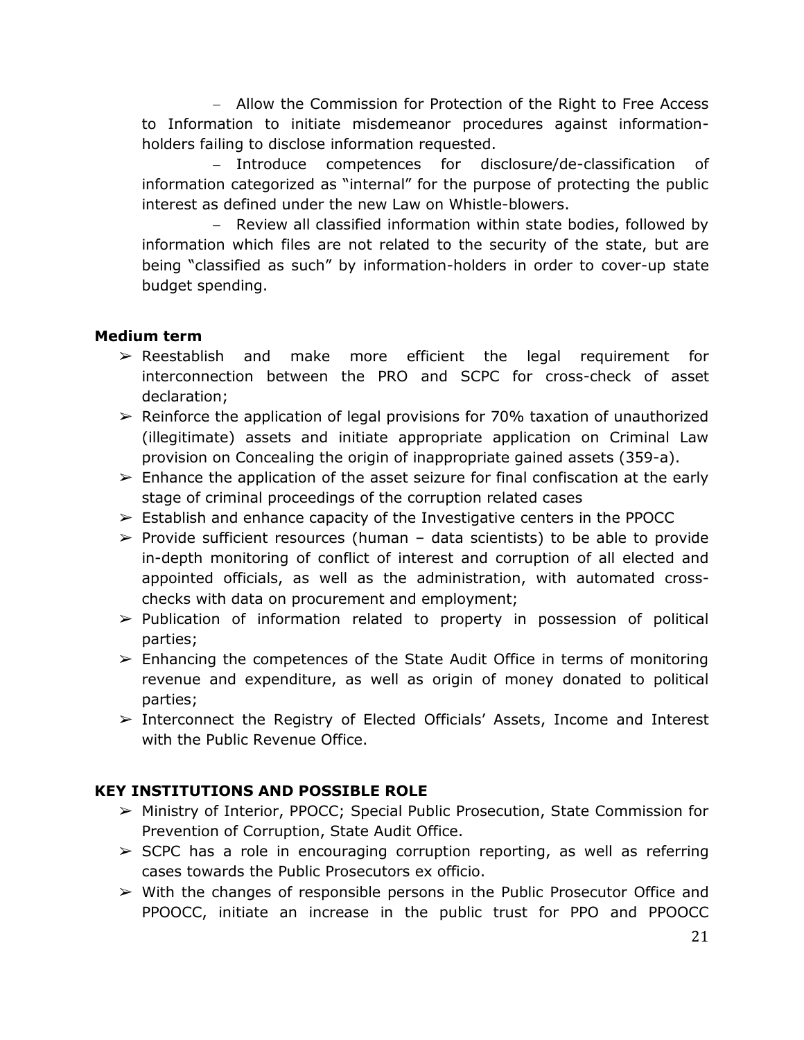- Allow the Commission for Protection of the Right to Free Access to Information to initiate misdemeanor procedures against information-holders failing to disclose information requested.
- Introduce competences for disclosure/de-classification of information categorized as "internal" for the purpose of protecting the public interest as defined under the new Law on Whistle-blowers.
- Review all classified information within state bodies, followed by information which files are not related to the security of the state, but are being "classified as such" by information-holders in order to cover-up state budget spending.

**Medium term**

- ➢ Reestablish and make more efficient the legal requirement for interconnection between the PRO and SCPC for cross-check of asset declaration;
- ➢ Reinforce the application of legal provisions for 70% taxation of unauthorized (illegitimate) assets and initiate appropriate application on Criminal Law provision on Concealing the origin of inappropriate gained assets (359-a).
- ➢ Enhance the application of the asset seizure for final confiscation at the early stage of criminal proceedings of the corruption related cases
- ➢ Establish and enhance capacity of the Investigative centers in the PPOCC
- ➢ Provide sufficient resources (human – data scientists) to be able to provide in-depth monitoring of conflict of interest and corruption of all elected and appointed officials, as well as the administration, with automated cross-checks with data on procurement and employment;
- ➢ Publication of information related to property in possession of political parties;
- ➢ Enhancing the competences of the State Audit Office in terms of monitoring revenue and expenditure, as well as origin of money donated to political parties;
- ➢ Interconnect the Registry of Elected Officials' Assets, Income and Interest with the Public Revenue Office.

**KEY INSTITUTIONS AND POSSIBLE ROLE**

- ➢ Ministry of Interior, PPOCC; Special Public Prosecution, State Commission for Prevention of Corruption, State Audit Office.
- ➢ SCPC has a role in encouraging corruption reporting, as well as referring cases towards the Public Prosecutors ex officio.
- ➢ With the changes of responsible persons in the Public Prosecutor Office and PPOOCC, initiate an increase in the public trust for PPO and PPOOCC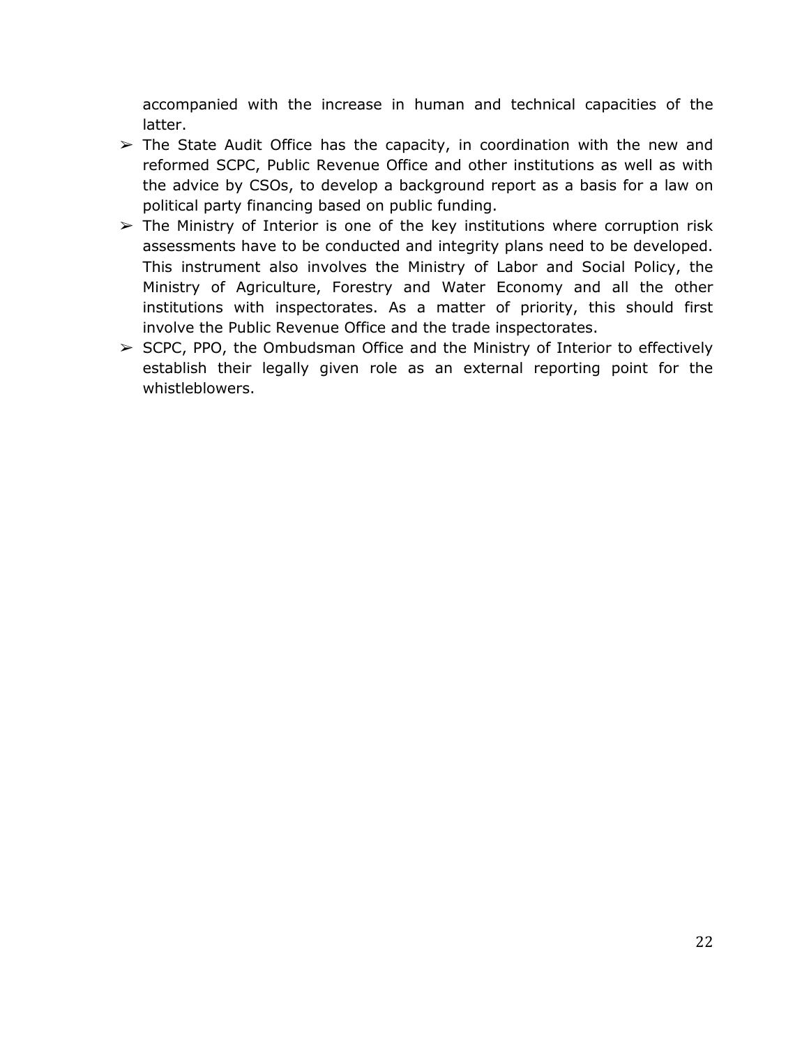accompanied with the increase in human and technical capacities of the latter.

- The State Audit Office has the capacity, in coordination with the new and reformed SCPC, Public Revenue Office and other institutions as well as with the advice by CSOs, to develop a background report as a basis for a law on political party financing based on public funding.
- The Ministry of Interior is one of the key institutions where corruption risk assessments have to be conducted and integrity plans need to be developed. This instrument also involves the Ministry of Labor and Social Policy, the Ministry of Agriculture, Forestry and Water Economy and all the other institutions with inspectorates. As a matter of priority, this should first involve the Public Revenue Office and the trade inspectorates.
- SCPC, PPO, the Ombudsman Office and the Ministry of Interior to effectively establish their legally given role as an external reporting point for the whistleblowers.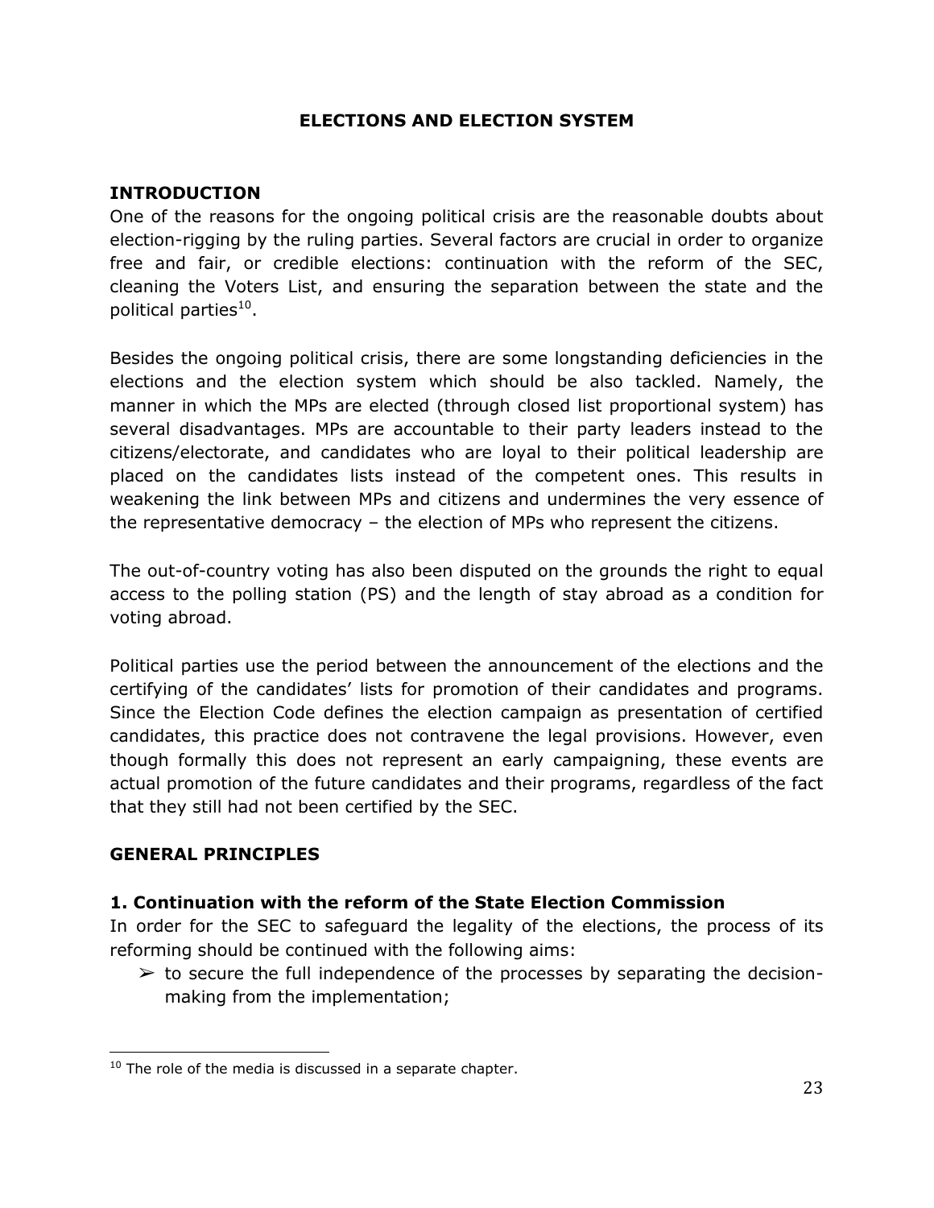# ELECTIONS AND ELECTION SYSTEM

## INTRODUCTION

One of the reasons for the ongoing political crisis are the reasonable doubts about election-rigging by the ruling parties. Several factors are crucial in order to organize free and fair, or credible elections: continuation with the reform of the SEC, cleaning the Voters List, and ensuring the separation between the state and the political parties[10].

Besides the ongoing political crisis, there are some longstanding deficiencies in the elections and the election system which should be also tackled. Namely, the manner in which the MPs are elected (through closed list proportional system) has several disadvantages. MPs are accountable to their party leaders instead to the citizens/electorate, and candidates who are loyal to their political leadership are placed on the candidates lists instead of the competent ones. This results in weakening the link between MPs and citizens and undermines the very essence of the representative democracy – the election of MPs who represent the citizens.

The out-of-country voting has also been disputed on the grounds the right to equal access to the polling station (PS) and the length of stay abroad as a condition for voting abroad.

Political parties use the period between the announcement of the elections and the certifying of the candidates' lists for promotion of their candidates and programs. Since the Election Code defines the election campaign as presentation of certified candidates, this practice does not contravene the legal provisions. However, even though formally this does not represent an early campaigning, these events are actual promotion of the future candidates and their programs, regardless of the fact that they still had not been certified by the SEC.

## GENERAL PRINCIPLES

### 1. Continuation with the reform of the State Election Commission

In order for the SEC to safeguard the legality of the elections, the process of its reforming should be continued with the following aims:

- ➢ to secure the full independence of the processes by separating the decision-making from the implementation;

---

[10] The role of the media is discussed in a separate chapter.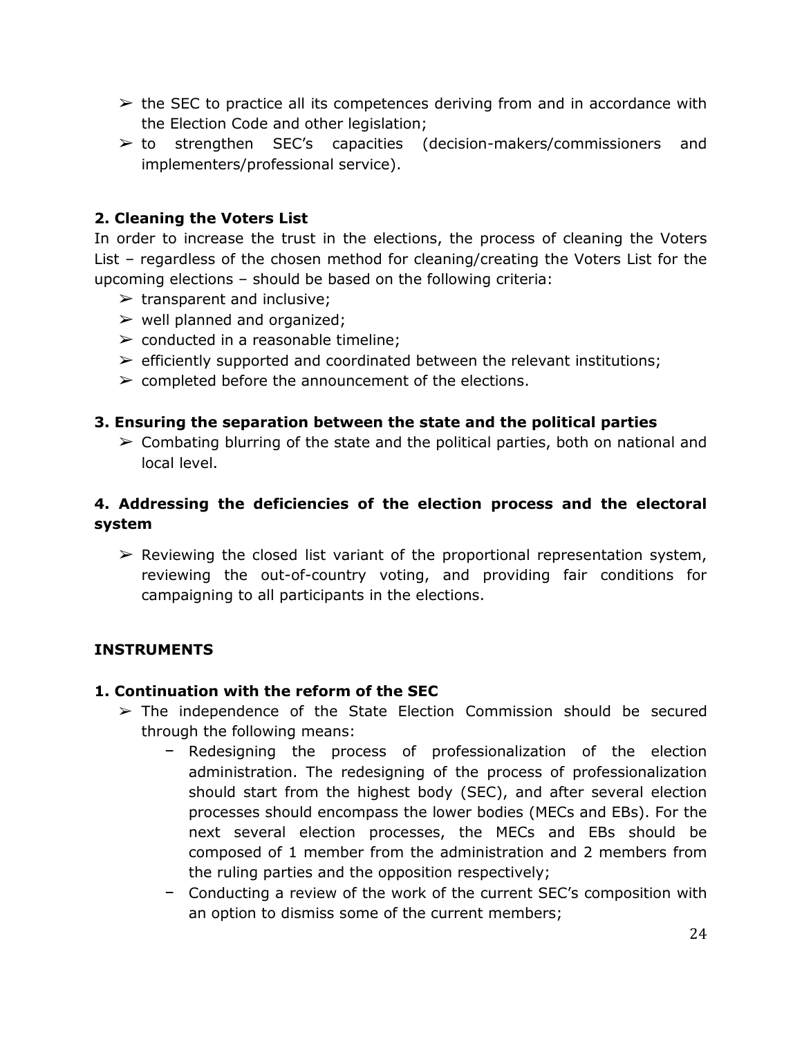- ➢ the SEC to practice all its competences deriving from and in accordance with the Election Code and other legislation;
- ➢ to strengthen SEC's capacities (decision-makers/commissioners and implementers/professional service).

**2. Cleaning the Voters List**

In order to increase the trust in the elections, the process of cleaning the Voters List – regardless of the chosen method for cleaning/creating the Voters List for the upcoming elections – should be based on the following criteria:

- ➢ transparent and inclusive;
- ➢ well planned and organized;
- ➢ conducted in a reasonable timeline;
- ➢ efficiently supported and coordinated between the relevant institutions;
- ➢ completed before the announcement of the elections.

**3. Ensuring the separation between the state and the political parties**

- ➢ Combating blurring of the state and the political parties, both on national and local level.

**4. Addressing the deficiencies of the election process and the electoral system**

- ➢ Reviewing the closed list variant of the proportional representation system, reviewing the out-of-country voting, and providing fair conditions for campaigning to all participants in the elections.

**INSTRUMENTS**

**1. Continuation with the reform of the SEC**

- ➢ The independence of the State Election Commission should be secured through the following means:
  - − Redesigning the process of professionalization of the election administration. The redesigning of the process of professionalization should start from the highest body (SEC), and after several election processes should encompass the lower bodies (MECs and EBs). For the next several election processes, the MECs and EBs should be composed of 1 member from the administration and 2 members from the ruling parties and the opposition respectively;
  - − Conducting a review of the work of the current SEC's composition with an option to dismiss some of the current members;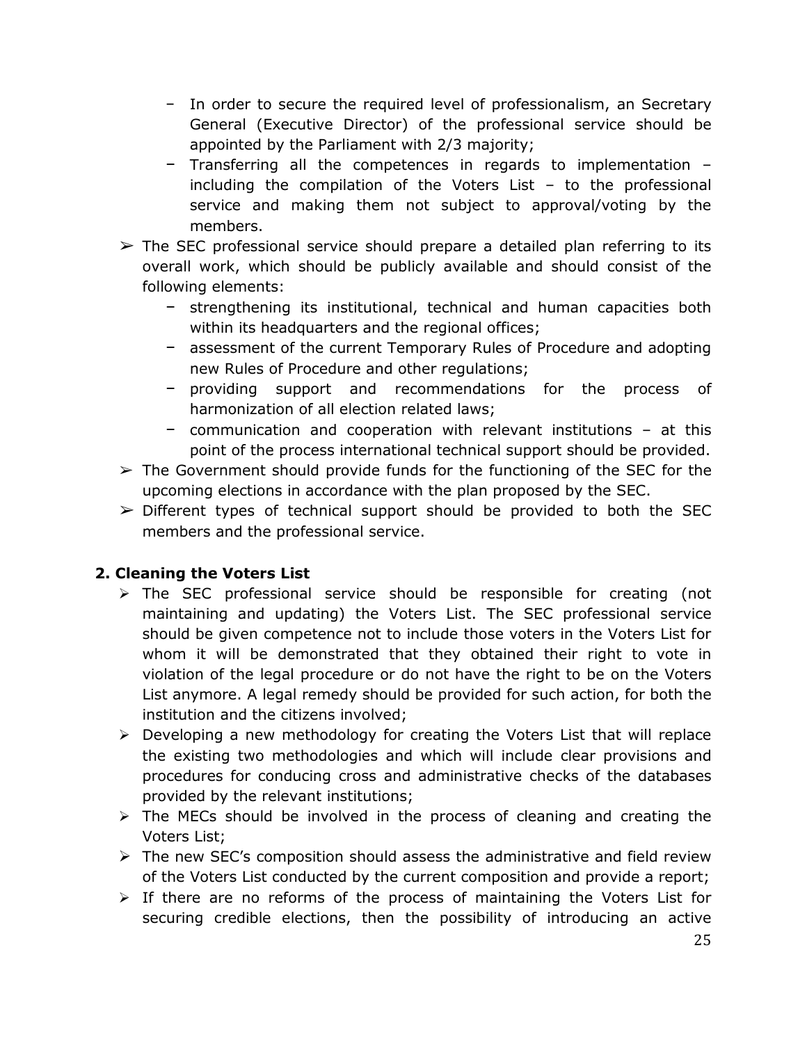- In order to secure the required level of professionalism, an Secretary General (Executive Director) of the professional service should be appointed by the Parliament with 2/3 majority;
   - Transferring all the competences in regards to implementation – including the compilation of the Voters List – to the professional service and making them not subject to approval/voting by the members.
- The SEC professional service should prepare a detailed plan referring to its overall work, which should be publicly available and should consist of the following elements:
   - strengthening its institutional, technical and human capacities both within its headquarters and the regional offices;
   - assessment of the current Temporary Rules of Procedure and adopting new Rules of Procedure and other regulations;
   - providing support and recommendations for the process of harmonization of all election related laws;
   - communication and cooperation with relevant institutions – at this point of the process international technical support should be provided.
- The Government should provide funds for the functioning of the SEC for the upcoming elections in accordance with the plan proposed by the SEC.
- Different types of technical support should be provided to both the SEC members and the professional service.

**2. Cleaning the Voters List**

- The SEC professional service should be responsible for creating (not maintaining and updating) the Voters List. The SEC professional service should be given competence not to include those voters in the Voters List for whom it will be demonstrated that they obtained their right to vote in violation of the legal procedure or do not have the right to be on the Voters List anymore. A legal remedy should be provided for such action, for both the institution and the citizens involved;
- Developing a new methodology for creating the Voters List that will replace the existing two methodologies and which will include clear provisions and procedures for conducing cross and administrative checks of the databases provided by the relevant institutions;
- The MECs should be involved in the process of cleaning and creating the Voters List;
- The new SEC's composition should assess the administrative and field review of the Voters List conducted by the current composition and provide a report;
- If there are no reforms of the process of maintaining the Voters List for securing credible elections, then the possibility of introducing an active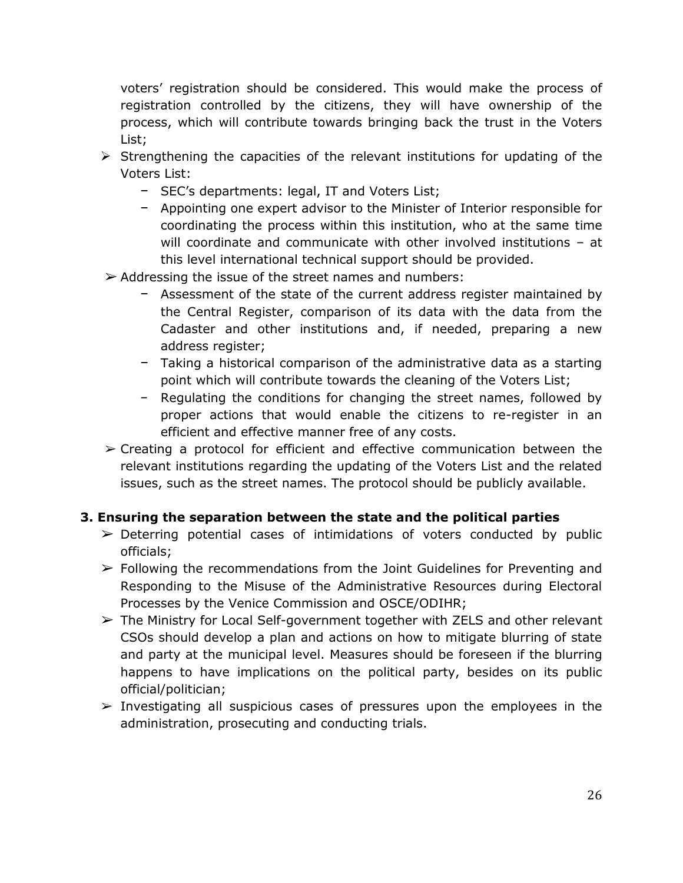voters' registration should be considered. This would make the process of registration controlled by the citizens, they will have ownership of the process, which will contribute towards bringing back the trust in the Voters List;

- Strengthening the capacities of the relevant institutions for updating of the Voters List:
  - SEC's departments: legal, IT and Voters List;
  - Appointing one expert advisor to the Minister of Interior responsible for coordinating the process within this institution, who at the same time will coordinate and communicate with other involved institutions – at this level international technical support should be provided.
- Addressing the issue of the street names and numbers:
  - Assessment of the state of the current address register maintained by the Central Register, comparison of its data with the data from the Cadaster and other institutions and, if needed, preparing a new address register;
  - Taking a historical comparison of the administrative data as a starting point which will contribute towards the cleaning of the Voters List;
  - Regulating the conditions for changing the street names, followed by proper actions that would enable the citizens to re-register in an efficient and effective manner free of any costs.
- Creating a protocol for efficient and effective communication between the relevant institutions regarding the updating of the Voters List and the related issues, such as the street names. The protocol should be publicly available.

### 3. Ensuring the separation between the state and the political parties

- Deterring potential cases of intimidations of voters conducted by public officials;
- Following the recommendations from the Joint Guidelines for Preventing and Responding to the Misuse of the Administrative Resources during Electoral Processes by the Venice Commission and OSCE/ODIHR;
- The Ministry for Local Self-government together with ZELS and other relevant CSOs should develop a plan and actions on how to mitigate blurring of state and party at the municipal level. Measures should be foreseen if the blurring happens to have implications on the political party, besides on its public official/politician;
- Investigating all suspicious cases of pressures upon the employees in the administration, prosecuting and conducting trials.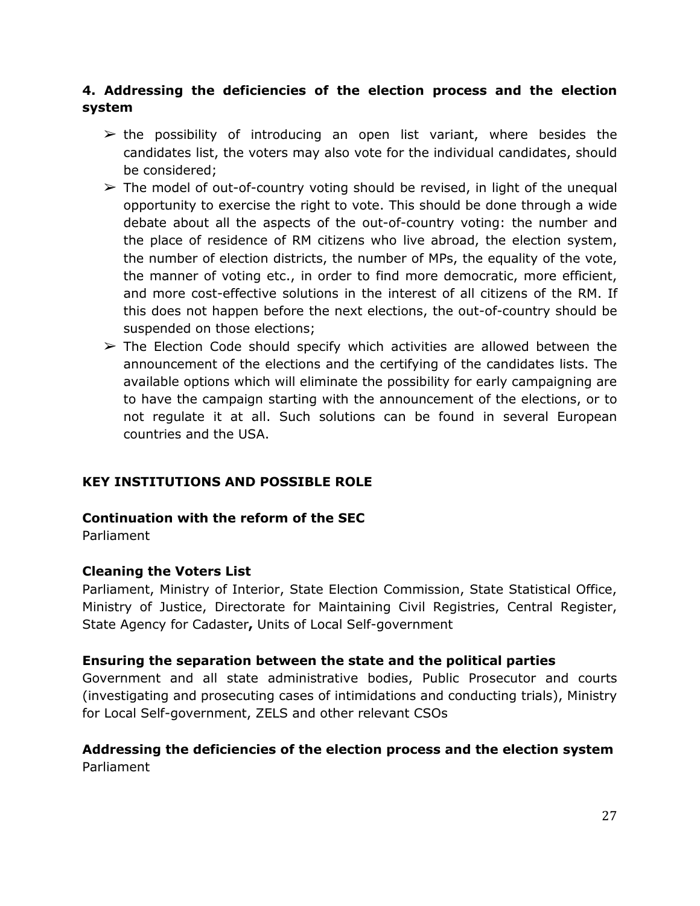### 4. Addressing the deficiencies of the election process and the election system

- the possibility of introducing an open list variant, where besides the candidates list, the voters may also vote for the individual candidates, should be considered;
- The model of out-of-country voting should be revised, in light of the unequal opportunity to exercise the right to vote. This should be done through a wide debate about all the aspects of the out-of-country voting: the number and the place of residence of RM citizens who live abroad, the election system, the number of election districts, the number of MPs, the equality of the vote, the manner of voting etc., in order to find more democratic, more efficient, and more cost-effective solutions in the interest of all citizens of the RM. If this does not happen before the next elections, the out-of-country should be suspended on those elections;
- The Election Code should specify which activities are allowed between the announcement of the elections and the certifying of the candidates lists. The available options which will eliminate the possibility for early campaigning are to have the campaign starting with the announcement of the elections, or to not regulate it at all. Such solutions can be found in several European countries and the USA.

## KEY INSTITUTIONS AND POSSIBLE ROLE

**Continuation with the reform of the SEC**
Parliament

**Cleaning the Voters List**
Parliament, Ministry of Interior, State Election Commission, State Statistical Office, Ministry of Justice, Directorate for Maintaining Civil Registries, Central Register, State Agency for Cadaster**,** Units of Local Self-government

**Ensuring the separation between the state and the political parties**
Government and all state administrative bodies, Public Prosecutor and courts (investigating and prosecuting cases of intimidations and conducting trials), Ministry for Local Self-government, ZELS and other relevant CSOs

**Addressing the deficiencies of the election process and the election system**
Parliament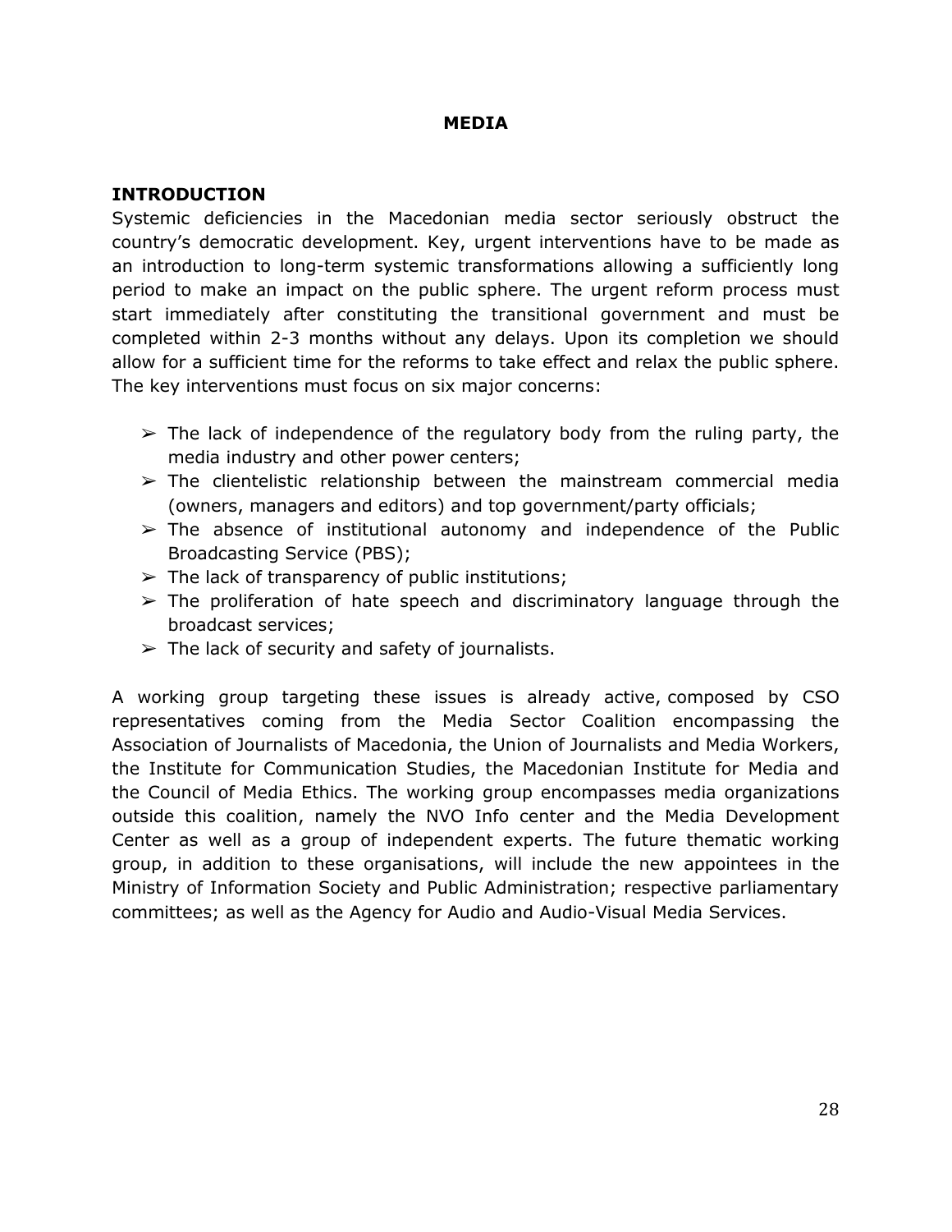# MEDIA

## INTRODUCTION

Systemic deficiencies in the Macedonian media sector seriously obstruct the country's democratic development. Key, urgent interventions have to be made as an introduction to long-term systemic transformations allowing a sufficiently long period to make an impact on the public sphere. The urgent reform process must start immediately after constituting the transitional government and must be completed within 2-3 months without any delays. Upon its completion we should allow for a sufficient time for the reforms to take effect and relax the public sphere. The key interventions must focus on six major concerns:

- The lack of independence of the regulatory body from the ruling party, the media industry and other power centers;
- The clientelistic relationship between the mainstream commercial media (owners, managers and editors) and top government/party officials;
- The absence of institutional autonomy and independence of the Public Broadcasting Service (PBS);
- The lack of transparency of public institutions;
- The proliferation of hate speech and discriminatory language through the broadcast services;
- The lack of security and safety of journalists.

A working group targeting these issues is already active, composed by CSO representatives coming from the Media Sector Coalition encompassing the Association of Journalists of Macedonia, the Union of Journalists and Media Workers, the Institute for Communication Studies, the Macedonian Institute for Media and the Council of Media Ethics. The working group encompasses media organizations outside this coalition, namely the NVO Info center and the Media Development Center as well as a group of independent experts. The future thematic working group, in addition to these organisations, will include the new appointees in the Ministry of Information Society and Public Administration; respective parliamentary committees; as well as the Agency for Audio and Audio-Visual Media Services.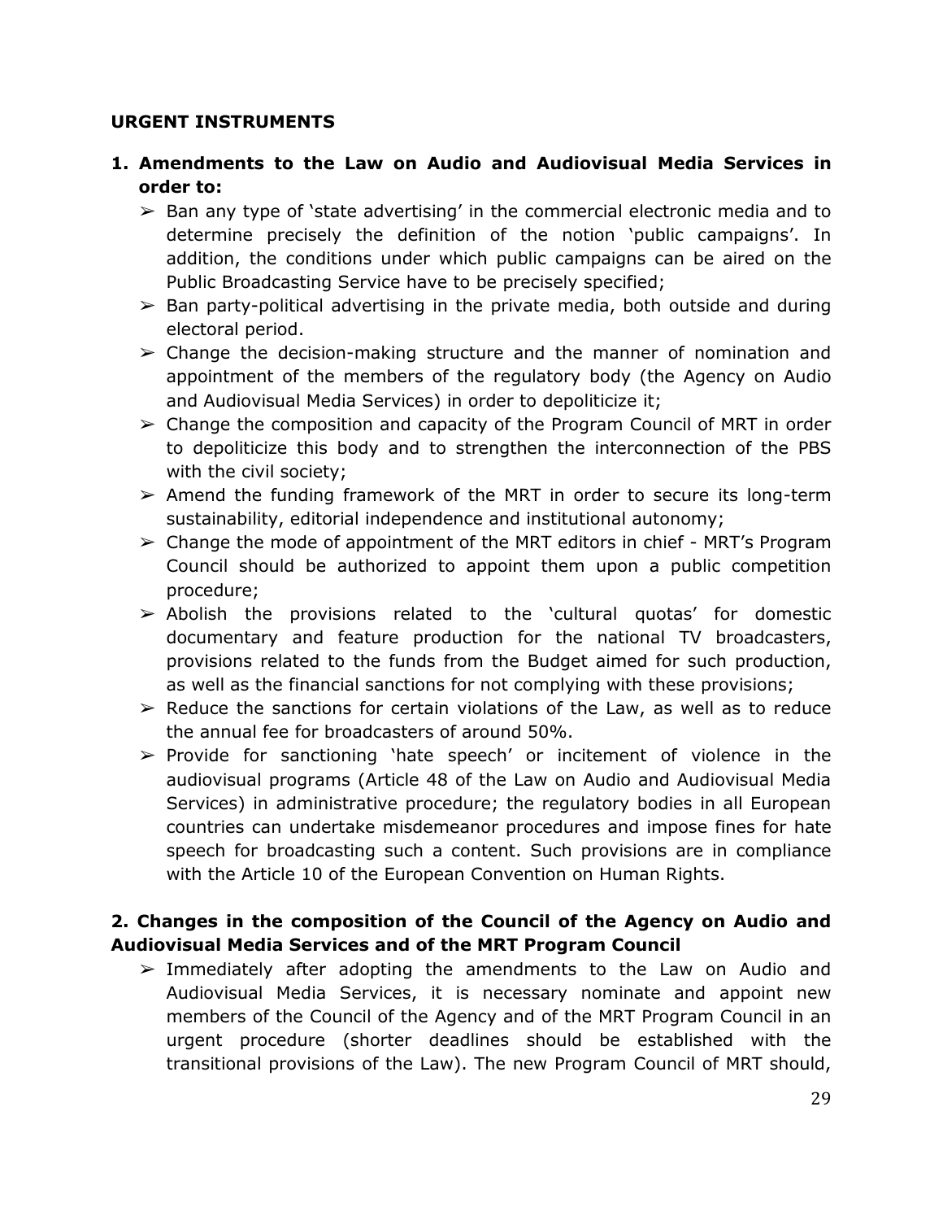**URGENT INSTRUMENTS**

**1. Amendments to the Law on Audio and Audiovisual Media Services in order to:**

- Ban any type of 'state advertising' in the commercial electronic media and to determine precisely the definition of the notion 'public campaigns'. In addition, the conditions under which public campaigns can be aired on the Public Broadcasting Service have to be precisely specified;
- Ban party-political advertising in the private media, both outside and during electoral period.
- Change the decision-making structure and the manner of nomination and appointment of the members of the regulatory body (the Agency on Audio and Audiovisual Media Services) in order to depoliticize it;
- Change the composition and capacity of the Program Council of MRT in order to depoliticize this body and to strengthen the interconnection of the PBS with the civil society;
- Amend the funding framework of the MRT in order to secure its long-term sustainability, editorial independence and institutional autonomy;
- Change the mode of appointment of the MRT editors in chief - MRT's Program Council should be authorized to appoint them upon a public competition procedure;
- Abolish the provisions related to the 'cultural quotas' for domestic documentary and feature production for the national TV broadcasters, provisions related to the funds from the Budget aimed for such production, as well as the financial sanctions for not complying with these provisions;
- Reduce the sanctions for certain violations of the Law, as well as to reduce the annual fee for broadcasters of around 50%.
- Provide for sanctioning 'hate speech' or incitement of violence in the audiovisual programs (Article 48 of the Law on Audio and Audiovisual Media Services) in administrative procedure; the regulatory bodies in all European countries can undertake misdemeanor procedures and impose fines for hate speech for broadcasting such a content. Such provisions are in compliance with the Article 10 of the European Convention on Human Rights.

**2. Changes in the composition of the Council of the Agency on Audio and Audiovisual Media Services and of the MRT Program Council**

- Immediately after adopting the amendments to the Law on Audio and Audiovisual Media Services, it is necessary nominate and appoint new members of the Council of the Agency and of the MRT Program Council in an urgent procedure (shorter deadlines should be established with the transitional provisions of the Law). The new Program Council of MRT should,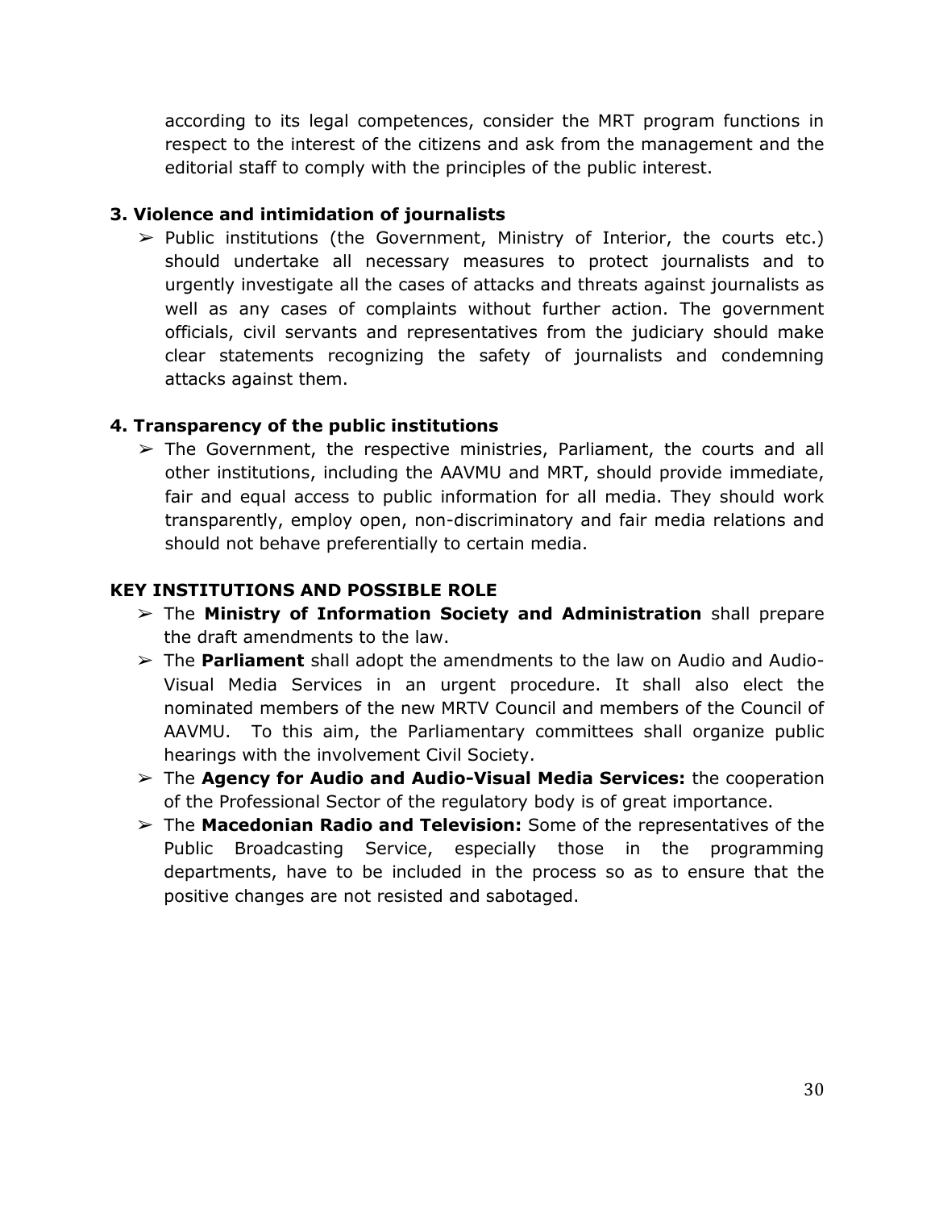according to its legal competences, consider the MRT program functions in respect to the interest of the citizens and ask from the management and the editorial staff to comply with the principles of the public interest.

**3. Violence and intimidation of journalists**

- Public institutions (the Government, Ministry of Interior, the courts etc.) should undertake all necessary measures to protect journalists and to urgently investigate all the cases of attacks and threats against journalists as well as any cases of complaints without further action. The government officials, civil servants and representatives from the judiciary should make clear statements recognizing the safety of journalists and condemning attacks against them.

**4. Transparency of the public institutions**

- The Government, the respective ministries, Parliament, the courts and all other institutions, including the AAVMU and MRT, should provide immediate, fair and equal access to public information for all media. They should work transparently, employ open, non-discriminatory and fair media relations and should not behave preferentially to certain media.

**KEY INSTITUTIONS AND POSSIBLE ROLE**

- The **Ministry of Information Society and Administration** shall prepare the draft amendments to the law.
- The **Parliament** shall adopt the amendments to the law on Audio and Audio-Visual Media Services in an urgent procedure. It shall also elect the nominated members of the new MRTV Council and members of the Council of AAVMU. To this aim, the Parliamentary committees shall organize public hearings with the involvement Civil Society.
- The **Agency for Audio and Audio-Visual Media Services:** the cooperation of the Professional Sector of the regulatory body is of great importance.
- The **Macedonian Radio and Television:** Some of the representatives of the Public Broadcasting Service, especially those in the programming departments, have to be included in the process so as to ensure that the positive changes are not resisted and sabotaged.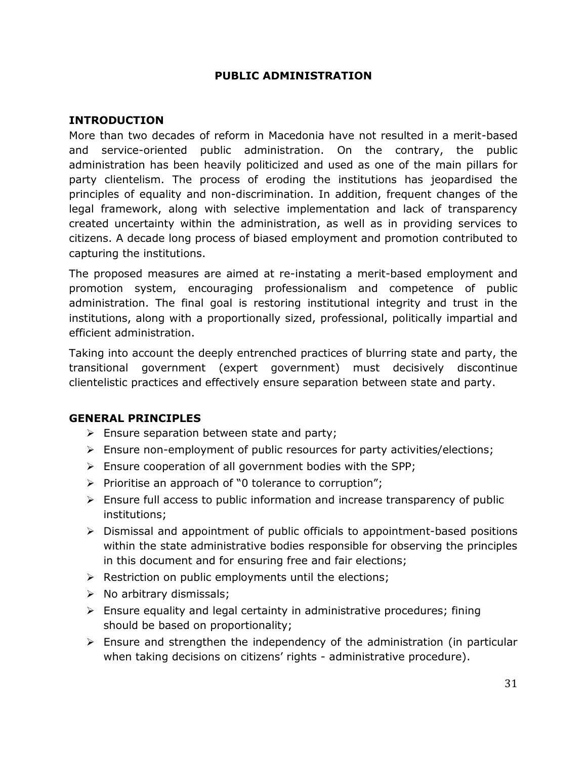# PUBLIC ADMINISTRATION

## INTRODUCTION

More than two decades of reform in Macedonia have not resulted in a merit-based and service-oriented public administration. On the contrary, the public administration has been heavily politicized and used as one of the main pillars for party clientelism. The process of eroding the institutions has jeopardised the principles of equality and non-discrimination. In addition, frequent changes of the legal framework, along with selective implementation and lack of transparency created uncertainty within the administration, as well as in providing services to citizens. A decade long process of biased employment and promotion contributed to capturing the institutions.

The proposed measures are aimed at re-instating a merit-based employment and promotion system, encouraging professionalism and competence of public administration. The final goal is restoring institutional integrity and trust in the institutions, along with a proportionally sized, professional, politically impartial and efficient administration.

Taking into account the deeply entrenched practices of blurring state and party, the transitional government (expert government) must decisively discontinue clientelistic practices and effectively ensure separation between state and party.

## GENERAL PRINCIPLES

- Ensure separation between state and party;
- Ensure non-employment of public resources for party activities/elections;
- Ensure cooperation of all government bodies with the SPP;
- Prioritise an approach of "0 tolerance to corruption";
- Ensure full access to public information and increase transparency of public institutions;
- Dismissal and appointment of public officials to appointment-based positions within the state administrative bodies responsible for observing the principles in this document and for ensuring free and fair elections;
- Restriction on public employments until the elections;
- No arbitrary dismissals;
- Ensure equality and legal certainty in administrative procedures; fining should be based on proportionality;
- Ensure and strengthen the independency of the administration (in particular when taking decisions on citizens' rights - administrative procedure).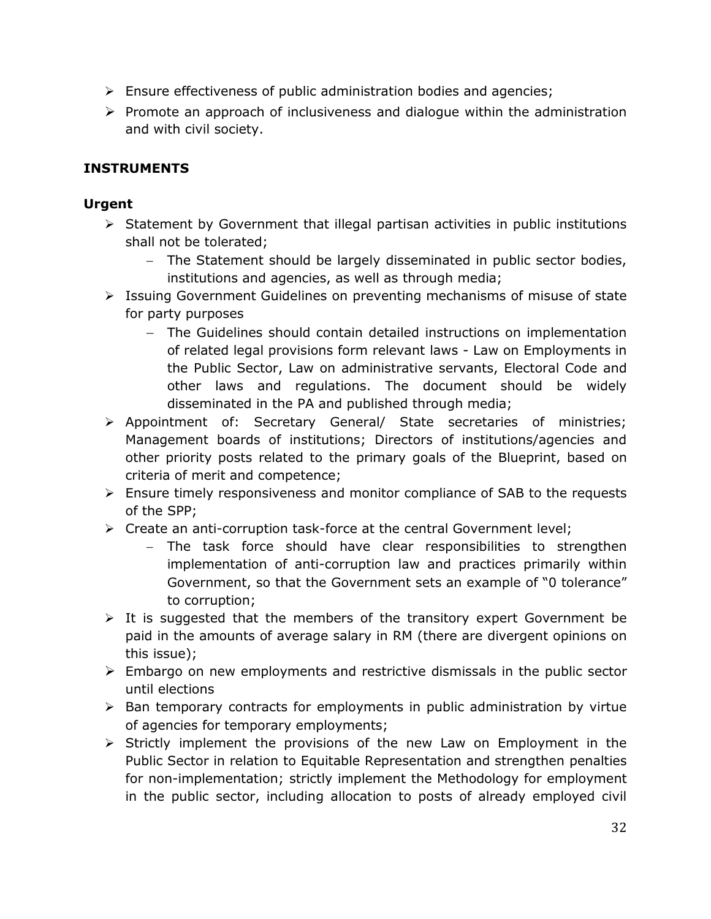- Ensure effectiveness of public administration bodies and agencies;
- Promote an approach of inclusiveness and dialogue within the administration and with civil society.

**INSTRUMENTS**

**Urgent**

- Statement by Government that illegal partisan activities in public institutions shall not be tolerated;
  - The Statement should be largely disseminated in public sector bodies, institutions and agencies, as well as through media;
- Issuing Government Guidelines on preventing mechanisms of misuse of state for party purposes
  - The Guidelines should contain detailed instructions on implementation of related legal provisions form relevant laws - Law on Employments in the Public Sector, Law on administrative servants, Electoral Code and other laws and regulations. The document should be widely disseminated in the PA and published through media;
- Appointment of: Secretary General/ State secretaries of ministries; Management boards of institutions; Directors of institutions/agencies and other priority posts related to the primary goals of the Blueprint, based on criteria of merit and competence;
- Ensure timely responsiveness and monitor compliance of SAB to the requests of the SPP;
- Create an anti-corruption task-force at the central Government level;
  - The task force should have clear responsibilities to strengthen implementation of anti-corruption law and practices primarily within Government, so that the Government sets an example of "0 tolerance" to corruption;
- It is suggested that the members of the transitory expert Government be paid in the amounts of average salary in RM (there are divergent opinions on this issue);
- Embargo on new employments and restrictive dismissals in the public sector until elections
- Ban temporary contracts for employments in public administration by virtue of agencies for temporary employments;
- Strictly implement the provisions of the new Law on Employment in the Public Sector in relation to Equitable Representation and strengthen penalties for non-implementation; strictly implement the Methodology for employment in the public sector, including allocation to posts of already employed civil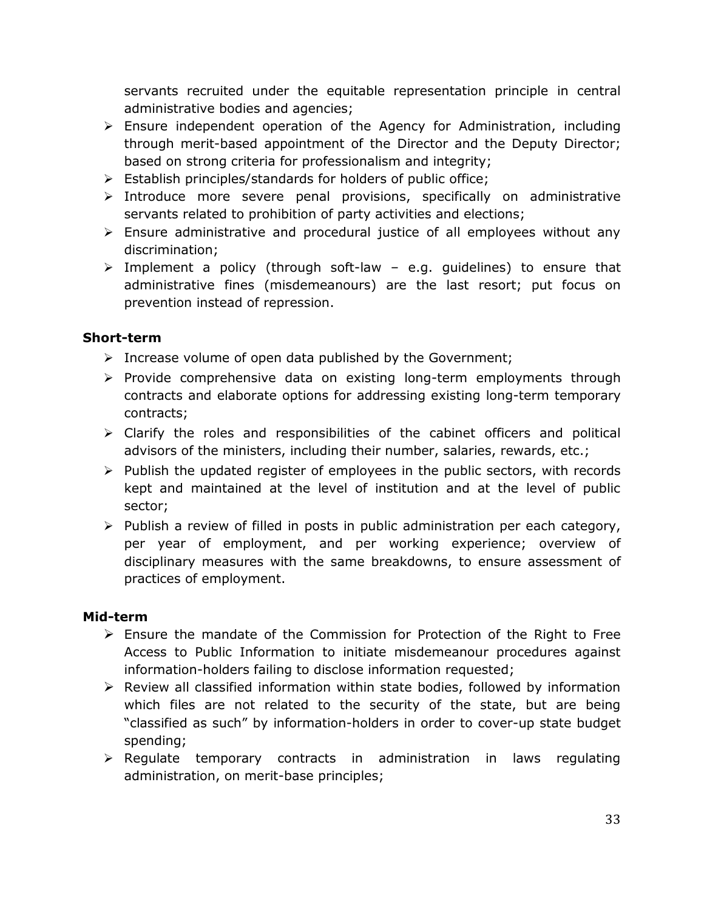servants recruited under the equitable representation principle in central administrative bodies and agencies;

- Ensure independent operation of the Agency for Administration, including through merit-based appointment of the Director and the Deputy Director; based on strong criteria for professionalism and integrity;
- Establish principles/standards for holders of public office;
- Introduce more severe penal provisions, specifically on administrative servants related to prohibition of party activities and elections;
- Ensure administrative and procedural justice of all employees without any discrimination;
- Implement a policy (through soft-law – e.g. guidelines) to ensure that administrative fines (misdemeanours) are the last resort; put focus on prevention instead of repression.

**Short-term**

- Increase volume of open data published by the Government;
- Provide comprehensive data on existing long-term employments through contracts and elaborate options for addressing existing long-term temporary contracts;
- Clarify the roles and responsibilities of the cabinet officers and political advisors of the ministers, including their number, salaries, rewards, etc.;
- Publish the updated register of employees in the public sectors, with records kept and maintained at the level of institution and at the level of public sector;
- Publish a review of filled in posts in public administration per each category, per year of employment, and per working experience; overview of disciplinary measures with the same breakdowns, to ensure assessment of practices of employment.

**Mid-term**

- Ensure the mandate of the Commission for Protection of the Right to Free Access to Public Information to initiate misdemeanour procedures against information-holders failing to disclose information requested;
- Review all classified information within state bodies, followed by information which files are not related to the security of the state, but are being "classified as such" by information-holders in order to cover-up state budget spending;
- Regulate temporary contracts in administration in laws regulating administration, on merit-base principles;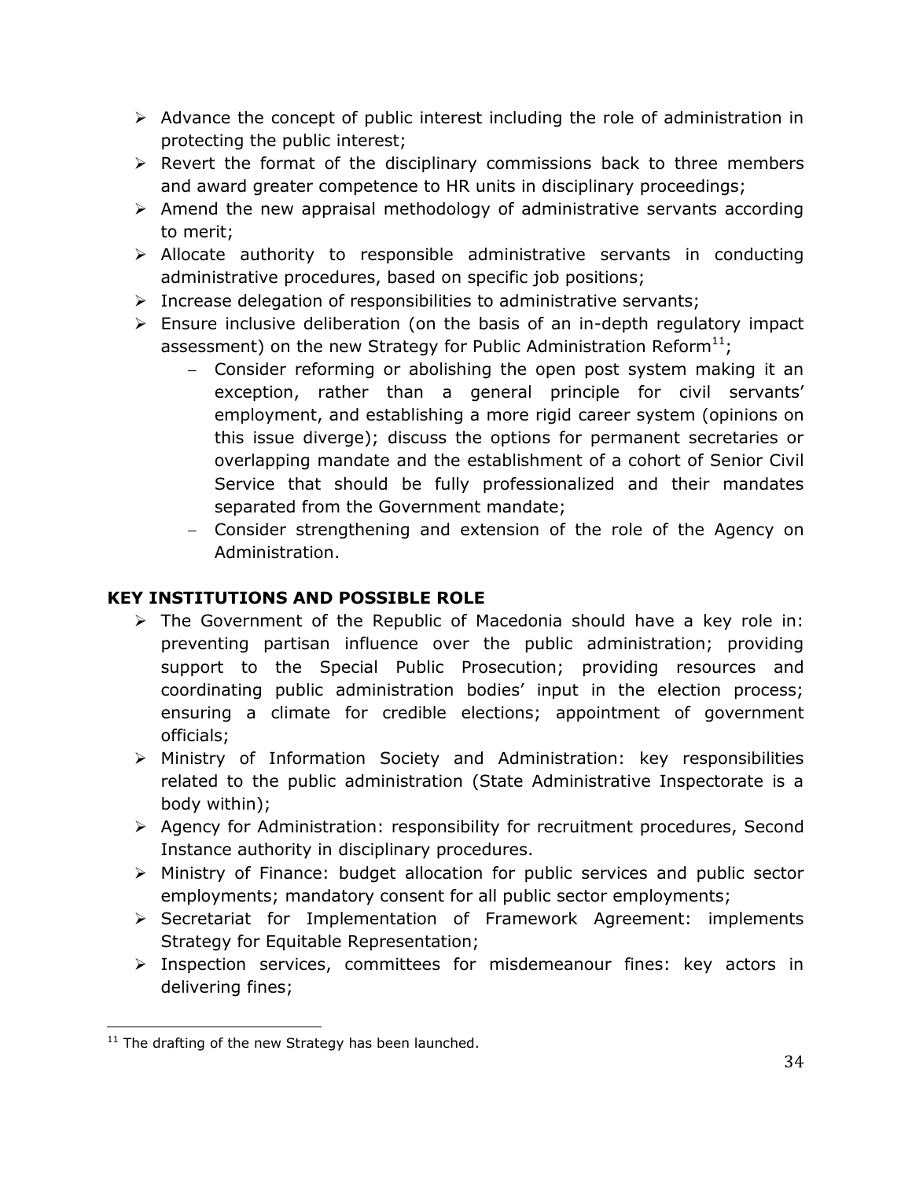- Advance the concept of public interest including the role of administration in protecting the public interest;
- Revert the format of the disciplinary commissions back to three members and award greater competence to HR units in disciplinary proceedings;
- Amend the new appraisal methodology of administrative servants according to merit;
- Allocate authority to responsible administrative servants in conducting administrative procedures, based on specific job positions;
- Increase delegation of responsibilities to administrative servants;
- Ensure inclusive deliberation (on the basis of an in-depth regulatory impact assessment) on the new Strategy for Public Administration Reform[11];
    - Consider reforming or abolishing the open post system making it an exception, rather than a general principle for civil servants' employment, and establishing a more rigid career system (opinions on this issue diverge); discuss the options for permanent secretaries or overlapping mandate and the establishment of a cohort of Senior Civil Service that should be fully professionalized and their mandates separated from the Government mandate;
    - Consider strengthening and extension of the role of the Agency on Administration.

**KEY INSTITUTIONS AND POSSIBLE ROLE**

- The Government of the Republic of Macedonia should have a key role in: preventing partisan influence over the public administration; providing support to the Special Public Prosecution; providing resources and coordinating public administration bodies' input in the election process; ensuring a climate for credible elections; appointment of government officials;
- Ministry of Information Society and Administration: key responsibilities related to the public administration (State Administrative Inspectorate is a body within);
- Agency for Administration: responsibility for recruitment procedures, Second Instance authority in disciplinary procedures.
- Ministry of Finance: budget allocation for public services and public sector employments; mandatory consent for all public sector employments;
- Secretariat for Implementation of Framework Agreement: implements Strategy for Equitable Representation;
- Inspection services, committees for misdemeanour fines: key actors in delivering fines;

[11] The drafting of the new Strategy has been launched.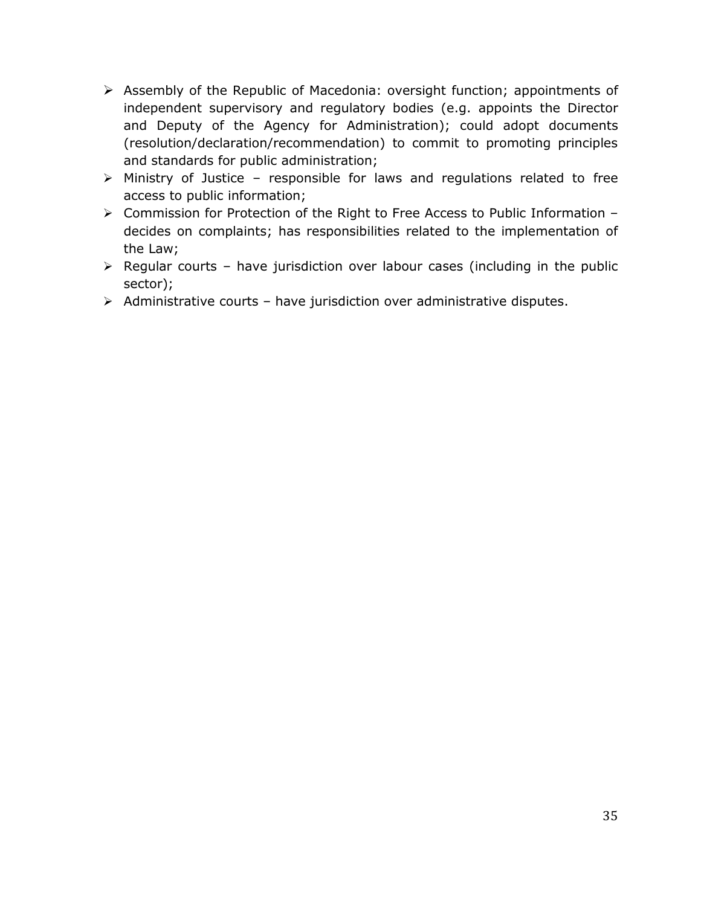- Assembly of the Republic of Macedonia: oversight function; appointments of independent supervisory and regulatory bodies (e.g. appoints the Director and Deputy of the Agency for Administration); could adopt documents (resolution/declaration/recommendation) to commit to promoting principles and standards for public administration;
- Ministry of Justice – responsible for laws and regulations related to free access to public information;
- Commission for Protection of the Right to Free Access to Public Information – decides on complaints; has responsibilities related to the implementation of the Law;
- Regular courts – have jurisdiction over labour cases (including in the public sector);
- Administrative courts – have jurisdiction over administrative disputes.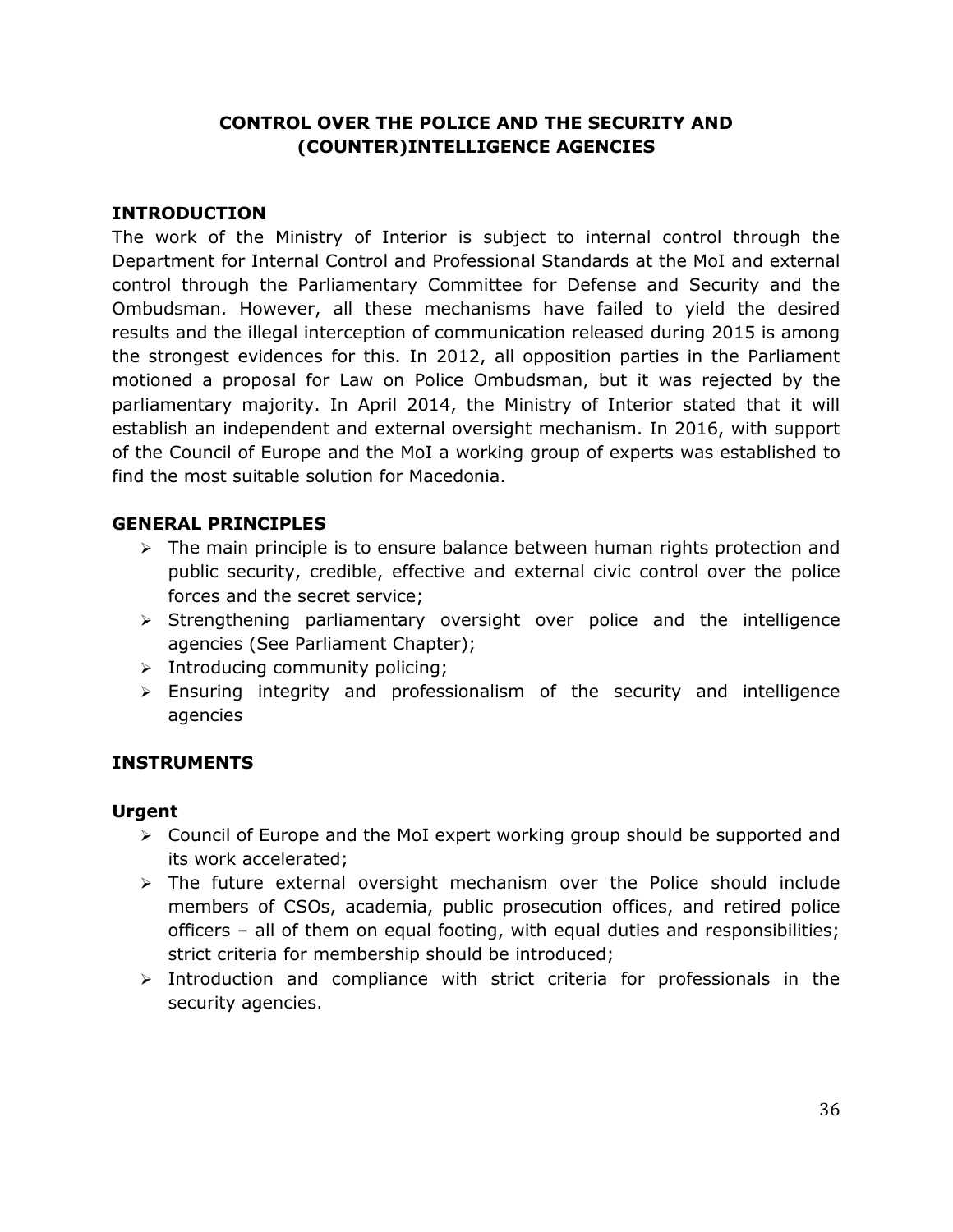# CONTROL OVER THE POLICE AND THE SECURITY AND (COUNTER)INTELLIGENCE AGENCIES

## INTRODUCTION

The work of the Ministry of Interior is subject to internal control through the Department for Internal Control and Professional Standards at the MoI and external control through the Parliamentary Committee for Defense and Security and the Ombudsman. However, all these mechanisms have failed to yield the desired results and the illegal interception of communication released during 2015 is among the strongest evidences for this. In 2012, all opposition parties in the Parliament motioned a proposal for Law on Police Ombudsman, but it was rejected by the parliamentary majority. In April 2014, the Ministry of Interior stated that it will establish an independent and external oversight mechanism. In 2016, with support of the Council of Europe and the MoI a working group of experts was established to find the most suitable solution for Macedonia.

## GENERAL PRINCIPLES

- The main principle is to ensure balance between human rights protection and public security, credible, effective and external civic control over the police forces and the secret service;
- Strengthening parliamentary oversight over police and the intelligence agencies (See Parliament Chapter);
- Introducing community policing;
- Ensuring integrity and professionalism of the security and intelligence agencies

## INSTRUMENTS

### Urgent

- Council of Europe and the MoI expert working group should be supported and its work accelerated;
- The future external oversight mechanism over the Police should include members of CSOs, academia, public prosecution offices, and retired police officers – all of them on equal footing, with equal duties and responsibilities; strict criteria for membership should be introduced;
- Introduction and compliance with strict criteria for professionals in the security agencies.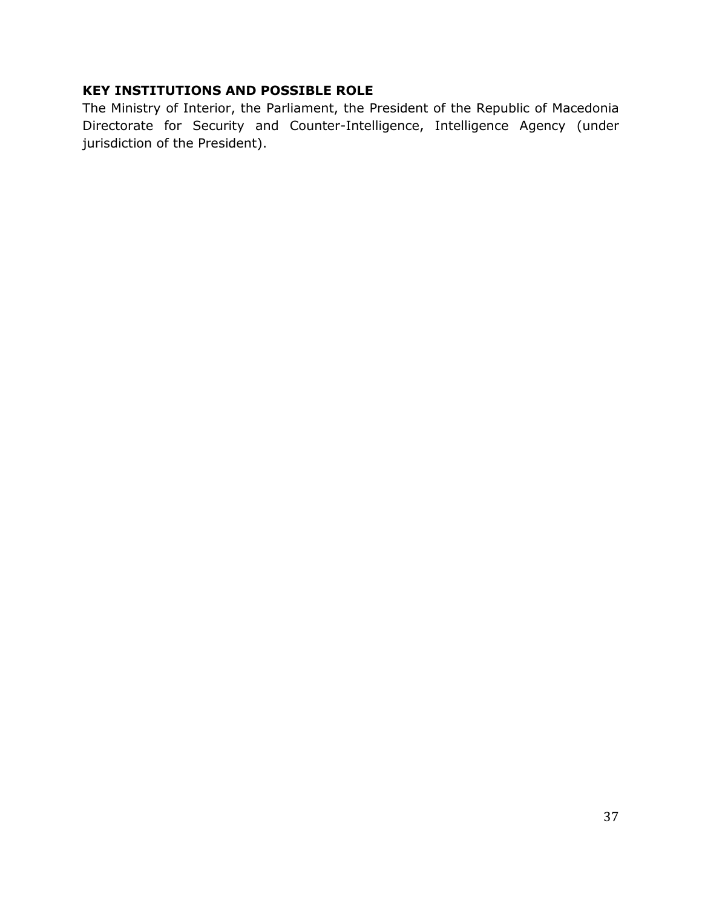**KEY INSTITUTIONS AND POSSIBLE ROLE**

The Ministry of Interior, the Parliament, the President of the Republic of Macedonia Directorate for Security and Counter-Intelligence, Intelligence Agency (under jurisdiction of the President).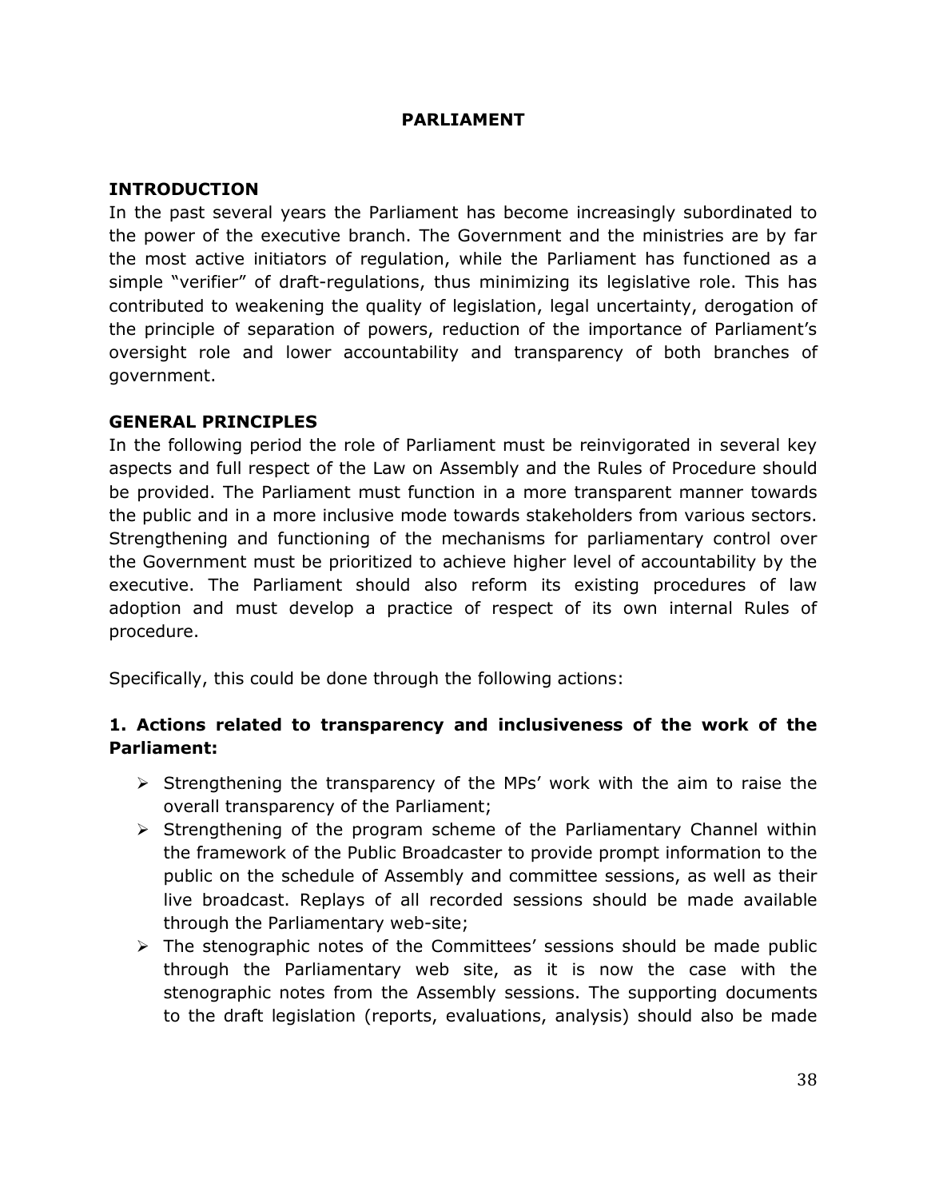# PARLIAMENT

## INTRODUCTION

In the past several years the Parliament has become increasingly subordinated to the power of the executive branch. The Government and the ministries are by far the most active initiators of regulation, while the Parliament has functioned as a simple "verifier" of draft-regulations, thus minimizing its legislative role. This has contributed to weakening the quality of legislation, legal uncertainty, derogation of the principle of separation of powers, reduction of the importance of Parliament's oversight role and lower accountability and transparency of both branches of government.

## GENERAL PRINCIPLES

In the following period the role of Parliament must be reinvigorated in several key aspects and full respect of the Law on Assembly and the Rules of Procedure should be provided. The Parliament must function in a more transparent manner towards the public and in a more inclusive mode towards stakeholders from various sectors. Strengthening and functioning of the mechanisms for parliamentary control over the Government must be prioritized to achieve higher level of accountability by the executive. The Parliament should also reform its existing procedures of law adoption and must develop a practice of respect of its own internal Rules of procedure.

Specifically, this could be done through the following actions:

### 1. Actions related to transparency and inclusiveness of the work of the Parliament:

- Strengthening the transparency of the MPs' work with the aim to raise the overall transparency of the Parliament;
- Strengthening of the program scheme of the Parliamentary Channel within the framework of the Public Broadcaster to provide prompt information to the public on the schedule of Assembly and committee sessions, as well as their live broadcast. Replays of all recorded sessions should be made available through the Parliamentary web-site;
- The stenographic notes of the Committees' sessions should be made public through the Parliamentary web site, as it is now the case with the stenographic notes from the Assembly sessions. The supporting documents to the draft legislation (reports, evaluations, analysis) should also be made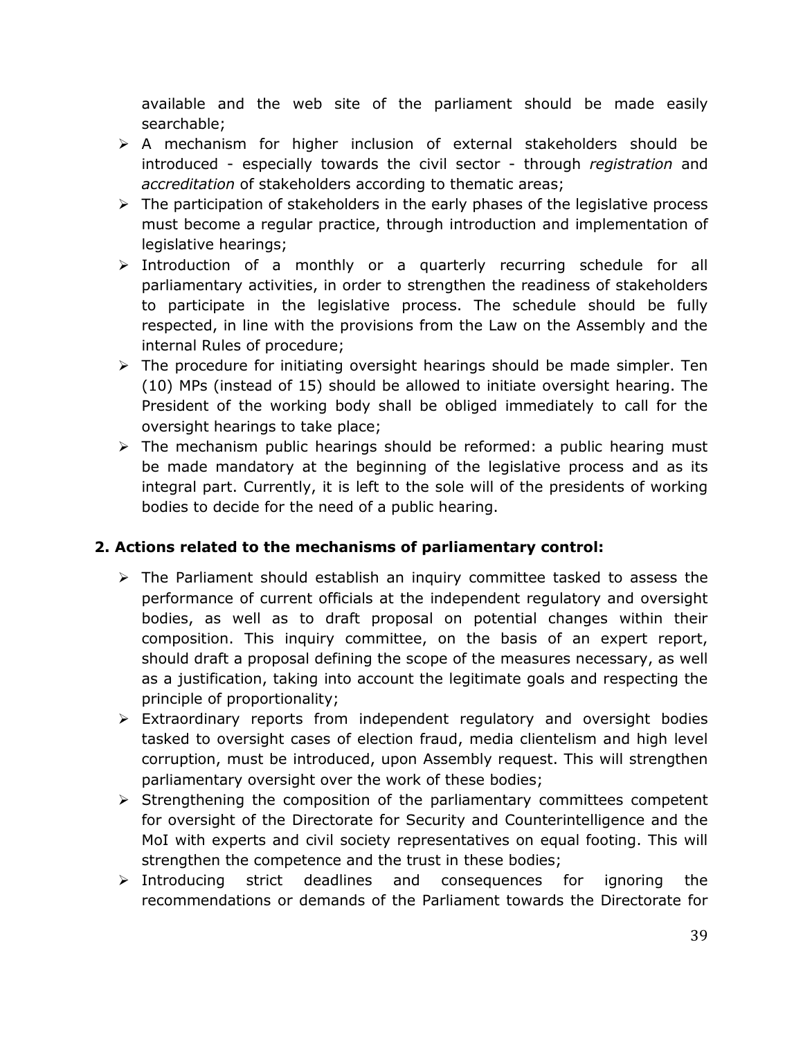available and the web site of the parliament should be made easily searchable;

- A mechanism for higher inclusion of external stakeholders should be introduced - especially towards the civil sector - through *registration* and *accreditation* of stakeholders according to thematic areas;
- The participation of stakeholders in the early phases of the legislative process must become a regular practice, through introduction and implementation of legislative hearings;
- Introduction of a monthly or a quarterly recurring schedule for all parliamentary activities, in order to strengthen the readiness of stakeholders to participate in the legislative process. The schedule should be fully respected, in line with the provisions from the Law on the Assembly and the internal Rules of procedure;
- The procedure for initiating oversight hearings should be made simpler. Ten (10) MPs (instead of 15) should be allowed to initiate oversight hearing. The President of the working body shall be obliged immediately to call for the oversight hearings to take place;
- The mechanism public hearings should be reformed: a public hearing must be made mandatory at the beginning of the legislative process and as its integral part. Currently, it is left to the sole will of the presidents of working bodies to decide for the need of a public hearing.

### 2. Actions related to the mechanisms of parliamentary control:

- The Parliament should establish an inquiry committee tasked to assess the performance of current officials at the independent regulatory and oversight bodies, as well as to draft proposal on potential changes within their composition. This inquiry committee, on the basis of an expert report, should draft a proposal defining the scope of the measures necessary, as well as a justification, taking into account the legitimate goals and respecting the principle of proportionality;
- Extraordinary reports from independent regulatory and oversight bodies tasked to oversight cases of election fraud, media clientelism and high level corruption, must be introduced, upon Assembly request. This will strengthen parliamentary oversight over the work of these bodies;
- Strengthening the composition of the parliamentary committees competent for oversight of the Directorate for Security and Counterintelligence and the MoI with experts and civil society representatives on equal footing. This will strengthen the competence and the trust in these bodies;
- Introducing strict deadlines and consequences for ignoring the recommendations or demands of the Parliament towards the Directorate for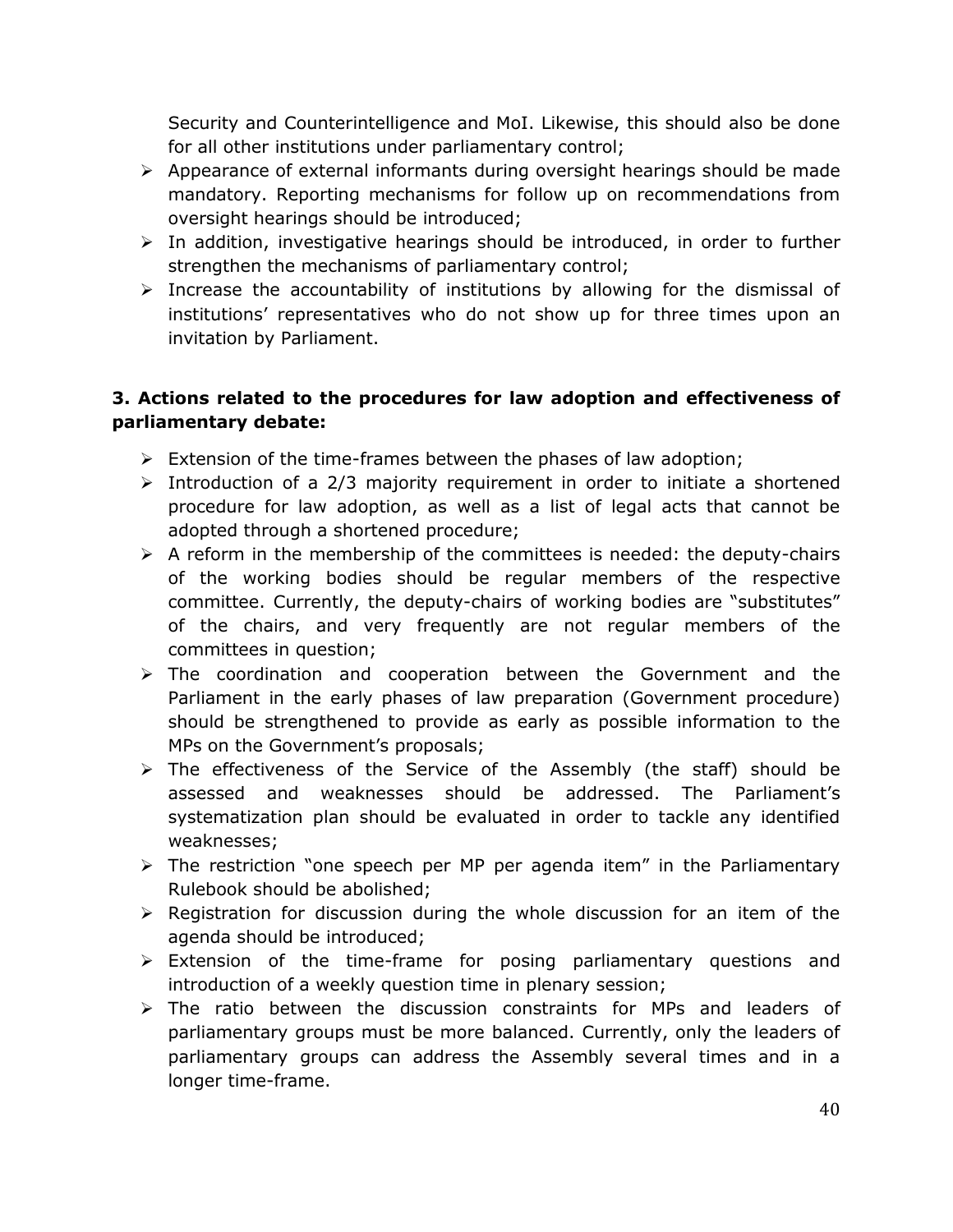Security and Counterintelligence and MoI. Likewise, this should also be done for all other institutions under parliamentary control;

- Appearance of external informants during oversight hearings should be made mandatory. Reporting mechanisms for follow up on recommendations from oversight hearings should be introduced;
- In addition, investigative hearings should be introduced, in order to further strengthen the mechanisms of parliamentary control;
- Increase the accountability of institutions by allowing for the dismissal of institutions' representatives who do not show up for three times upon an invitation by Parliament.

**3. Actions related to the procedures for law adoption and effectiveness of parliamentary debate:**

- Extension of the time-frames between the phases of law adoption;
- Introduction of a 2/3 majority requirement in order to initiate a shortened procedure for law adoption, as well as a list of legal acts that cannot be adopted through a shortened procedure;
- A reform in the membership of the committees is needed: the deputy-chairs of the working bodies should be regular members of the respective committee. Currently, the deputy-chairs of working bodies are "substitutes" of the chairs, and very frequently are not regular members of the committees in question;
- The coordination and cooperation between the Government and the Parliament in the early phases of law preparation (Government procedure) should be strengthened to provide as early as possible information to the MPs on the Government's proposals;
- The effectiveness of the Service of the Assembly (the staff) should be assessed and weaknesses should be addressed. The Parliament's systematization plan should be evaluated in order to tackle any identified weaknesses;
- The restriction "one speech per MP per agenda item" in the Parliamentary Rulebook should be abolished;
- Registration for discussion during the whole discussion for an item of the agenda should be introduced;
- Extension of the time-frame for posing parliamentary questions and introduction of a weekly question time in plenary session;
- The ratio between the discussion constraints for MPs and leaders of parliamentary groups must be more balanced. Currently, only the leaders of parliamentary groups can address the Assembly several times and in a longer time-frame.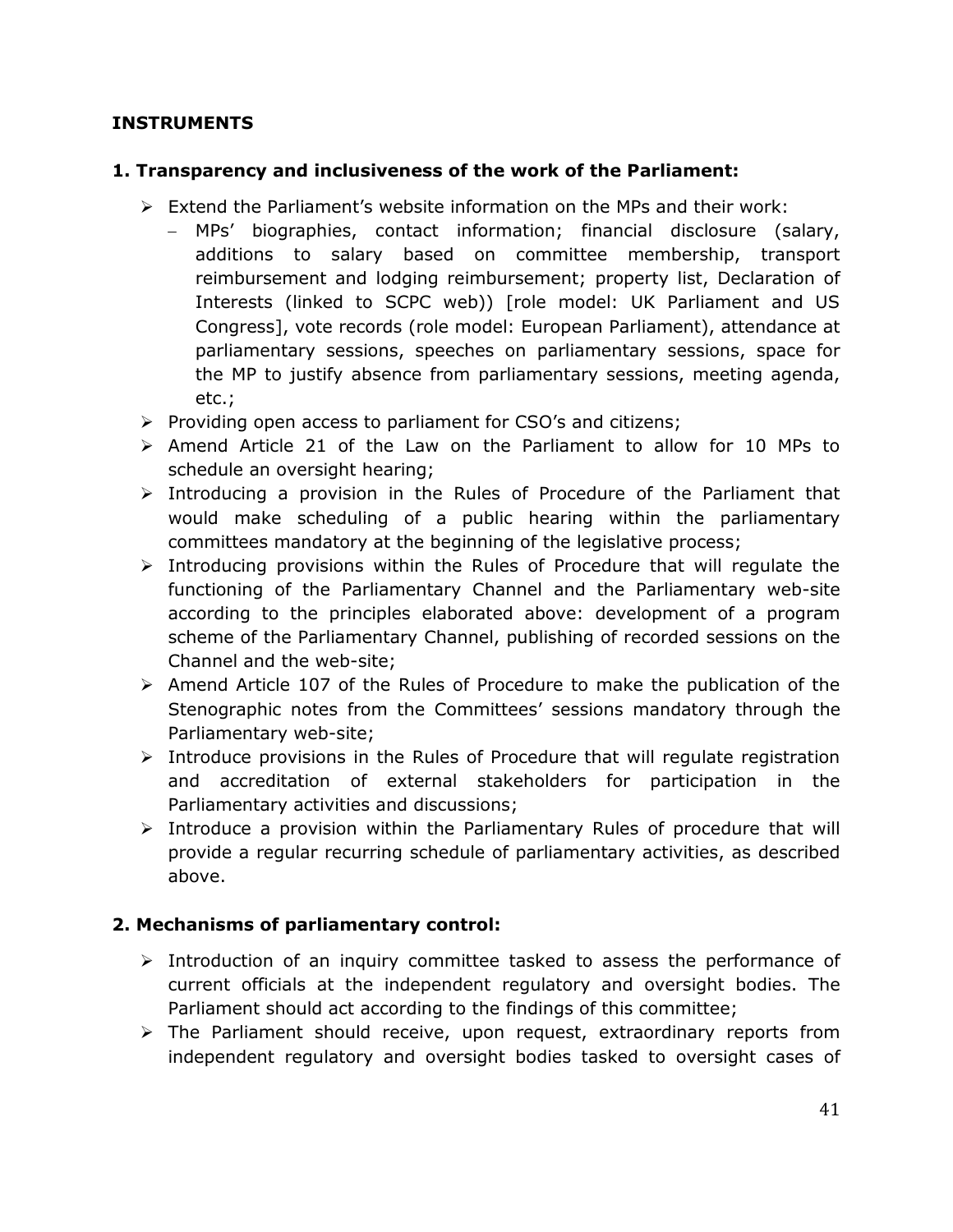## INSTRUMENTS

### 1. Transparency and inclusiveness of the work of the Parliament:

- Extend the Parliament's website information on the MPs and their work:
  - MPs' biographies, contact information; financial disclosure (salary, additions to salary based on committee membership, transport reimbursement and lodging reimbursement; property list, Declaration of Interests (linked to SCPC web)) [role model: UK Parliament and US Congress], vote records (role model: European Parliament), attendance at parliamentary sessions, speeches on parliamentary sessions, space for the MP to justify absence from parliamentary sessions, meeting agenda, etc.;
- Providing open access to parliament for CSO's and citizens;
- Amend Article 21 of the Law on the Parliament to allow for 10 MPs to schedule an oversight hearing;
- Introducing a provision in the Rules of Procedure of the Parliament that would make scheduling of a public hearing within the parliamentary committees mandatory at the beginning of the legislative process;
- Introducing provisions within the Rules of Procedure that will regulate the functioning of the Parliamentary Channel and the Parliamentary web-site according to the principles elaborated above: development of a program scheme of the Parliamentary Channel, publishing of recorded sessions on the Channel and the web-site;
- Amend Article 107 of the Rules of Procedure to make the publication of the Stenographic notes from the Committees' sessions mandatory through the Parliamentary web-site;
- Introduce provisions in the Rules of Procedure that will regulate registration and accreditation of external stakeholders for participation in the Parliamentary activities and discussions;
- Introduce a provision within the Parliamentary Rules of procedure that will provide a regular recurring schedule of parliamentary activities, as described above.

### 2. Mechanisms of parliamentary control:

- Introduction of an inquiry committee tasked to assess the performance of current officials at the independent regulatory and oversight bodies. The Parliament should act according to the findings of this committee;
- The Parliament should receive, upon request, extraordinary reports from independent regulatory and oversight bodies tasked to oversight cases of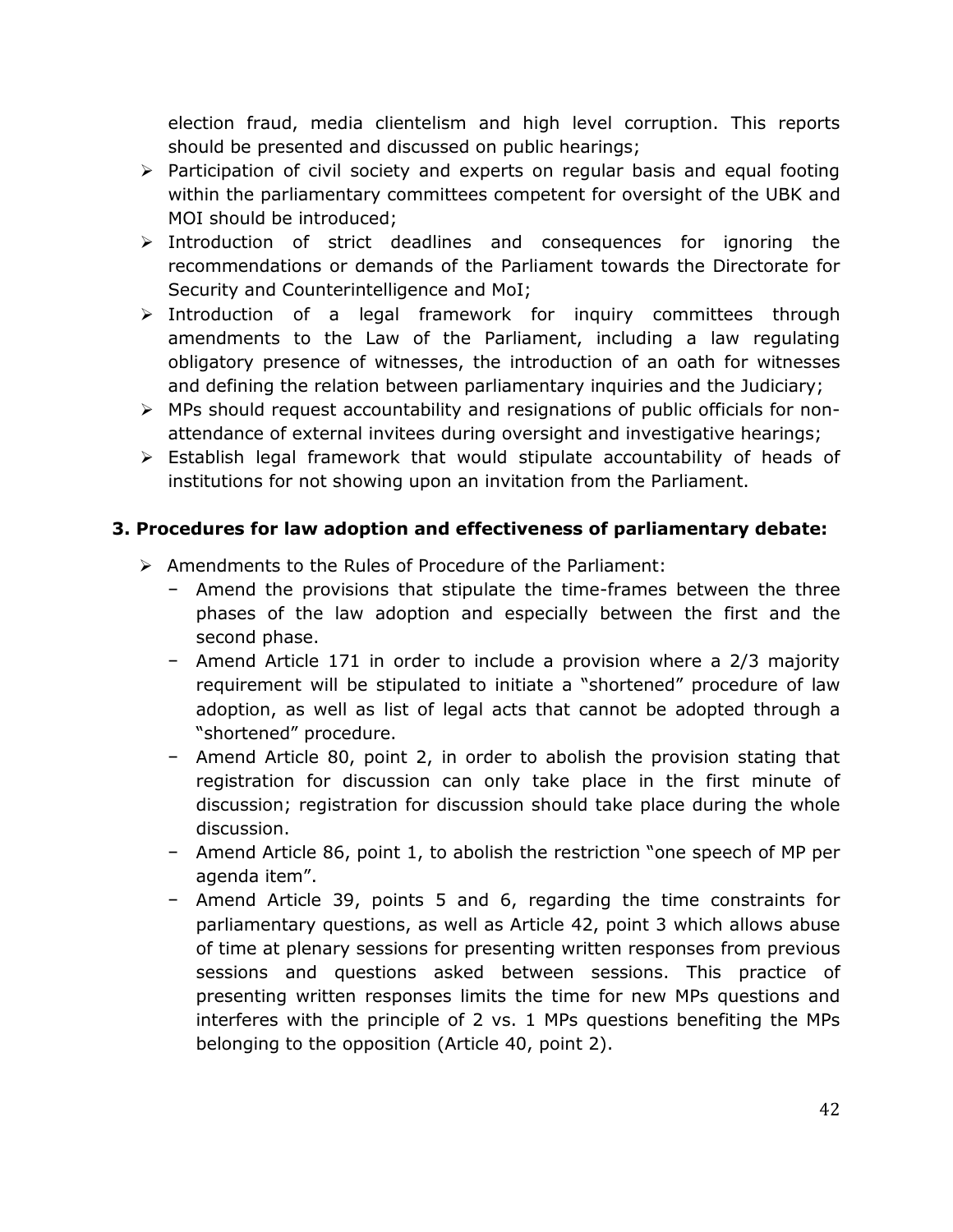election fraud, media clientelism and high level corruption. This reports should be presented and discussed on public hearings;

- Participation of civil society and experts on regular basis and equal footing within the parliamentary committees competent for oversight of the UBK and MOI should be introduced;
- Introduction of strict deadlines and consequences for ignoring the recommendations or demands of the Parliament towards the Directorate for Security and Counterintelligence and MoI;
- Introduction of a legal framework for inquiry committees through amendments to the Law of the Parliament, including a law regulating obligatory presence of witnesses, the introduction of an oath for witnesses and defining the relation between parliamentary inquiries and the Judiciary;
- MPs should request accountability and resignations of public officials for non-attendance of external invitees during oversight and investigative hearings;
- Establish legal framework that would stipulate accountability of heads of institutions for not showing upon an invitation from the Parliament.

### 3. Procedures for law adoption and effectiveness of parliamentary debate:

- Amendments to the Rules of Procedure of the Parliament:
  - Amend the provisions that stipulate the time-frames between the three phases of the law adoption and especially between the first and the second phase.
  - Amend Article 171 in order to include a provision where a 2/3 majority requirement will be stipulated to initiate a "shortened" procedure of law adoption, as well as list of legal acts that cannot be adopted through a "shortened" procedure.
  - Amend Article 80, point 2, in order to abolish the provision stating that registration for discussion can only take place in the first minute of discussion; registration for discussion should take place during the whole discussion.
  - Amend Article 86, point 1, to abolish the restriction "one speech of MP per agenda item".
  - Amend Article 39, points 5 and 6, regarding the time constraints for parliamentary questions, as well as Article 42, point 3 which allows abuse of time at plenary sessions for presenting written responses from previous sessions and questions asked between sessions. This practice of presenting written responses limits the time for new MPs questions and interferes with the principle of 2 vs. 1 MPs questions benefiting the MPs belonging to the opposition (Article 40, point 2).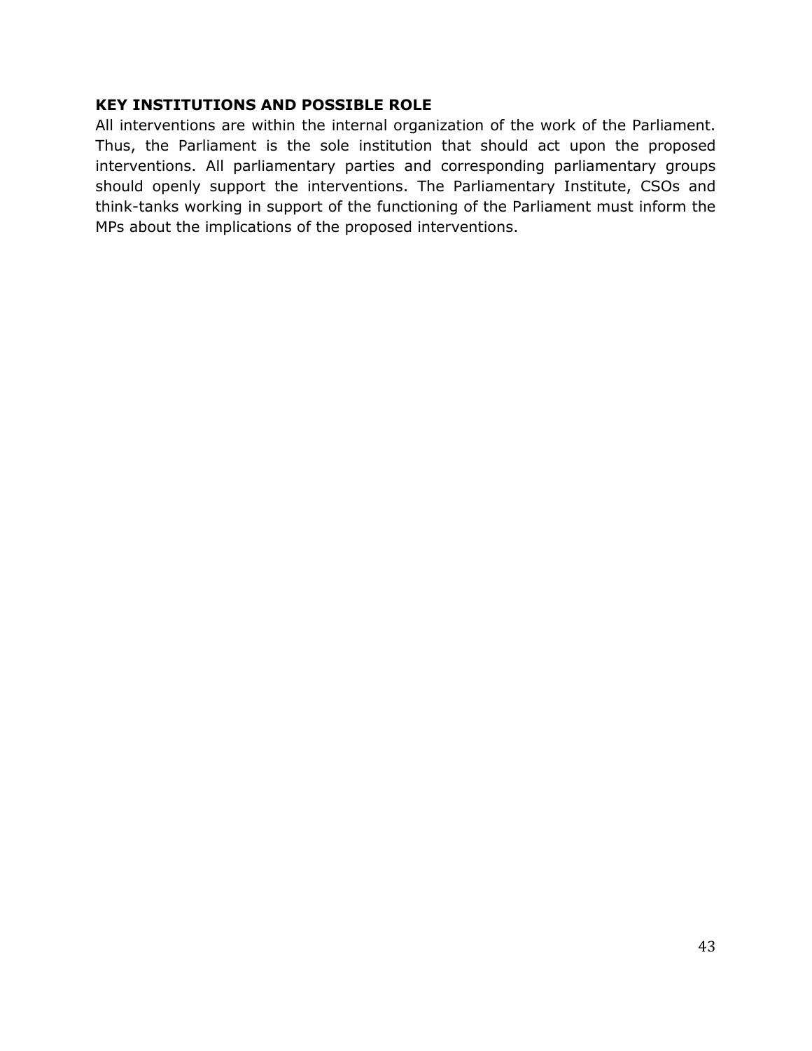**KEY INSTITUTIONS AND POSSIBLE ROLE**

All interventions are within the internal organization of the work of the Parliament. Thus, the Parliament is the sole institution that should act upon the proposed interventions. All parliamentary parties and corresponding parliamentary groups should openly support the interventions. The Parliamentary Institute, CSOs and think-tanks working in support of the functioning of the Parliament must inform the MPs about the implications of the proposed interventions.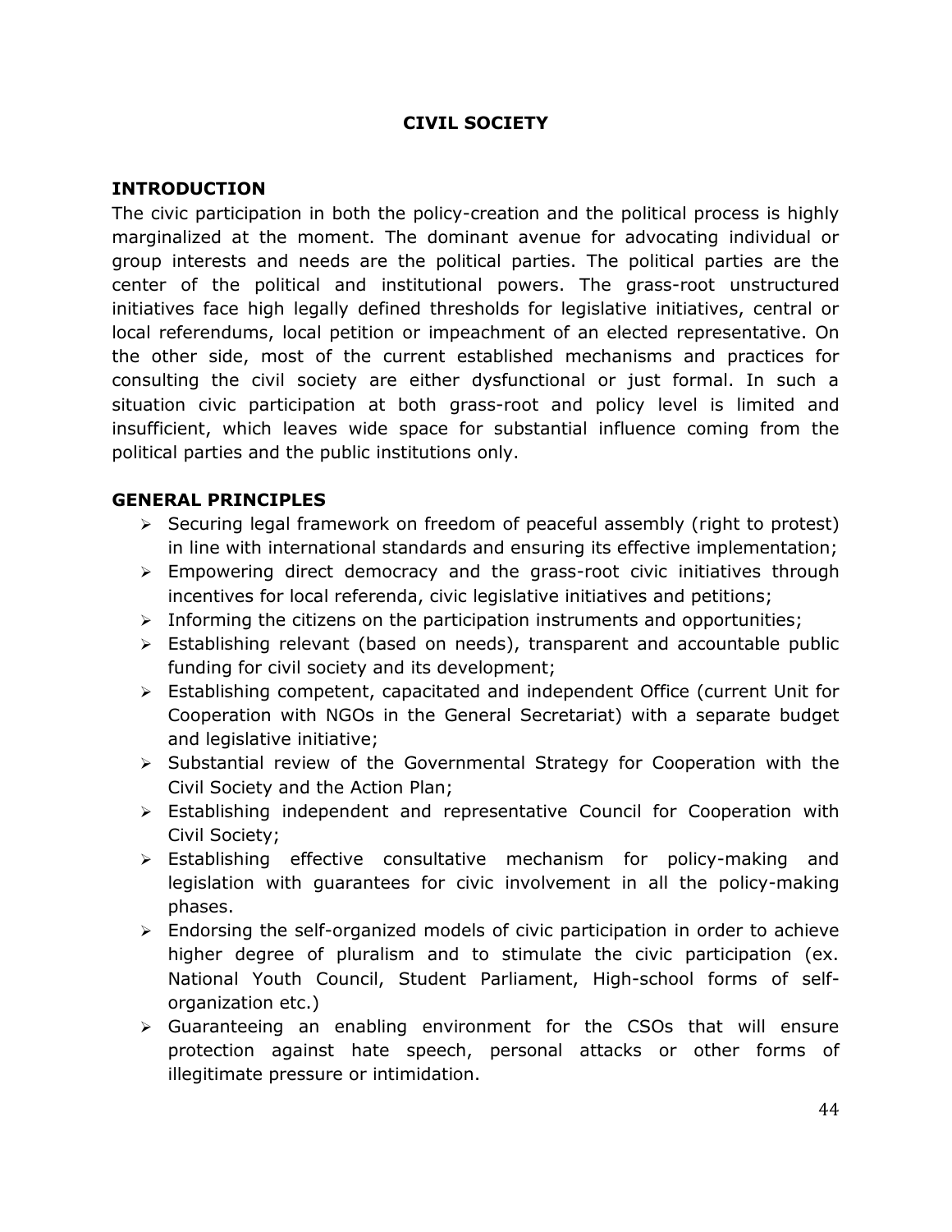# CIVIL SOCIETY

## INTRODUCTION

The civic participation in both the policy-creation and the political process is highly marginalized at the moment. The dominant avenue for advocating individual or group interests and needs are the political parties. The political parties are the center of the political and institutional powers. The grass-root unstructured initiatives face high legally defined thresholds for legislative initiatives, central or local referendums, local petition or impeachment of an elected representative. On the other side, most of the current established mechanisms and practices for consulting the civil society are either dysfunctional or just formal. In such a situation civic participation at both grass-root and policy level is limited and insufficient, which leaves wide space for substantial influence coming from the political parties and the public institutions only.

## GENERAL PRINCIPLES

- Securing legal framework on freedom of peaceful assembly (right to protest) in line with international standards and ensuring its effective implementation;
- Empowering direct democracy and the grass-root civic initiatives through incentives for local referenda, civic legislative initiatives and petitions;
- Informing the citizens on the participation instruments and opportunities;
- Establishing relevant (based on needs), transparent and accountable public funding for civil society and its development;
- Establishing competent, capacitated and independent Office (current Unit for Cooperation with NGOs in the General Secretariat) with a separate budget and legislative initiative;
- Substantial review of the Governmental Strategy for Cooperation with the Civil Society and the Action Plan;
- Establishing independent and representative Council for Cooperation with Civil Society;
- Establishing effective consultative mechanism for policy-making and legislation with guarantees for civic involvement in all the policy-making phases.
- Endorsing the self-organized models of civic participation in order to achieve higher degree of pluralism and to stimulate the civic participation (ex. National Youth Council, Student Parliament, High-school forms of self-organization etc.)
- Guaranteeing an enabling environment for the CSOs that will ensure protection against hate speech, personal attacks or other forms of illegitimate pressure or intimidation.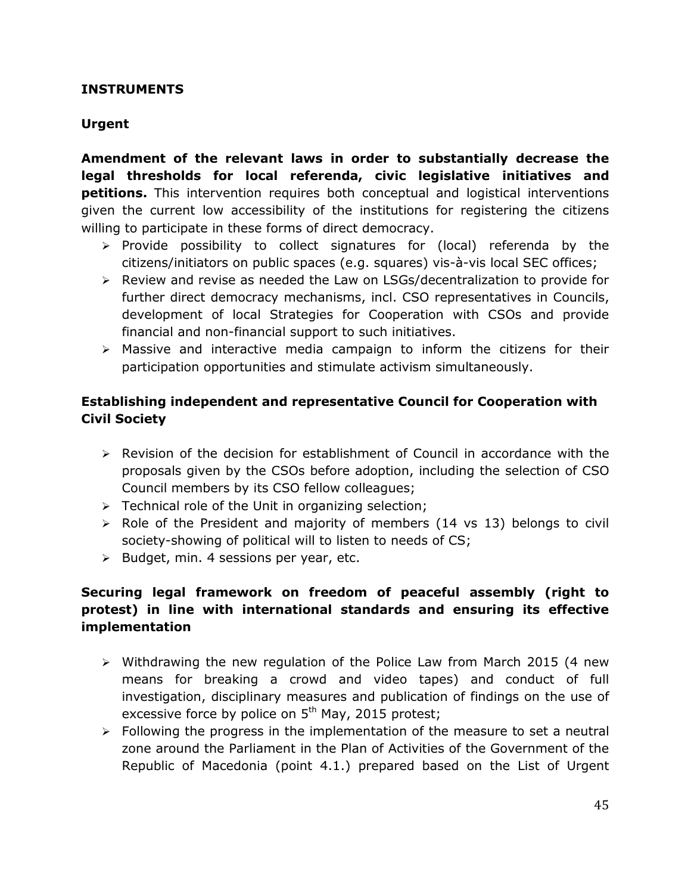**INSTRUMENTS**

**Urgent**

**Amendment of the relevant laws in order to substantially decrease the legal thresholds for local referenda, civic legislative initiatives and petitions.** This intervention requires both conceptual and logistical interventions given the current low accessibility of the institutions for registering the citizens willing to participate in these forms of direct democracy.

- Provide possibility to collect signatures for (local) referenda by the citizens/initiators on public spaces (e.g. squares) vis-à-vis local SEC offices;
- Review and revise as needed the Law on LSGs/decentralization to provide for further direct democracy mechanisms, incl. CSO representatives in Councils, development of local Strategies for Cooperation with CSOs and provide financial and non-financial support to such initiatives.
- Massive and interactive media campaign to inform the citizens for their participation opportunities and stimulate activism simultaneously.

**Establishing independent and representative Council for Cooperation with Civil Society**

- Revision of the decision for establishment of Council in accordance with the proposals given by the CSOs before adoption, including the selection of CSO Council members by its CSO fellow colleagues;
- Technical role of the Unit in organizing selection;
- Role of the President and majority of members (14 vs 13) belongs to civil society-showing of political will to listen to needs of CS;
- Budget, min. 4 sessions per year, etc.

**Securing legal framework on freedom of peaceful assembly (right to protest) in line with international standards and ensuring its effective implementation**

- Withdrawing the new regulation of the Police Law from March 2015 (4 new means for breaking a crowd and video tapes) and conduct of full investigation, disciplinary measures and publication of findings on the use of excessive force by police on 5th May, 2015 protest;
- Following the progress in the implementation of the measure to set a neutral zone around the Parliament in the Plan of Activities of the Government of the Republic of Macedonia (point 4.1.) prepared based on the List of Urgent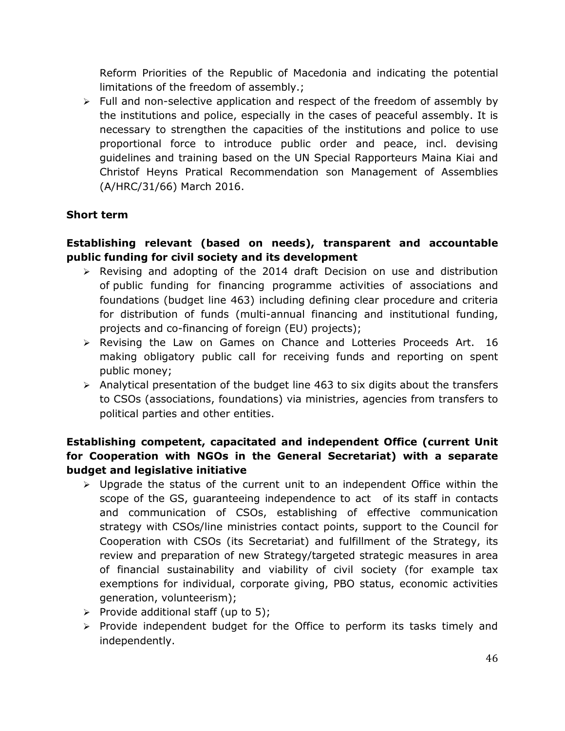Reform Priorities of the Republic of Macedonia and indicating the potential limitations of the freedom of assembly.;

- Full and non-selective application and respect of the freedom of assembly by the institutions and police, especially in the cases of peaceful assembly. It is necessary to strengthen the capacities of the institutions and police to use proportional force to introduce public order and peace, incl. devising guidelines and training based on the UN Special Rapporteurs Maina Kiai and Christof Heyns Pratical Recommendation son Management of Assemblies (A/HRC/31/66) March 2016.

**Short term**

**Establishing relevant (based on needs), transparent and accountable public funding for civil society and its development**

- Revising and adopting of the 2014 draft Decision on use and distribution of public funding for financing programme activities of associations and foundations (budget line 463) including defining clear procedure and criteria for distribution of funds (multi-annual financing and institutional funding, projects and co-financing of foreign (EU) projects);
- Revising the Law on Games on Chance and Lotteries Proceeds Art. 16 making obligatory public call for receiving funds and reporting on spent public money;
- Analytical presentation of the budget line 463 to six digits about the transfers to CSOs (associations, foundations) via ministries, agencies from transfers to political parties and other entities.

**Establishing competent, capacitated and independent Office (current Unit for Cooperation with NGOs in the General Secretariat) with a separate budget and legislative initiative**

- Upgrade the status of the current unit to an independent Office within the scope of the GS, guaranteeing independence to act of its staff in contacts and communication of CSOs, establishing of effective communication strategy with CSOs/line ministries contact points, support to the Council for Cooperation with CSOs (its Secretariat) and fulfillment of the Strategy, its review and preparation of new Strategy/targeted strategic measures in area of financial sustainability and viability of civil society (for example tax exemptions for individual, corporate giving, PBO status, economic activities generation, volunteerism);
- Provide additional staff (up to 5);
- Provide independent budget for the Office to perform its tasks timely and independently.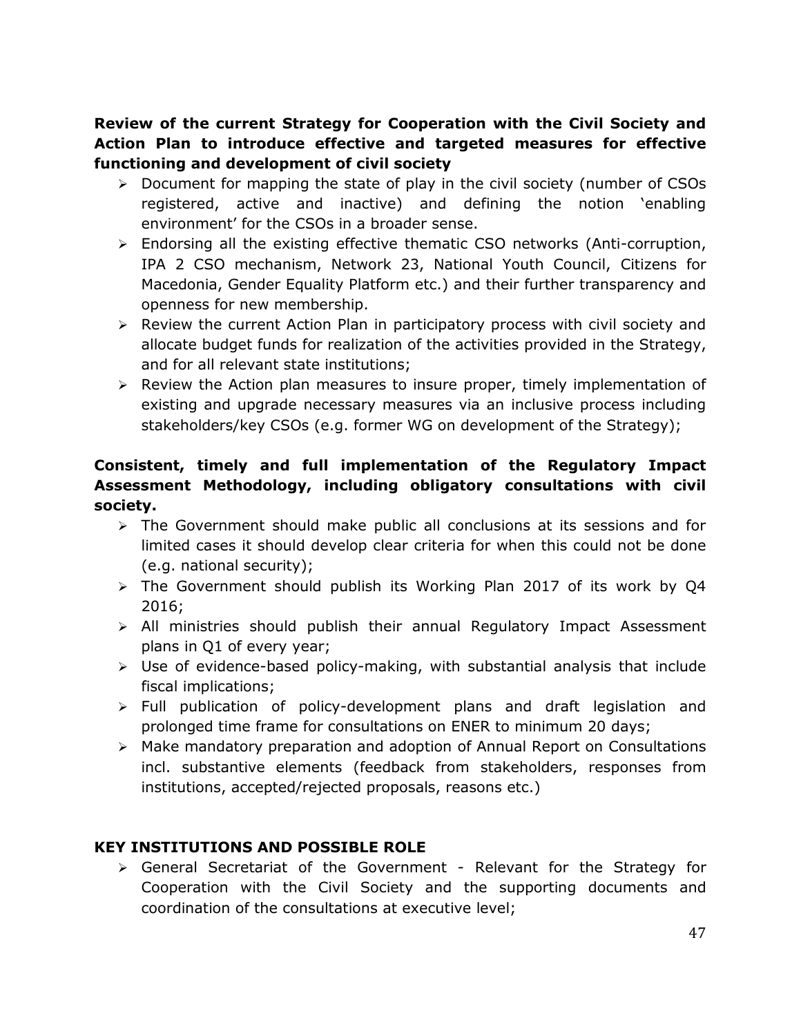**Review of the current Strategy for Cooperation with the Civil Society and Action Plan to introduce effective and targeted measures for effective functioning and development of civil society**

- Document for mapping the state of play in the civil society (number of CSOs registered, active and inactive) and defining the notion 'enabling environment' for the CSOs in a broader sense.
- Endorsing all the existing effective thematic CSO networks (Anti-corruption, IPA 2 CSO mechanism, Network 23, National Youth Council, Citizens for Macedonia, Gender Equality Platform etc.) and their further transparency and openness for new membership.
- Review the current Action Plan in participatory process with civil society and allocate budget funds for realization of the activities provided in the Strategy, and for all relevant state institutions;
- Review the Action plan measures to insure proper, timely implementation of existing and upgrade necessary measures via an inclusive process including stakeholders/key CSOs (e.g. former WG on development of the Strategy);

**Consistent, timely and full implementation of the Regulatory Impact Assessment Methodology, including obligatory consultations with civil society.**

- The Government should make public all conclusions at its sessions and for limited cases it should develop clear criteria for when this could not be done (e.g. national security);
- The Government should publish its Working Plan 2017 of its work by Q4 2016;
- All ministries should publish their annual Regulatory Impact Assessment plans in Q1 of every year;
- Use of evidence-based policy-making, with substantial analysis that include fiscal implications;
- Full publication of policy-development plans and draft legislation and prolonged time frame for consultations on ENER to minimum 20 days;
- Make mandatory preparation and adoption of Annual Report on Consultations incl. substantive elements (feedback from stakeholders, responses from institutions, accepted/rejected proposals, reasons etc.)

**KEY INSTITUTIONS AND POSSIBLE ROLE**

- General Secretariat of the Government - Relevant for the Strategy for Cooperation with the Civil Society and the supporting documents and coordination of the consultations at executive level;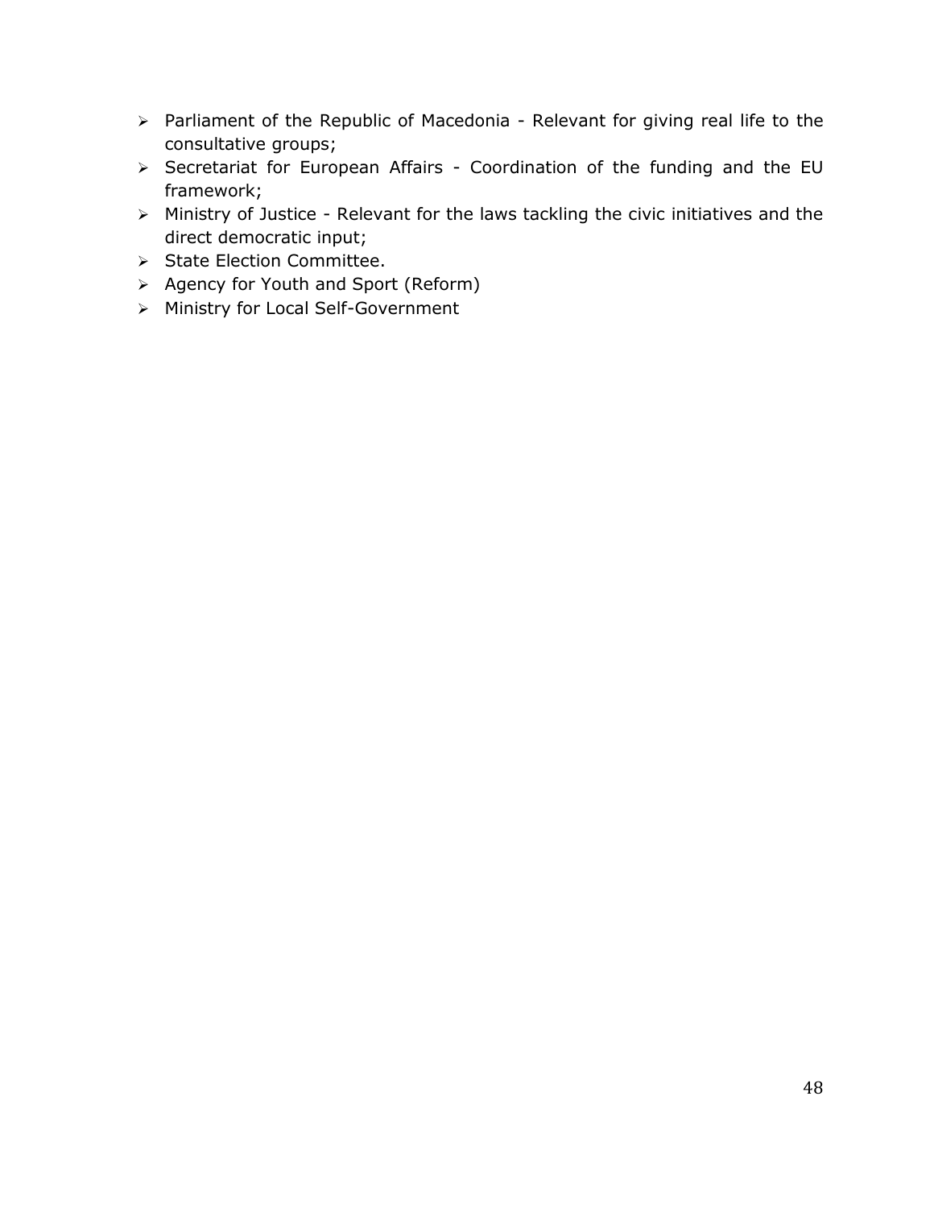- Parliament of the Republic of Macedonia - Relevant for giving real life to the consultative groups;
- Secretariat for European Affairs - Coordination of the funding and the EU framework;
- Ministry of Justice - Relevant for the laws tackling the civic initiatives and the direct democratic input;
- State Election Committee.
- Agency for Youth and Sport (Reform)
- Ministry for Local Self-Government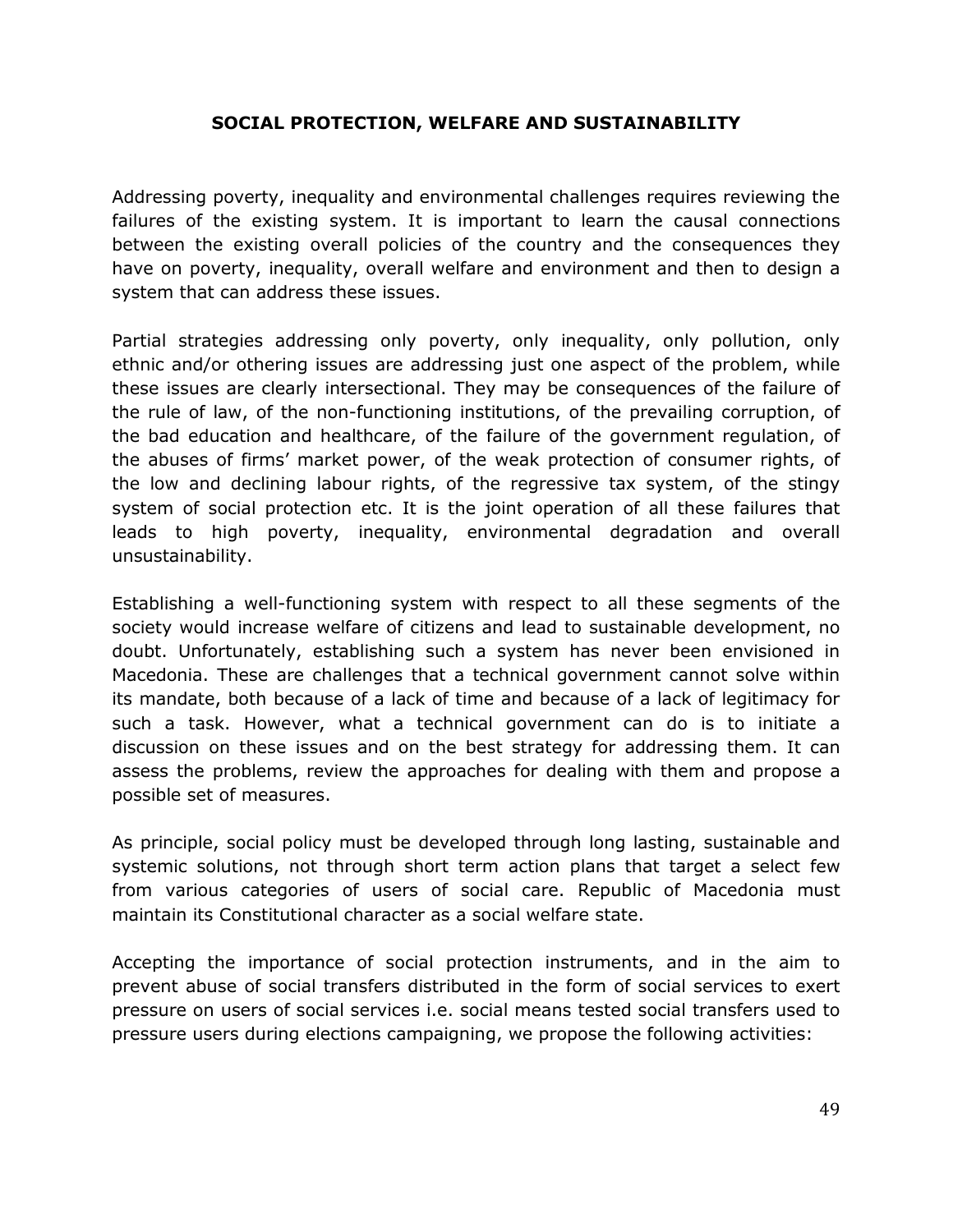## SOCIAL PROTECTION, WELFARE AND SUSTAINABILITY

Addressing poverty, inequality and environmental challenges requires reviewing the failures of the existing system. It is important to learn the causal connections between the existing overall policies of the country and the consequences they have on poverty, inequality, overall welfare and environment and then to design a system that can address these issues.

Partial strategies addressing only poverty, only inequality, only pollution, only ethnic and/or othering issues are addressing just one aspect of the problem, while these issues are clearly intersectional. They may be consequences of the failure of the rule of law, of the non-functioning institutions, of the prevailing corruption, of the bad education and healthcare, of the failure of the government regulation, of the abuses of firms' market power, of the weak protection of consumer rights, of the low and declining labour rights, of the regressive tax system, of the stingy system of social protection etc. It is the joint operation of all these failures that leads to high poverty, inequality, environmental degradation and overall unsustainability.

Establishing a well-functioning system with respect to all these segments of the society would increase welfare of citizens and lead to sustainable development, no doubt. Unfortunately, establishing such a system has never been envisioned in Macedonia. These are challenges that a technical government cannot solve within its mandate, both because of a lack of time and because of a lack of legitimacy for such a task. However, what a technical government can do is to initiate a discussion on these issues and on the best strategy for addressing them. It can assess the problems, review the approaches for dealing with them and propose a possible set of measures.

As principle, social policy must be developed through long lasting, sustainable and systemic solutions, not through short term action plans that target a select few from various categories of users of social care. Republic of Macedonia must maintain its Constitutional character as a social welfare state.

Accepting the importance of social protection instruments, and in the aim to prevent abuse of social transfers distributed in the form of social services to exert pressure on users of social services i.e. social means tested social transfers used to pressure users during elections campaigning, we propose the following activities: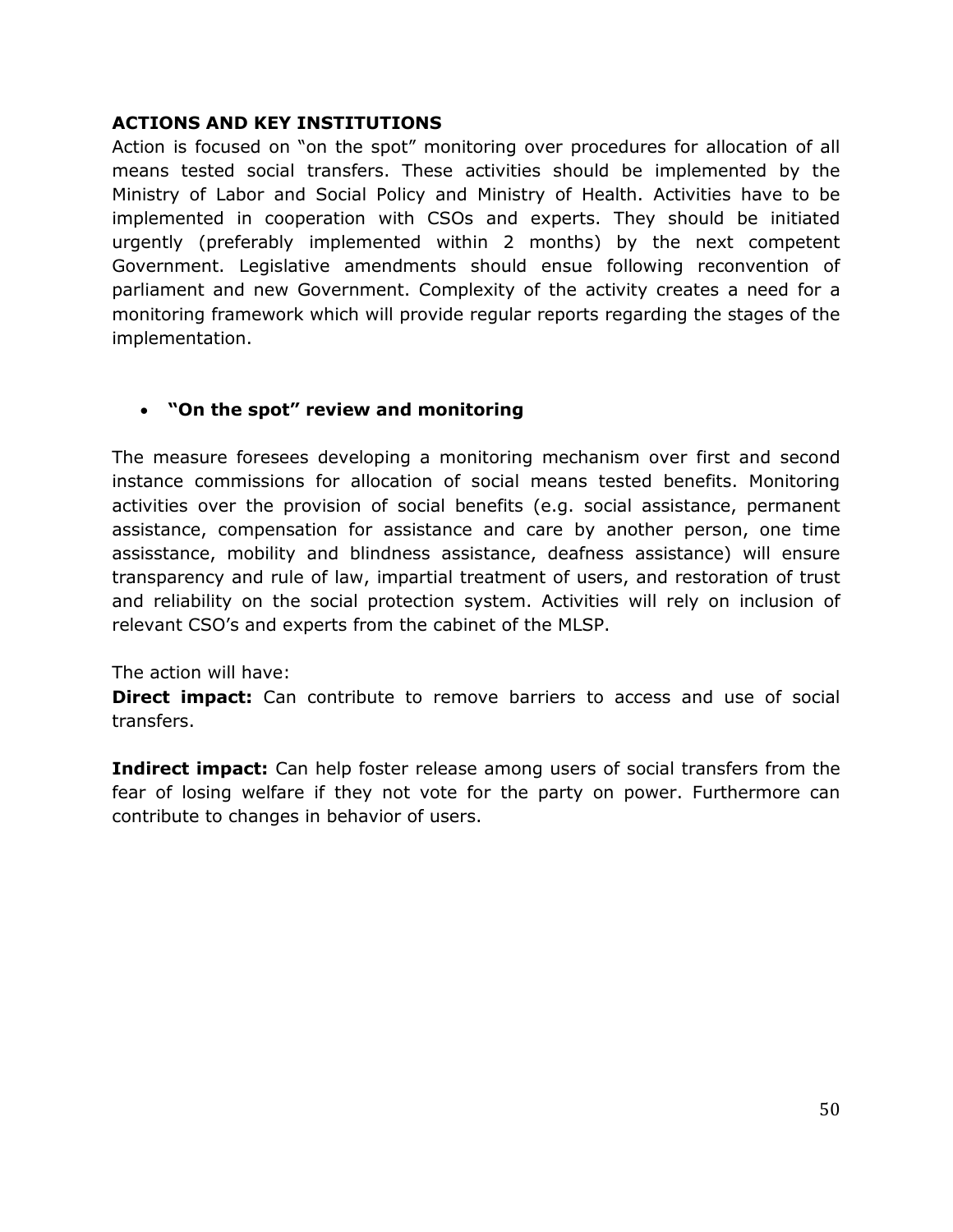**ACTIONS AND KEY INSTITUTIONS**

Action is focused on "on the spot" monitoring over procedures for allocation of all means tested social transfers. These activities should be implemented by the Ministry of Labor and Social Policy and Ministry of Health. Activities have to be implemented in cooperation with CSOs and experts. They should be initiated urgently (preferably implemented within 2 months) by the next competent Government. Legislative amendments should ensue following reconvention of parliament and new Government. Complexity of the activity creates a need for a monitoring framework which will provide regular reports regarding the stages of the implementation.

- **"On the spot" review and monitoring**

The measure foresees developing a monitoring mechanism over first and second instance commissions for allocation of social means tested benefits. Monitoring activities over the provision of social benefits (e.g. social assistance, permanent assistance, compensation for assistance and care by another person, one time assisstance, mobility and blindness assistance, deafness assistance) will ensure transparency and rule of law, impartial treatment of users, and restoration of trust and reliability on the social protection system. Activities will rely on inclusion of relevant CSO's and experts from the cabinet of the MLSP.

The action will have:

**Direct impact:** Can contribute to remove barriers to access and use of social transfers.

**Indirect impact:** Can help foster release among users of social transfers from the fear of losing welfare if they not vote for the party on power. Furthermore can contribute to changes in behavior of users.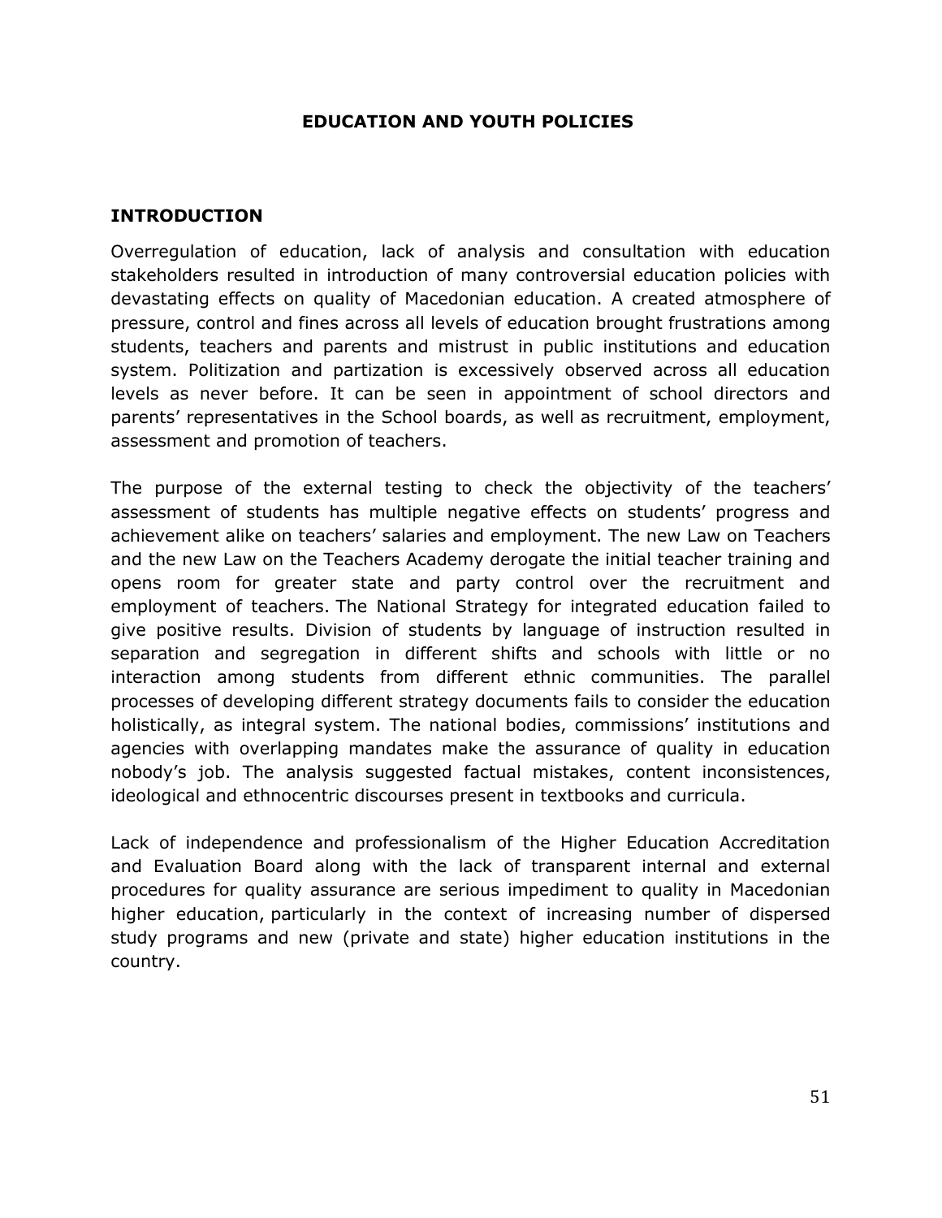# EDUCATION AND YOUTH POLICIES

## INTRODUCTION

Overregulation of education, lack of analysis and consultation with education stakeholders resulted in introduction of many controversial education policies with devastating effects on quality of Macedonian education. A created atmosphere of pressure, control and fines across all levels of education brought frustrations among students, teachers and parents and mistrust in public institutions and education system. Politization and partization is excessively observed across all education levels as never before. It can be seen in appointment of school directors and parents' representatives in the School boards, as well as recruitment, employment, assessment and promotion of teachers.

The purpose of the external testing to check the objectivity of the teachers' assessment of students has multiple negative effects on students' progress and achievement alike on teachers' salaries and employment. The new Law on Teachers and the new Law on the Teachers Academy derogate the initial teacher training and opens room for greater state and party control over the recruitment and employment of teachers. The National Strategy for integrated education failed to give positive results. Division of students by language of instruction resulted in separation and segregation in different shifts and schools with little or no interaction among students from different ethnic communities. The parallel processes of developing different strategy documents fails to consider the education holistically, as integral system. The national bodies, commissions' institutions and agencies with overlapping mandates make the assurance of quality in education nobody's job. The analysis suggested factual mistakes, content inconsistences, ideological and ethnocentric discourses present in textbooks and curricula.

Lack of independence and professionalism of the Higher Education Accreditation and Evaluation Board along with the lack of transparent internal and external procedures for quality assurance are serious impediment to quality in Macedonian higher education, particularly in the context of increasing number of dispersed study programs and new (private and state) higher education institutions in the country.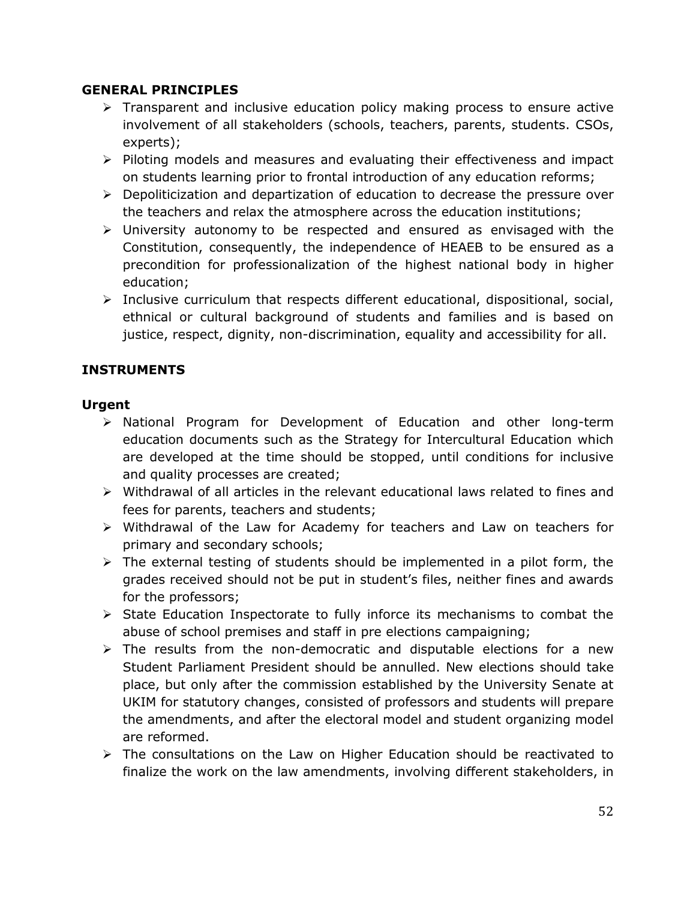**GENERAL PRINCIPLES**

- Transparent and inclusive education policy making process to ensure active involvement of all stakeholders (schools, teachers, parents, students. CSOs, experts);
- Piloting models and measures and evaluating their effectiveness and impact on students learning prior to frontal introduction of any education reforms;
- Depoliticization and departization of education to decrease the pressure over the teachers and relax the atmosphere across the education institutions;
- University autonomy to be respected and ensured as envisaged with the Constitution, consequently, the independence of HEAEB to be ensured as a precondition for professionalization of the highest national body in higher education;
- Inclusive curriculum that respects different educational, dispositional, social, ethnical or cultural background of students and families and is based on justice, respect, dignity, non-discrimination, equality and accessibility for all.

**INSTRUMENTS**

**Urgent**

- National Program for Development of Education and other long-term education documents such as the Strategy for Intercultural Education which are developed at the time should be stopped, until conditions for inclusive and quality processes are created;
- Withdrawal of all articles in the relevant educational laws related to fines and fees for parents, teachers and students;
- Withdrawal of the Law for Academy for teachers and Law on teachers for primary and secondary schools;
- The external testing of students should be implemented in a pilot form, the grades received should not be put in student's files, neither fines and awards for the professors;
- State Education Inspectorate to fully inforce its mechanisms to combat the abuse of school premises and staff in pre elections campaigning;
- The results from the non-democratic and disputable elections for a new Student Parliament President should be annulled. New elections should take place, but only after the commission established by the University Senate at UKIM for statutory changes, consisted of professors and students will prepare the amendments, and after the electoral model and student organizing model are reformed.
- The consultations on the Law on Higher Education should be reactivated to finalize the work on the law amendments, involving different stakeholders, in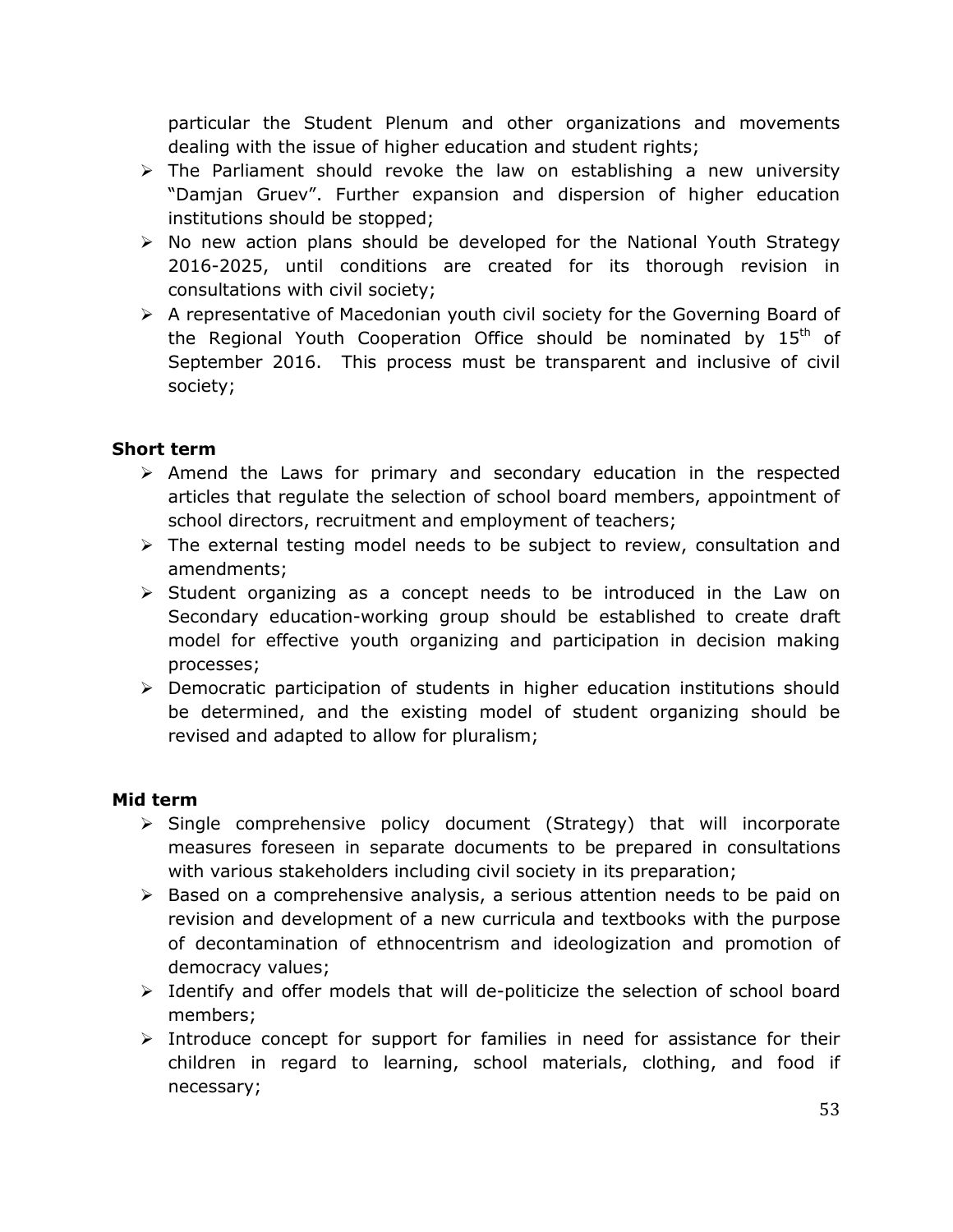particular the Student Plenum and other organizations and movements dealing with the issue of higher education and student rights;

- The Parliament should revoke the law on establishing a new university "Damjan Gruev". Further expansion and dispersion of higher education institutions should be stopped;
- No new action plans should be developed for the National Youth Strategy 2016-2025, until conditions are created for its thorough revision in consultations with civil society;
- A representative of Macedonian youth civil society for the Governing Board of the Regional Youth Cooperation Office should be nominated by 15th of September 2016. This process must be transparent and inclusive of civil society;

**Short term**

- Amend the Laws for primary and secondary education in the respected articles that regulate the selection of school board members, appointment of school directors, recruitment and employment of teachers;
- The external testing model needs to be subject to review, consultation and amendments;
- Student organizing as a concept needs to be introduced in the Law on Secondary education-working group should be established to create draft model for effective youth organizing and participation in decision making processes;
- Democratic participation of students in higher education institutions should be determined, and the existing model of student organizing should be revised and adapted to allow for pluralism;

**Mid term**

- Single comprehensive policy document (Strategy) that will incorporate measures foreseen in separate documents to be prepared in consultations with various stakeholders including civil society in its preparation;
- Based on a comprehensive analysis, a serious attention needs to be paid on revision and development of a new curricula and textbooks with the purpose of decontamination of ethnocentrism and ideologization and promotion of democracy values;
- Identify and offer models that will de-politicize the selection of school board members;
- Introduce concept for support for families in need for assistance for their children in regard to learning, school materials, clothing, and food if necessary;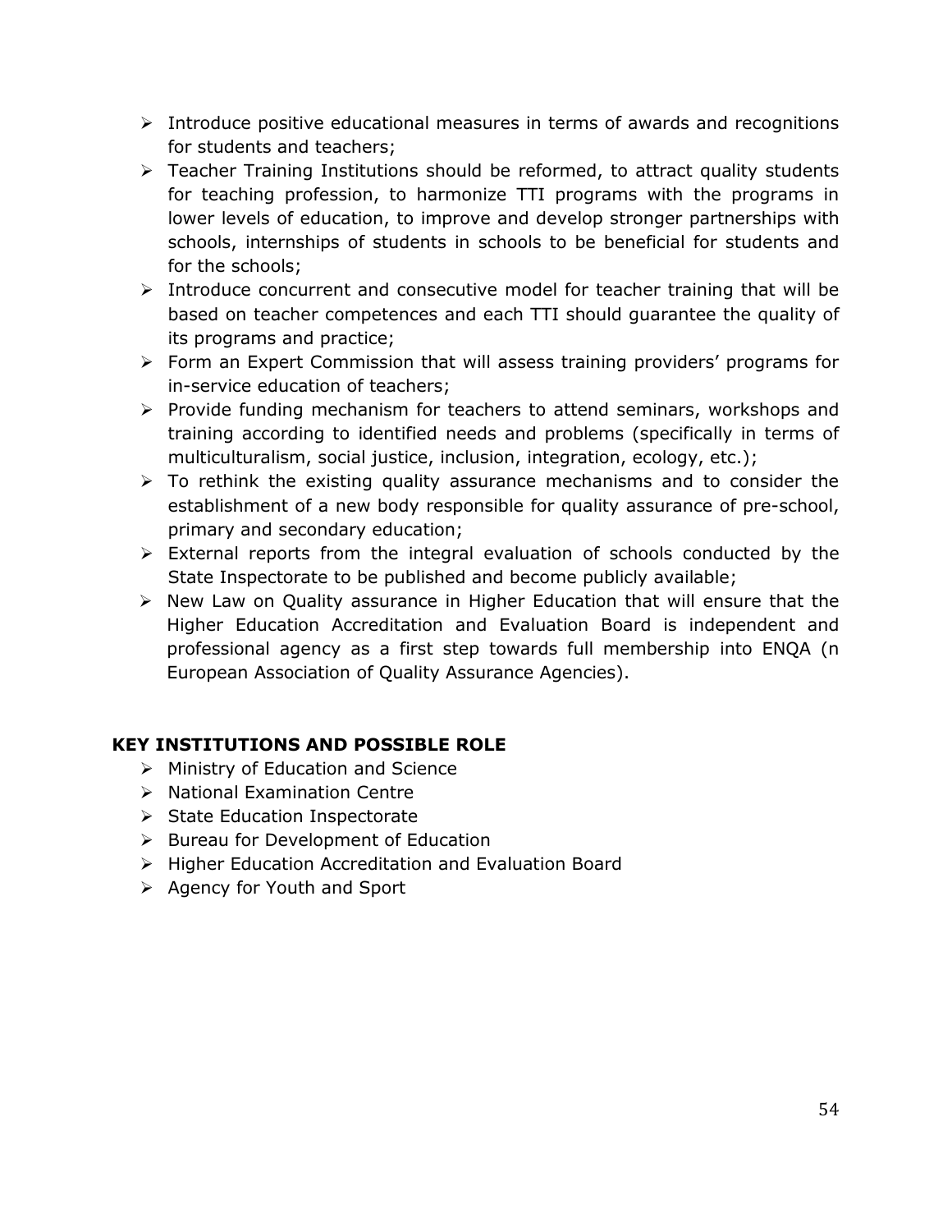- Introduce positive educational measures in terms of awards and recognitions for students and teachers;
- Teacher Training Institutions should be reformed, to attract quality students for teaching profession, to harmonize TTI programs with the programs in lower levels of education, to improve and develop stronger partnerships with schools, internships of students in schools to be beneficial for students and for the schools;
- Introduce concurrent and consecutive model for teacher training that will be based on teacher competences and each TTI should guarantee the quality of its programs and practice;
- Form an Expert Commission that will assess training providers' programs for in-service education of teachers;
- Provide funding mechanism for teachers to attend seminars, workshops and training according to identified needs and problems (specifically in terms of multiculturalism, social justice, inclusion, integration, ecology, etc.);
- To rethink the existing quality assurance mechanisms and to consider the establishment of a new body responsible for quality assurance of pre-school, primary and secondary education;
- External reports from the integral evaluation of schools conducted by the State Inspectorate to be published and become publicly available;
- New Law on Quality assurance in Higher Education that will ensure that the Higher Education Accreditation and Evaluation Board is independent and professional agency as a first step towards full membership into ENQA (n European Association of Quality Assurance Agencies).

**KEY INSTITUTIONS AND POSSIBLE ROLE**

- Ministry of Education and Science
- National Examination Centre
- State Education Inspectorate
- Bureau for Development of Education
- Higher Education Accreditation and Evaluation Board
- Agency for Youth and Sport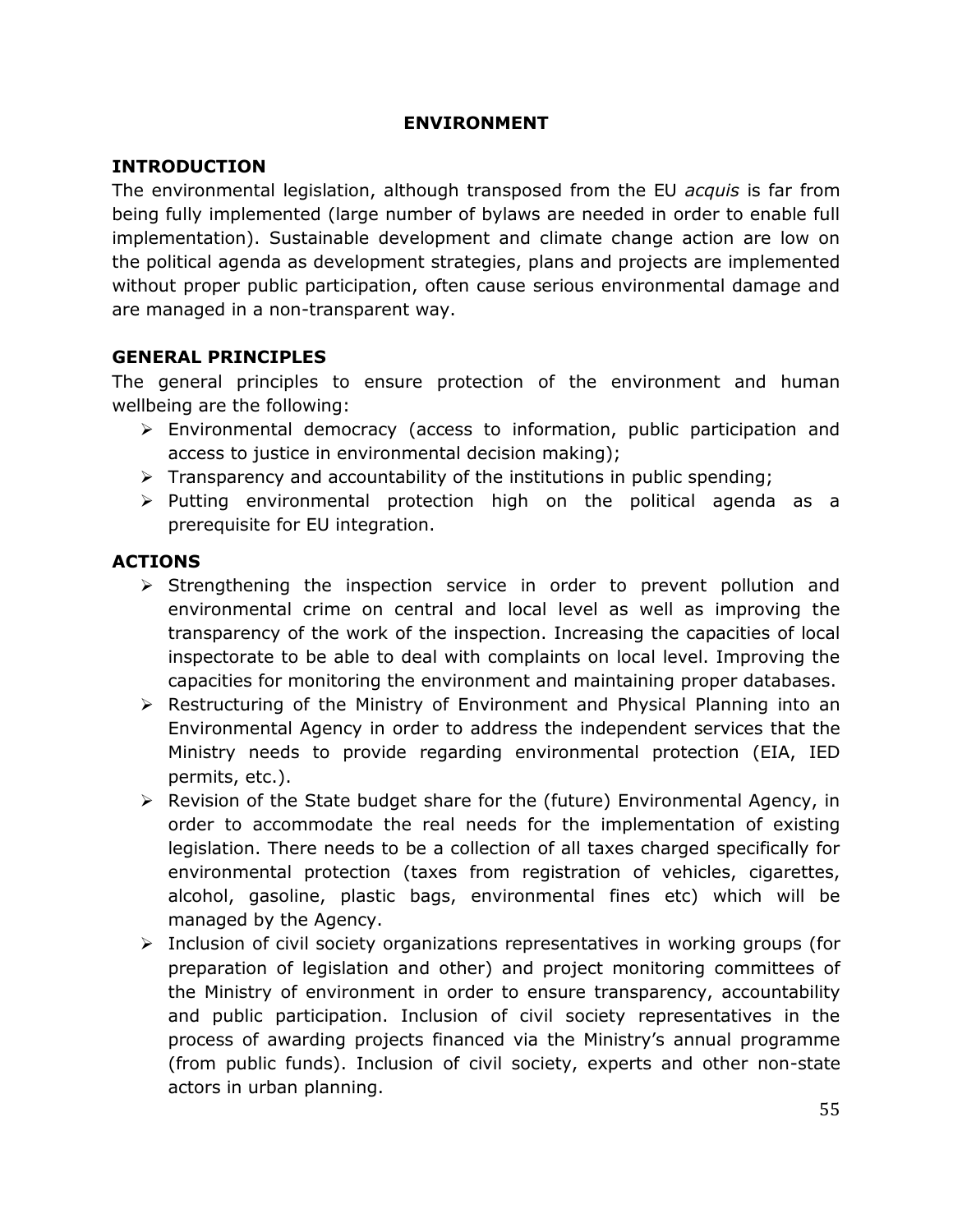# ENVIRONMENT

## INTRODUCTION

The environmental legislation, although transposed from the EU *acquis* is far from being fully implemented (large number of bylaws are needed in order to enable full implementation). Sustainable development and climate change action are low on the political agenda as development strategies, plans and projects are implemented without proper public participation, often cause serious environmental damage and are managed in a non-transparent way.

## GENERAL PRINCIPLES

The general principles to ensure protection of the environment and human wellbeing are the following:

- Environmental democracy (access to information, public participation and access to justice in environmental decision making);
- Transparency and accountability of the institutions in public spending;
- Putting environmental protection high on the political agenda as a prerequisite for EU integration.

## ACTIONS

- Strengthening the inspection service in order to prevent pollution and environmental crime on central and local level as well as improving the transparency of the work of the inspection. Increasing the capacities of local inspectorate to be able to deal with complaints on local level. Improving the capacities for monitoring the environment and maintaining proper databases.
- Restructuring of the Ministry of Environment and Physical Planning into an Environmental Agency in order to address the independent services that the Ministry needs to provide regarding environmental protection (EIA, IED permits, etc.).
- Revision of the State budget share for the (future) Environmental Agency, in order to accommodate the real needs for the implementation of existing legislation. There needs to be a collection of all taxes charged specifically for environmental protection (taxes from registration of vehicles, cigarettes, alcohol, gasoline, plastic bags, environmental fines etc) which will be managed by the Agency.
- Inclusion of civil society organizations representatives in working groups (for preparation of legislation and other) and project monitoring committees of the Ministry of environment in order to ensure transparency, accountability and public participation. Inclusion of civil society representatives in the process of awarding projects financed via the Ministry's annual programme (from public funds). Inclusion of civil society, experts and other non-state actors in urban planning.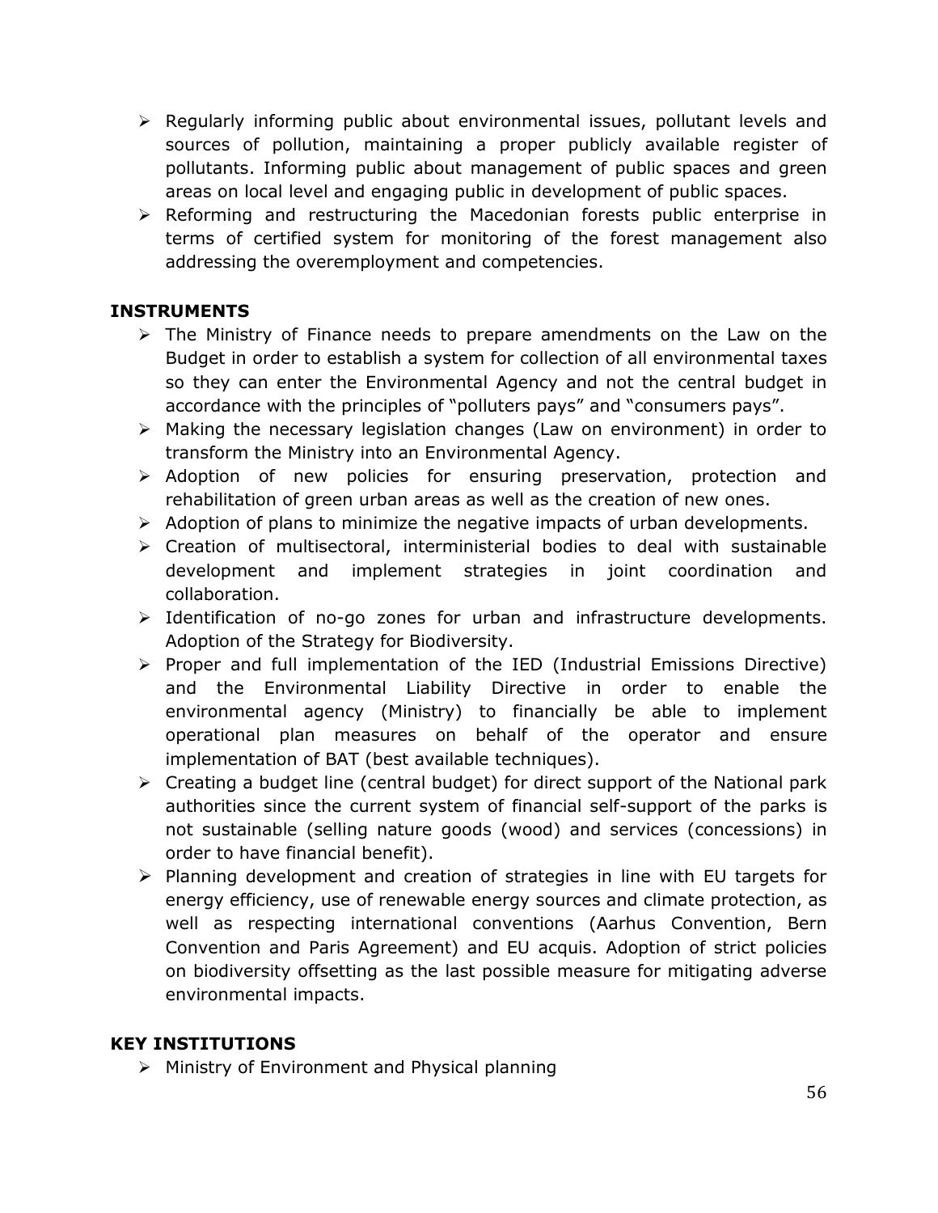- Regularly informing public about environmental issues, pollutant levels and sources of pollution, maintaining a proper publicly available register of pollutants. Informing public about management of public spaces and green areas on local level and engaging public in development of public spaces.
- Reforming and restructuring the Macedonian forests public enterprise in terms of certified system for monitoring of the forest management also addressing the overemployment and competencies.

**INSTRUMENTS**

- The Ministry of Finance needs to prepare amendments on the Law on the Budget in order to establish a system for collection of all environmental taxes so they can enter the Environmental Agency and not the central budget in accordance with the principles of "polluters pays" and "consumers pays".
- Making the necessary legislation changes (Law on environment) in order to transform the Ministry into an Environmental Agency.
- Adoption of new policies for ensuring preservation, protection and rehabilitation of green urban areas as well as the creation of new ones.
- Adoption of plans to minimize the negative impacts of urban developments.
- Creation of multisectoral, interministerial bodies to deal with sustainable development and implement strategies in joint coordination and collaboration.
- Identification of no-go zones for urban and infrastructure developments. Adoption of the Strategy for Biodiversity.
- Proper and full implementation of the IED (Industrial Emissions Directive) and the Environmental Liability Directive in order to enable the environmental agency (Ministry) to financially be able to implement operational plan measures on behalf of the operator and ensure implementation of BAT (best available techniques).
- Creating a budget line (central budget) for direct support of the National park authorities since the current system of financial self-support of the parks is not sustainable (selling nature goods (wood) and services (concessions) in order to have financial benefit).
- Planning development and creation of strategies in line with EU targets for energy efficiency, use of renewable energy sources and climate protection, as well as respecting international conventions (Aarhus Convention, Bern Convention and Paris Agreement) and EU acquis. Adoption of strict policies on biodiversity offsetting as the last possible measure for mitigating adverse environmental impacts.

**KEY INSTITUTIONS**

- Ministry of Environment and Physical planning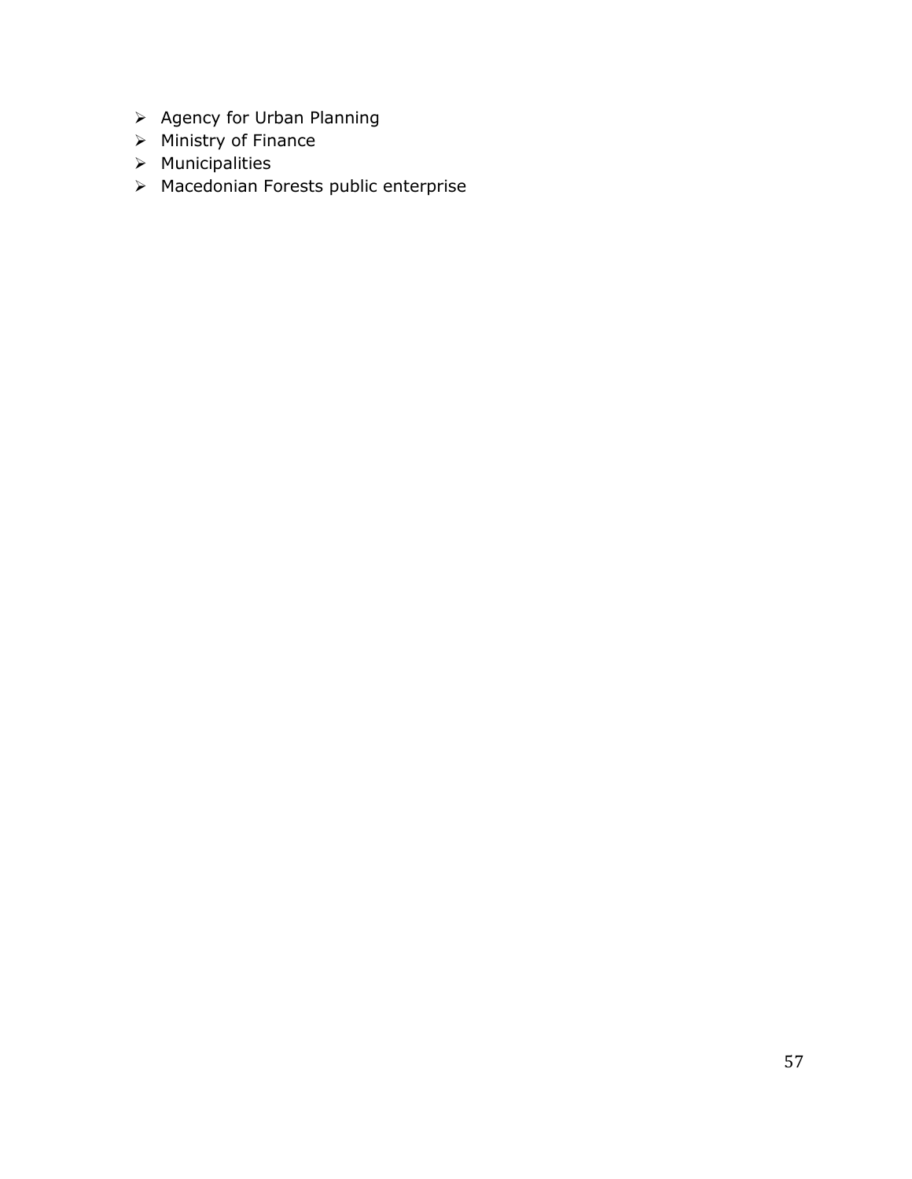- Agency for Urban Planning
- Ministry of Finance
- Municipalities
- Macedonian Forests public enterprise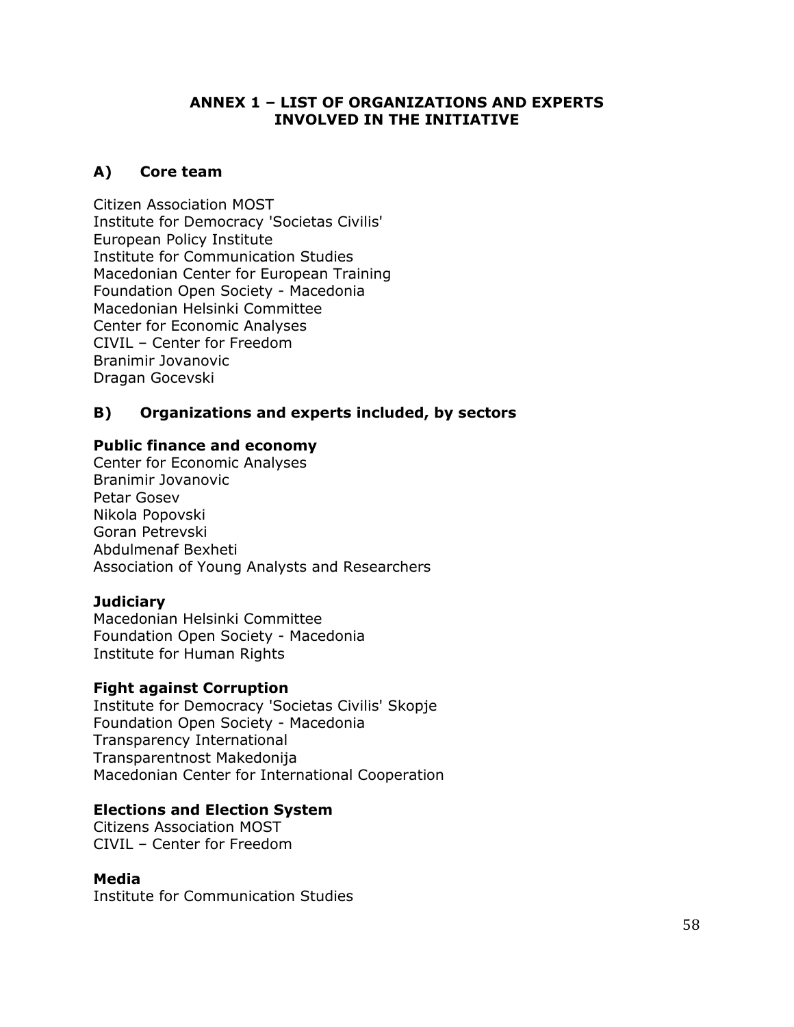# ANNEX 1 – LIST OF ORGANIZATIONS AND EXPERTS INVOLVED IN THE INITIATIVE

## A) Core team

Citizen Association MOST
Institute for Democracy 'Societas Civilis'
European Policy Institute
Institute for Communication Studies
Macedonian Center for European Training
Foundation Open Society - Macedonia
Macedonian Helsinki Committee
Center for Economic Analyses
CIVIL – Center for Freedom
Branimir Jovanovic
Dragan Gocevski

## B) Organizations and experts included, by sectors

### Public finance and economy

Center for Economic Analyses
Branimir Jovanovic
Petar Gosev
Nikola Popovski
Goran Petrevski
Abdulmenaf Bexheti
Association of Young Analysts and Researchers

### Judiciary

Macedonian Helsinki Committee
Foundation Open Society - Macedonia
Institute for Human Rights

### Fight against Corruption

Institute for Democracy 'Societas Civilis' Skopje
Foundation Open Society - Macedonia
Transparency International
Transparentnost Makedonija
Macedonian Center for International Cooperation

### Elections and Election System

Citizens Association MOST
CIVIL – Center for Freedom

### Media

Institute for Communication Studies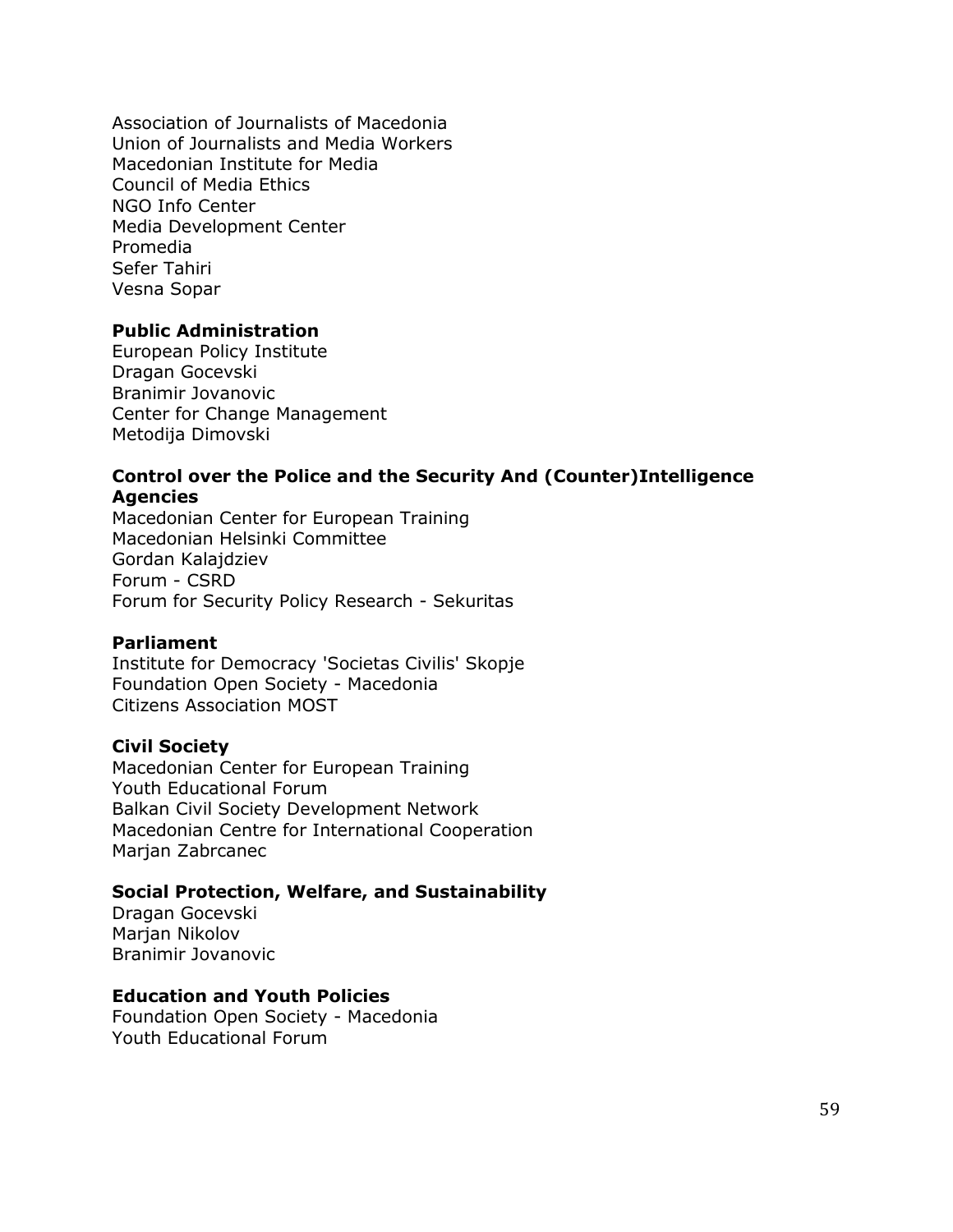Association of Journalists of Macedonia
Union of Journalists and Media Workers
Macedonian Institute for Media
Council of Media Ethics
NGO Info Center
Media Development Center
Promedia
Sefer Tahiri
Vesna Sopar

**Public Administration**
European Policy Institute
Dragan Gocevski
Branimir Jovanovic
Center for Change Management
Metodija Dimovski

**Control over the Police and the Security And (Counter)Intelligence Agencies**
Macedonian Center for European Training
Macedonian Helsinki Committee
Gordan Kalajdziev
Forum - CSRD
Forum for Security Policy Research - Sekuritas

**Parliament**
Institute for Democracy 'Societas Civilis' Skopje
Foundation Open Society - Macedonia
Citizens Association MOST

**Civil Society**
Macedonian Center for European Training
Youth Educational Forum
Balkan Civil Society Development Network
Macedonian Centre for International Cooperation
Marjan Zabrcanec

**Social Protection, Welfare, and Sustainability**
Dragan Gocevski
Marjan Nikolov
Branimir Jovanovic

**Education and Youth Policies**
Foundation Open Society - Macedonia
Youth Educational Forum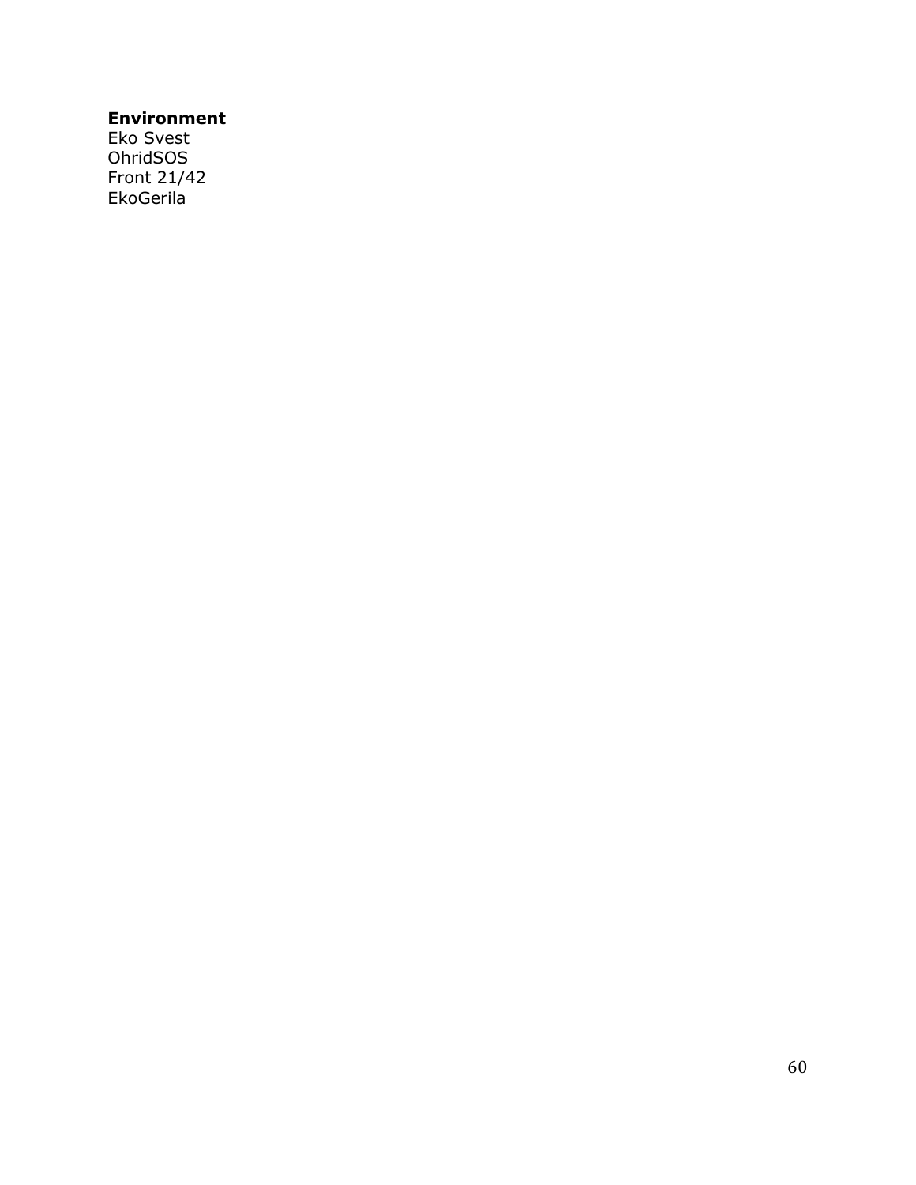**Environment**
Eko Svest
OhridSOS
Front 21/42
EkoGerila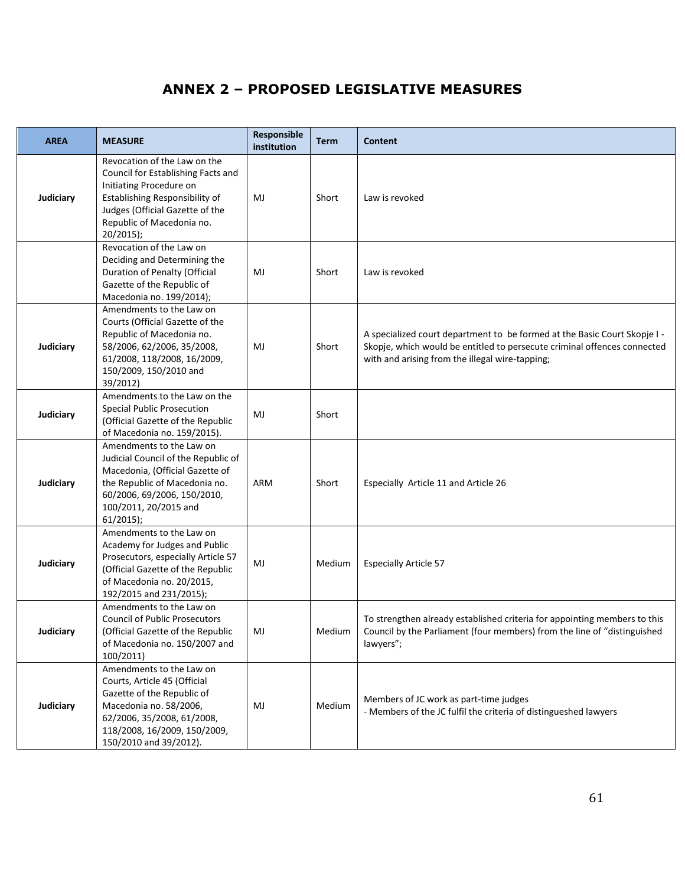# ANNEX 2 – PROPOSED LEGISLATIVE MEASURES

| AREA | MEASURE | Responsible institution | Term | Content |
|---|---|---|---|---|
| Judiciary | Revocation of the Law on the Council for Establishing Facts and Initiating Procedure on Establishing Responsibility of Judges (Official Gazette of the Republic of Macedonia no. 20/2015); | MJ | Short | Law is revoked |
| | Revocation of the Law on Deciding and Determining the Duration of Penalty (Official Gazette of the Republic of Macedonia no. 199/2014); | MJ | Short | Law is revoked |
| Judiciary | Amendments to the Law on Courts (Official Gazette of the Republic of Macedonia no. 58/2006, 62/2006, 35/2008, 61/2008, 118/2008, 16/2009, 150/2009, 150/2010 and 39/2012) | MJ | Short | A specialized court department to be formed at the Basic Court Skopje I - Skopje, which would be entitled to persecute criminal offences connected with and arising from the illegal wire-tapping; |
| Judiciary | Amendments to the Law on the Special Public Prosecution (Official Gazette of the Republic of Macedonia no. 159/2015). | MJ | Short | |
| Judiciary | Amendments to the Law on Judicial Council of the Republic of Macedonia, (Official Gazette of the Republic of Macedonia no. 60/2006, 69/2006, 150/2010, 100/2011, 20/2015 and 61/2015); | ARM | Short | Especially Article 11 and Article 26 |
| Judiciary | Amendments to the Law on Academy for Judges and Public Prosecutors, especially Article 57 (Official Gazette of the Republic of Macedonia no. 20/2015, 192/2015 and 231/2015); | MJ | Medium | Especially Article 57 |
| Judiciary | Amendments to the Law on Council of Public Prosecutors (Official Gazette of the Republic of Macedonia no. 150/2007 and 100/2011) | MJ | Medium | To strengthen already established criteria for appointing members to this Council by the Parliament (four members) from the line of "distinguished lawyers"; |
| Judiciary | Amendments to the Law on Courts, Article 45 (Official Gazette of the Republic of Macedonia no. 58/2006, 62/2006, 35/2008, 61/2008, 118/2008, 16/2009, 150/2009, 150/2010 and 39/2012). | MJ | Medium | Members of JC work as part-time judges<br>- Members of the JC fulfil the criteria of distingueshed lawyers |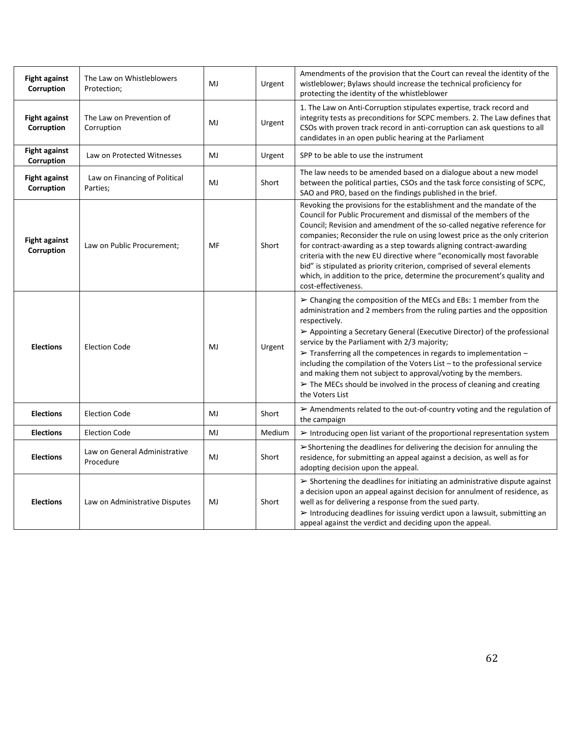| | | | | |
|---|---|---|---|---|
| **Fight against Corruption** | The Law on Whistleblowers Protection; | MJ | Urgent | Amendments of the provision that the Court can reveal the identity of the wistleblower; Bylaws should increase the technical proficiency for protecting the identity of the whistleblower |
| **Fight against Corruption** | The Law on Prevention of Corruption | MJ | Urgent | 1. The Law on Anti-Corruption stipulates expertise, track record and integrity tests as preconditions for SCPC members. 2. The Law defines that CSOs with proven track record in anti-corruption can ask questions to all candidates in an open public hearing at the Parliament |
| **Fight against Corruption** | Law on Protected Witnesses | MJ | Urgent | SPP to be able to use the instrument |
| **Fight against Corruption** | Law on Financing of Political Parties; | MJ | Short | The law needs to be amended based on a dialogue about a new model between the political parties, CSOs and the task force consisting of SCPC, SAO and PRO, based on the findings published in the brief. |
| **Fight against Corruption** | Law on Public Procurement; | MF | Short | Revoking the provisions for the establishment and the mandate of the Council for Public Procurement and dismissal of the members of the Council; Revision and amendment of the so-called negative reference for companies; Reconsider the rule on using lowest price as the only criterion for contract-awarding as a step towards aligning contract-awarding criteria with the new EU directive where "economically most favorable bid" is stipulated as priority criterion, comprised of several elements which, in addition to the price, determine the procurement's quality and cost-effectiveness. |
| **Elections** | Election Code | MJ | Urgent | ➢ Changing the composition of the MECs and EBs: 1 member from the administration and 2 members from the ruling parties and the opposition respectively.<br>➢ Appointing a Secretary General (Executive Director) of the professional service by the Parliament with 2/3 majority;<br>➢ Transferring all the competences in regards to implementation – including the compilation of the Voters List – to the professional service and making them not subject to approval/voting by the members.<br>➢ The MECs should be involved in the process of cleaning and creating the Voters List |
| **Elections** | Election Code | MJ | Short | ➢ Amendments related to the out-of-country voting and the regulation of the campaign |
| **Elections** | Election Code | MJ | Medium | ➢ Introducing open list variant of the proportional representation system |
| **Elections** | Law on General Administrative Procedure | MJ | Short | ➢Shortening the deadlines for delivering the decision for annuling the residence, for submitting an appeal against a decision, as well as for adopting decision upon the appeal. |
| **Elections** | Law on Administrative Disputes | MJ | Short | ➢ Shortening the deadlines for initiating an administrative dispute against a decision upon an appeal against decision for annulment of residence, as well as for delivering a response from the sued party.<br>➢ Introducing deadlines for issuing verdict upon a lawsuit, submitting an appeal against the verdict and deciding upon the appeal. |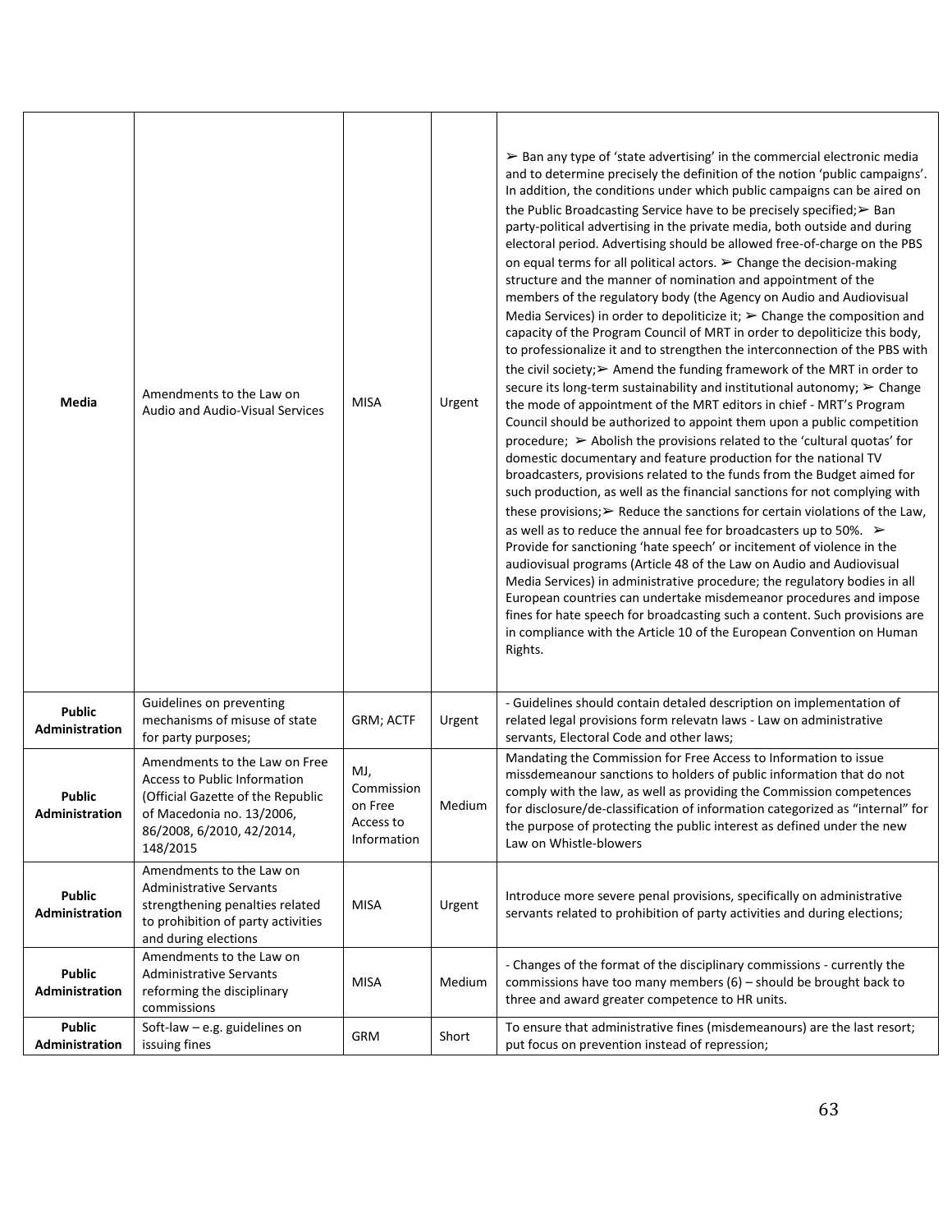| | | | | |
|---|---|---|---|---|
| **Media** | Amendments to the Law on Audio and Audio-Visual Services | MISA | Urgent | ➢ Ban any type of 'state advertising' in the commercial electronic media and to determine precisely the definition of the notion 'public campaigns'. In addition, the conditions under which public campaigns can be aired on the Public Broadcasting Service have to be precisely specified;➢ Ban party-political advertising in the private media, both outside and during electoral period. Advertising should be allowed free-of-charge on the PBS on equal terms for all political actors. ➢ Change the decision-making structure and the manner of nomination and appointment of the members of the regulatory body (the Agency on Audio and Audiovisual Media Services) in order to depoliticize it; ➢ Change the composition and capacity of the Program Council of MRT in order to depoliticize this body, to professionalize it and to strengthen the interconnection of the PBS with the civil society;➢ Amend the funding framework of the MRT in order to secure its long-term sustainability and institutional autonomy; ➢ Change the mode of appointment of the MRT editors in chief - MRT's Program Council should be authorized to appoint them upon a public competition procedure; ➢ Abolish the provisions related to the 'cultural quotas' for domestic documentary and feature production for the national TV broadcasters, provisions related to the funds from the Budget aimed for such production, as well as the financial sanctions for not complying with these provisions;➢ Reduce the sanctions for certain violations of the Law, as well as to reduce the annual fee for broadcasters up to 50%. ➢ Provide for sanctioning 'hate speech' or incitement of violence in the audiovisual programs (Article 48 of the Law on Audio and Audiovisual Media Services) in administrative procedure; the regulatory bodies in all European countries can undertake misdemeanor procedures and impose fines for hate speech for broadcasting such a content. Such provisions are in compliance with the Article 10 of the European Convention on Human Rights. |
| **Public Administration** | Guidelines on preventing mechanisms of misuse of state for party purposes; | GRM; ACTF | Urgent | - Guidelines should contain detaled description on implementation of related legal provisions form relevatn laws - Law on administrative servants, Electoral Code and other laws; |
| **Public Administration** | Amendments to the Law on Free Access to Public Information (Official Gazette of the Republic of Macedonia no. 13/2006, 86/2008, 6/2010, 42/2014, 148/2015 | MJ, Commission on Free Access to Information | Medium | Mandating the Commission for Free Access to Information to issue missdemeanour sanctions to holders of public information that do not comply with the law, as well as providing the Commission competences for disclosure/de-classification of information categorized as "internal" for the purpose of protecting the public interest as defined under the new Law on Whistle-blowers |
| **Public Administration** | Amendments to the Law on Administrative Servants strengthening penalties related to prohibition of party activities and during elections | MISA | Urgent | Introduce more severe penal provisions, specifically on administrative servants related to prohibition of party activities and during elections; |
| **Public Administration** | Amendments to the Law on Administrative Servants reforming the disciplinary commissions | MISA | Medium | - Changes of the format of the disciplinary commissions - currently the commissions have too many members (6) – should be brought back to three and award greater competence to HR units. |
| **Public Administration** | Soft-law – e.g. guidelines on issuing fines | GRM | Short | To ensure that administrative fines (misdemeanours) are the last resort; put focus on prevention instead of repression; |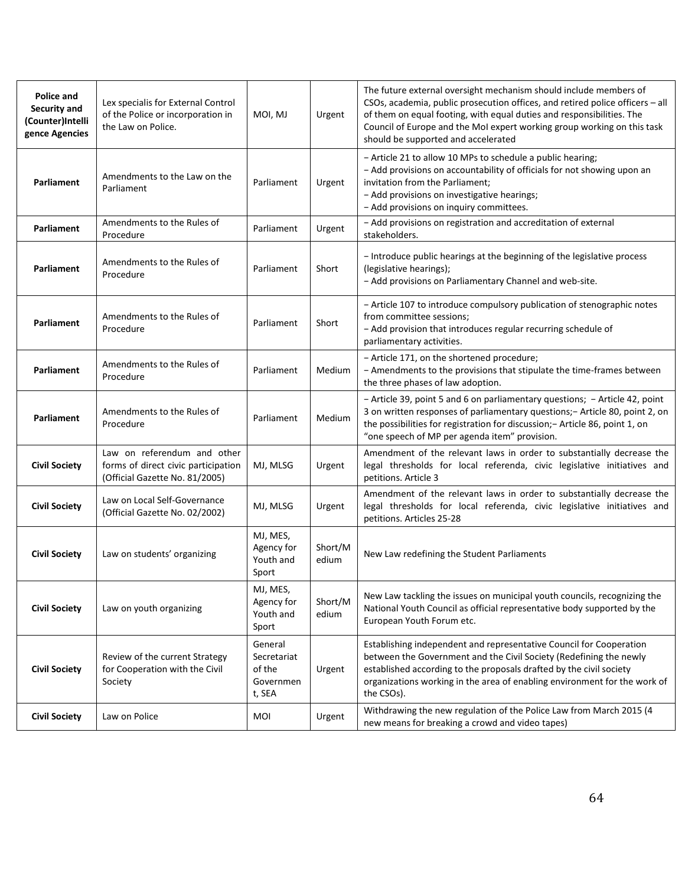| **Police and Security and (Counter)Intelligence Agencies** | Lex specialis for External Control of the Police or incorporation in the Law on Police. | MOI, MJ | Urgent | The future external oversight mechanism should include members of CSOs, academia, public prosecution offices, and retired police officers – all of them on equal footing, with equal duties and responsibilities. The Council of Europe and the MoI expert working group working on this task should be supported and accelerated |
|---|---|---|---|---|
| **Parliament** | Amendments to the Law on the Parliament | Parliament | Urgent | − Article 21 to allow 10 MPs to schedule a public hearing;<br>− Add provisions on accountability of officials for not showing upon an invitation from the Parliament;<br>− Add provisions on investigative hearings;<br>− Add provisions on inquiry committees. |
| **Parliament** | Amendments to the Rules of Procedure | Parliament | Urgent | − Add provisions on registration and accreditation of external stakeholders. |
| **Parliament** | Amendments to the Rules of Procedure | Parliament | Short | − Introduce public hearings at the beginning of the legislative process (legislative hearings);<br>− Add provisions on Parliamentary Channel and web-site. |
| **Parliament** | Amendments to the Rules of Procedure | Parliament | Short | − Article 107 to introduce compulsory publication of stenographic notes from committee sessions;<br>− Add provision that introduces regular recurring schedule of parliamentary activities. |
| **Parliament** | Amendments to the Rules of Procedure | Parliament | Medium | − Article 171, on the shortened procedure;<br>− Amendments to the provisions that stipulate the time-frames between the three phases of law adoption. |
| **Parliament** | Amendments to the Rules of Procedure | Parliament | Medium | − Article 39, point 5 and 6 on parliamentary questions; − Article 42, point 3 on written responses of parliamentary questions;− Article 80, point 2, on the possibilities for registration for discussion;− Article 86, point 1, on "one speech of MP per agenda item" provision. |
| **Civil Society** | Law on referendum and other forms of direct civic participation (Official Gazette No. 81/2005) | MJ, MLSG | Urgent | Amendment of the relevant laws in order to substantially decrease the legal thresholds for local referenda, civic legislative initiatives and petitions. Article 3 |
| **Civil Society** | Law on Local Self-Governance (Official Gazette No. 02/2002) | MJ, MLSG | Urgent | Amendment of the relevant laws in order to substantially decrease the legal thresholds for local referenda, civic legislative initiatives and petitions. Articles 25-28 |
| **Civil Society** | Law on students' organizing | MJ, MES, Agency for Youth and Sport | Short/Medium | New Law redefining the Student Parliaments |
| **Civil Society** | Law on youth organizing | MJ, MES, Agency for Youth and Sport | Short/Medium | New Law tackling the issues on municipal youth councils, recognizing the National Youth Council as official representative body supported by the European Youth Forum etc. |
| **Civil Society** | Review of the current Strategy for Cooperation with the Civil Society | General Secretariat of the Government, SEA | Urgent | Establishing independent and representative Council for Cooperation between the Government and the Civil Society (Redefining the newly established according to the proposals drafted by the civil society organizations working in the area of enabling environment for the work of the CSOs). |
| **Civil Society** | Law on Police | MOI | Urgent | Withdrawing the new regulation of the Police Law from March 2015 (4 new means for breaking a crowd and video tapes) |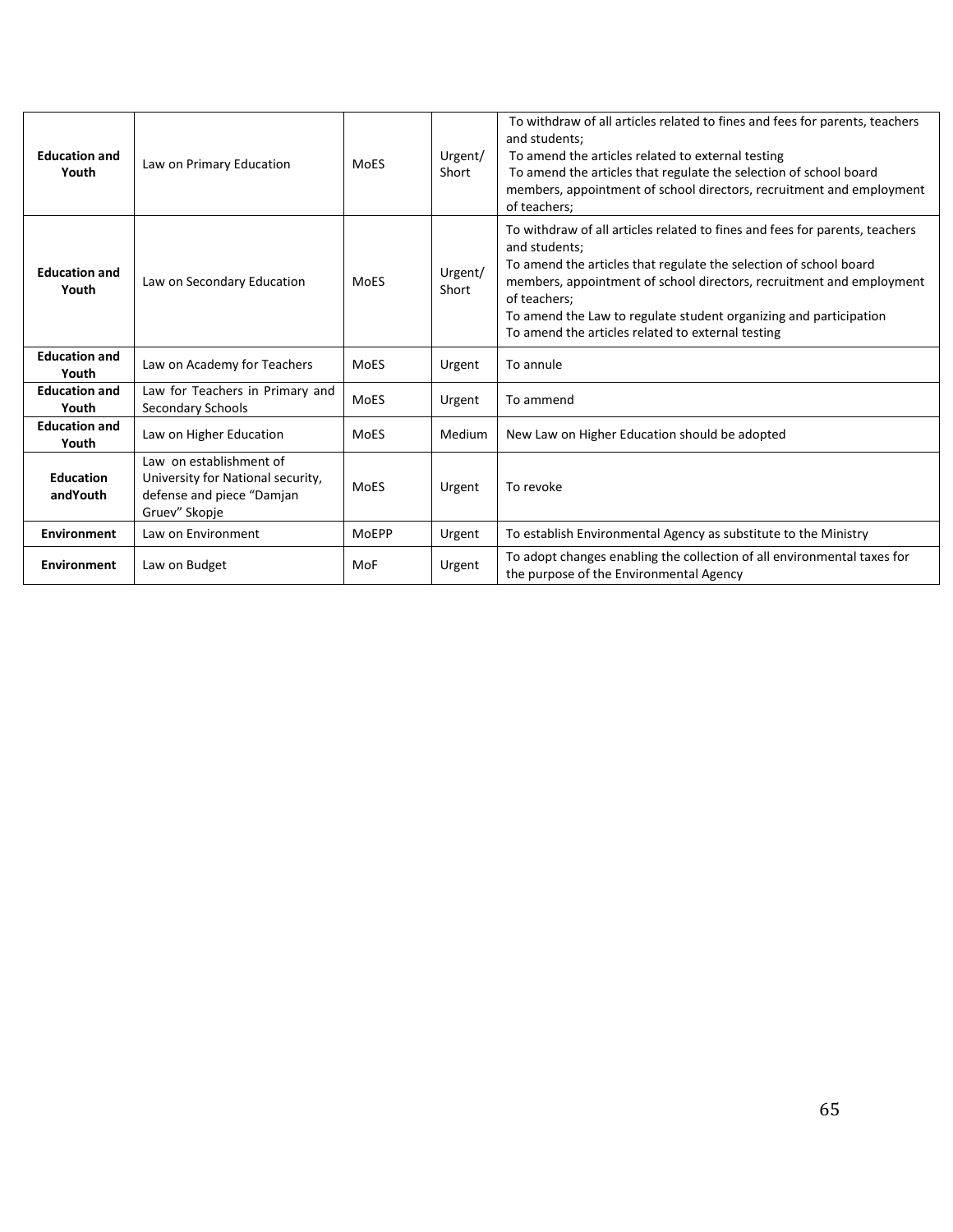| | | | | |
|---|---|---|---|---|
| **Education and Youth** | Law on Primary Education | MoES | Urgent/ Short | To withdraw of all articles related to fines and fees for parents, teachers and students;<br>To amend the articles related to external testing<br>To amend the articles that regulate the selection of school board members, appointment of school directors, recruitment and employment of teachers; |
| **Education and Youth** | Law on Secondary Education | MoES | Urgent/ Short | To withdraw of all articles related to fines and fees for parents, teachers and students;<br>To amend the articles that regulate the selection of school board members, appointment of school directors, recruitment and employment of teachers;<br>To amend the Law to regulate student organizing and participation<br>To amend the articles related to external testing |
| **Education and Youth** | Law on Academy for Teachers | MoES | Urgent | To annule |
| **Education and Youth** | Law for Teachers in Primary and Secondary Schools | MoES | Urgent | To ammend |
| **Education and Youth** | Law on Higher Education | MoES | Medium | New Law on Higher Education should be adopted |
| **Education andYouth** | Law on establishment of University for National security, defense and piece "Damjan Gruev" Skopje | MoES | Urgent | To revoke |
| **Environment** | Law on Environment | MoEPP | Urgent | To establish Environmental Agency as substitute to the Ministry |
| **Environment** | Law on Budget | MoF | Urgent | To adopt changes enabling the collection of all environmental taxes for the purpose of the Environmental Agency |